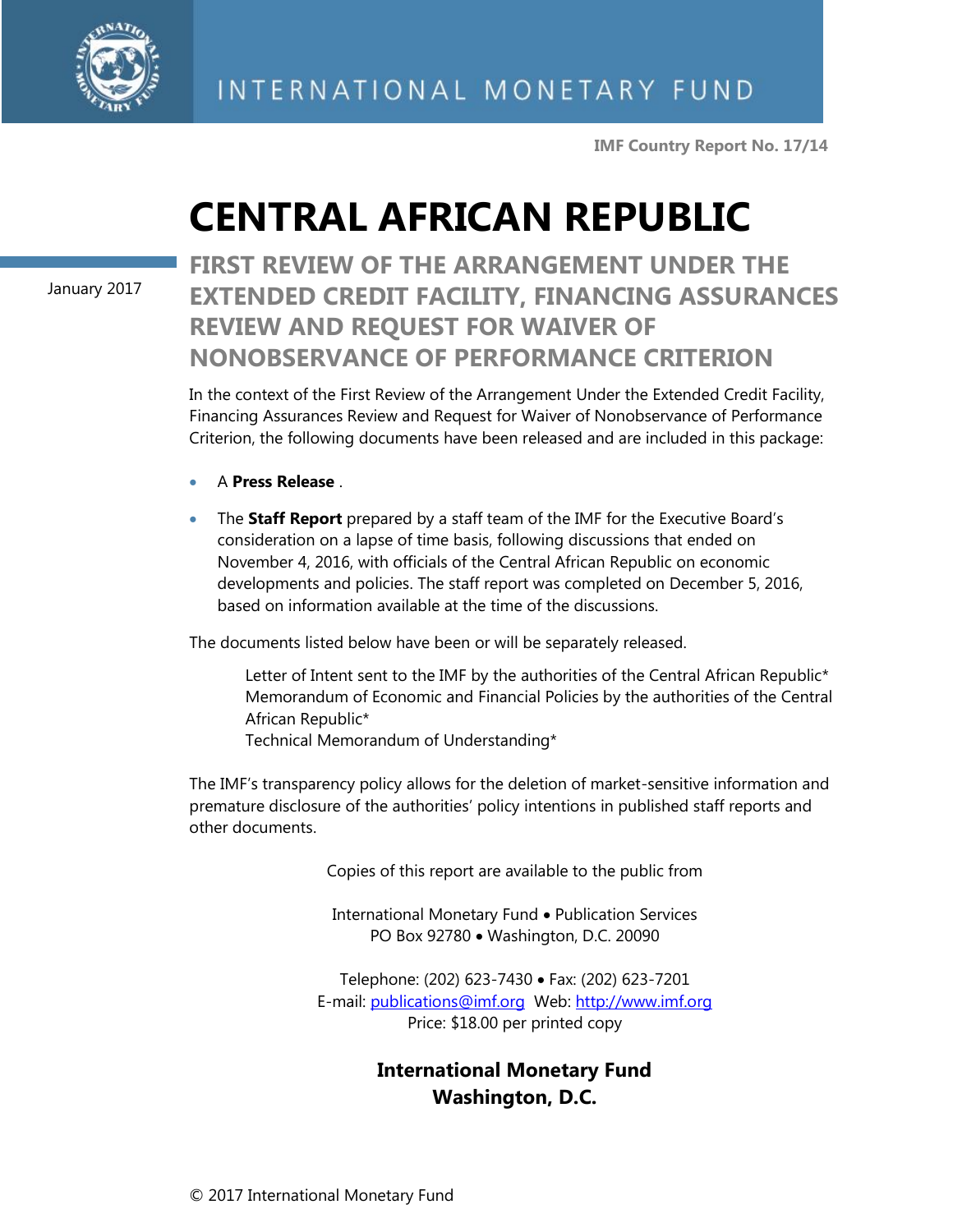INTERNATIONAL MONETARY FUND

**IMF Country Report No. 17/14**

# CENTRAL AFRICAN REPUBLIC

January 2017

## FIRST REVIEW OF THE ARRANGEMENT UNDER THE EXTENDED CREDIT FACILITY, FINANCING ASSURANCES REVIEW AND REQUEST FOR WAIVER OF NONOBSERVANCE OF PERFORMANCE CRITERION

In the context of the First Review of the Arrangement Under the Extended Credit Facility, Financing Assurances Review and Request for Waiver of Nonobservance of Performance Criterion, the following documents have been released and are included in this package:

- A **Press Release** .
- The **Staff Report** prepared by a staff team of the IMF for the Executive Board's consideration on a lapse of time basis, following discussions that ended on November 4, 2016, with officials of the Central African Republic on economic developments and policies. The staff report was completed on December 5, 2016, based on information available at the time of the discussions.

The documents listed below have been or will be separately released.

Letter of Intent sent to the IMF by the authorities of the Central African Republic*
Memorandum of Economic and Financial Policies by the authorities of the Central African Republic*
Technical Memorandum of Understanding*

The IMF's transparency policy allows for the deletion of market-sensitive information and premature disclosure of the authorities' policy intentions in published staff reports and other documents.

Copies of this report are available to the public from

International Monetary Fund • Publication Services
PO Box 92780 • Washington, D.C. 20090

Telephone: (202) 623-7430 • Fax: (202) 623-7201
E-mail: publications@imf.org Web: http://www.imf.org
Price: $18.00 per printed copy

**International Monetary Fund**
**Washington, D.C.**

© 2017 International Monetary Fund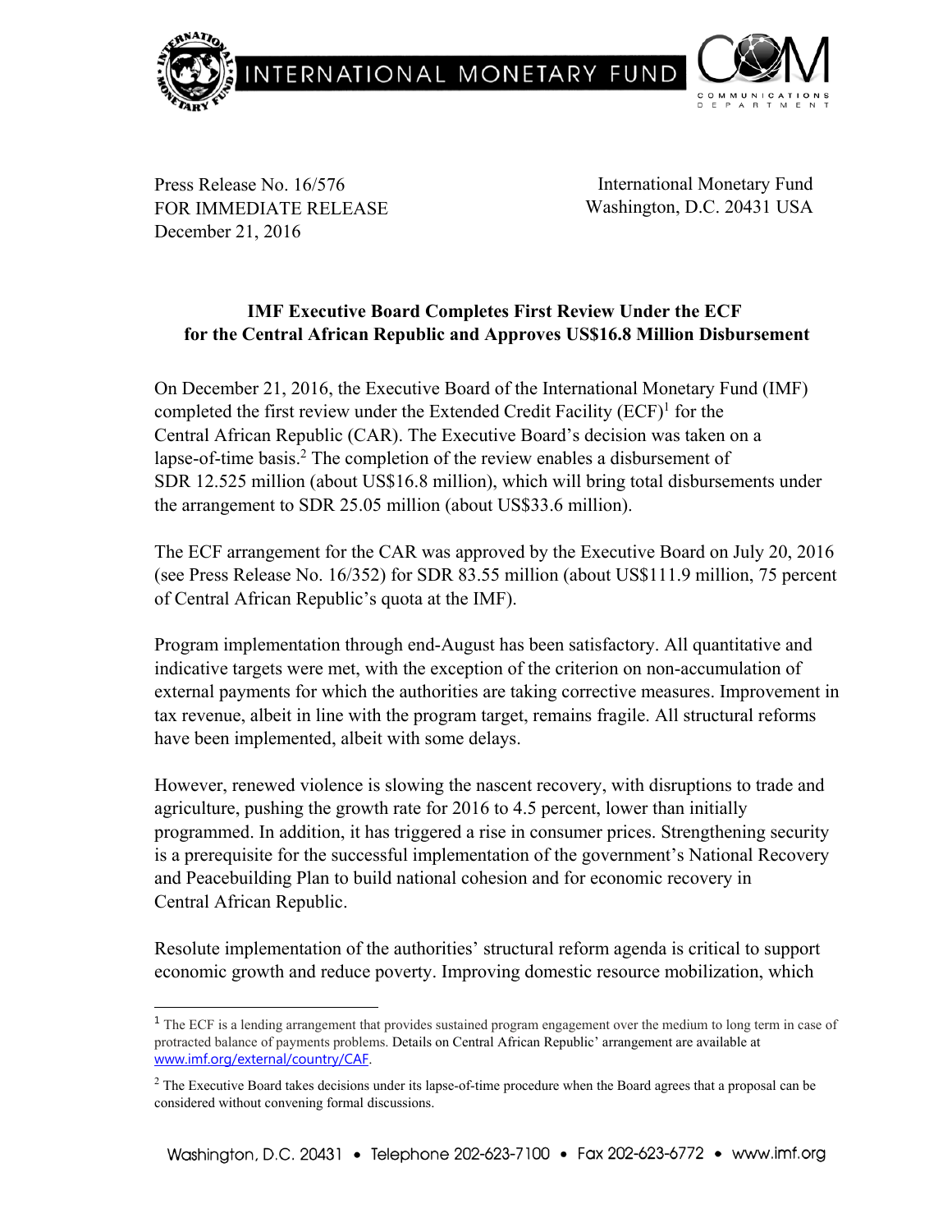Press Release No. 16/576
FOR IMMEDIATE RELEASE
December 21, 2016

International Monetary Fund
Washington, D.C. 20431 USA

## IMF Executive Board Completes First Review Under the ECF for the Central African Republic and Approves US$16.8 Million Disbursement

On December 21, 2016, the Executive Board of the International Monetary Fund (IMF) completed the first review under the Extended Credit Facility (ECF)[1] for the Central African Republic (CAR). The Executive Board's decision was taken on a lapse-of-time basis.[2] The completion of the review enables a disbursement of SDR 12.525 million (about US$16.8 million), which will bring total disbursements under the arrangement to SDR 25.05 million (about US$33.6 million).

The ECF arrangement for the CAR was approved by the Executive Board on July 20, 2016 (see Press Release No. 16/352) for SDR 83.55 million (about US$111.9 million, 75 percent of Central African Republic's quota at the IMF).

Program implementation through end-August has been satisfactory. All quantitative and indicative targets were met, with the exception of the criterion on non-accumulation of external payments for which the authorities are taking corrective measures. Improvement in tax revenue, albeit in line with the program target, remains fragile. All structural reforms have been implemented, albeit with some delays.

However, renewed violence is slowing the nascent recovery, with disruptions to trade and agriculture, pushing the growth rate for 2016 to 4.5 percent, lower than initially programmed. In addition, it has triggered a rise in consumer prices. Strengthening security is a prerequisite for the successful implementation of the government's National Recovery and Peacebuilding Plan to build national cohesion and for economic recovery in Central African Republic.

Resolute implementation of the authorities' structural reform agenda is critical to support economic growth and reduce poverty. Improving domestic resource mobilization, which

---

[1] The ECF is a lending arrangement that provides sustained program engagement over the medium to long term in case of protracted balance of payments problems. Details on Central African Republic' arrangement are available at www.imf.org/external/country/CAF.

[2] The Executive Board takes decisions under its lapse-of-time procedure when the Board agrees that a proposal can be considered without convening formal discussions.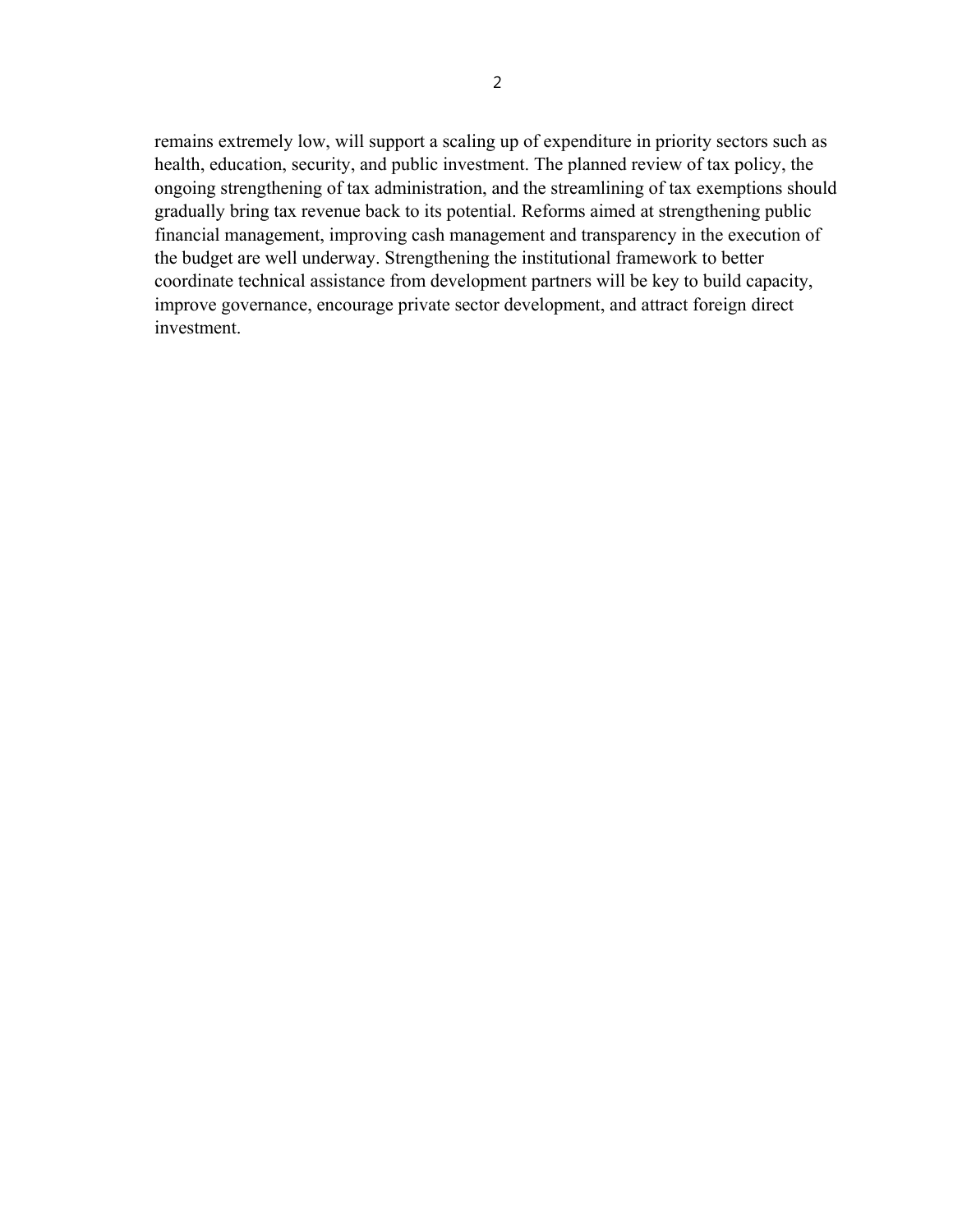remains extremely low, will support a scaling up of expenditure in priority sectors such as health, education, security, and public investment. The planned review of tax policy, the ongoing strengthening of tax administration, and the streamlining of tax exemptions should gradually bring tax revenue back to its potential. Reforms aimed at strengthening public financial management, improving cash management and transparency in the execution of the budget are well underway. Strengthening the institutional framework to better coordinate technical assistance from development partners will be key to build capacity, improve governance, encourage private sector development, and attract foreign direct investment.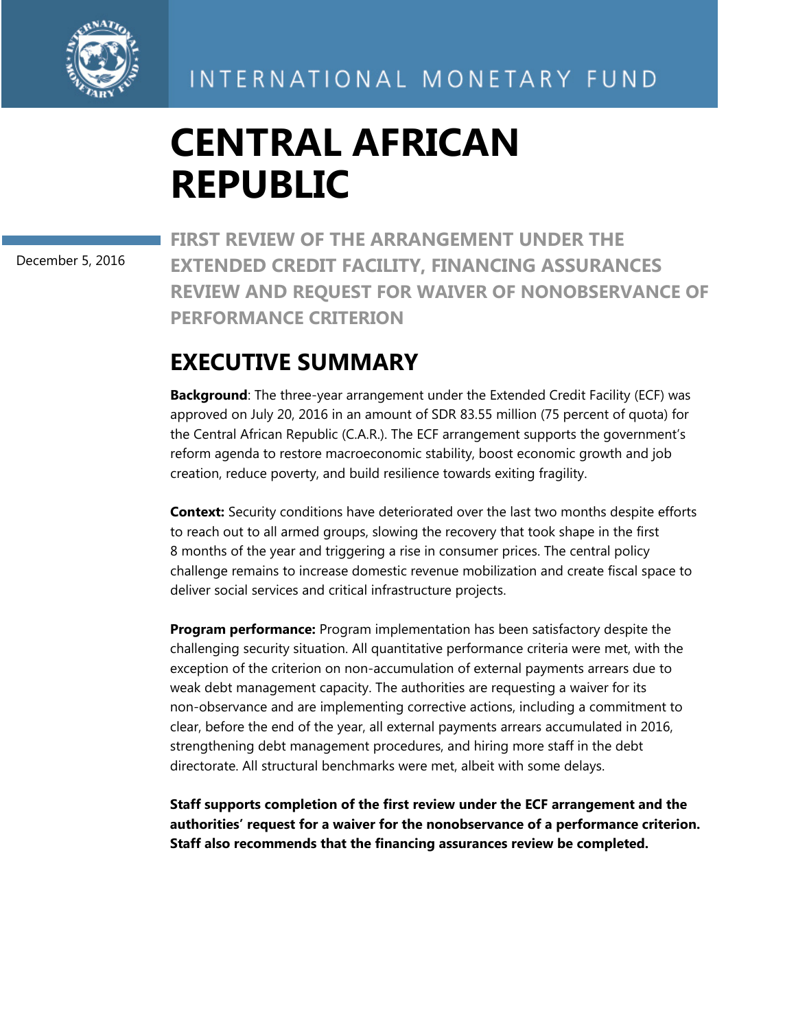# CENTRAL AFRICAN REPUBLIC

December 5, 2016

## FIRST REVIEW OF THE ARRANGEMENT UNDER THE EXTENDED CREDIT FACILITY, FINANCING ASSURANCES REVIEW AND REQUEST FOR WAIVER OF NONOBSERVANCE OF PERFORMANCE CRITERION

## EXECUTIVE SUMMARY

**Background**: The three-year arrangement under the Extended Credit Facility (ECF) was approved on July 20, 2016 in an amount of SDR 83.55 million (75 percent of quota) for the Central African Republic (C.A.R.). The ECF arrangement supports the government's reform agenda to restore macroeconomic stability, boost economic growth and job creation, reduce poverty, and build resilience towards exiting fragility.

**Context:** Security conditions have deteriorated over the last two months despite efforts to reach out to all armed groups, slowing the recovery that took shape in the first 8 months of the year and triggering a rise in consumer prices. The central policy challenge remains to increase domestic revenue mobilization and create fiscal space to deliver social services and critical infrastructure projects.

**Program performance:** Program implementation has been satisfactory despite the challenging security situation. All quantitative performance criteria were met, with the exception of the criterion on non-accumulation of external payments arrears due to weak debt management capacity. The authorities are requesting a waiver for its non-observance and are implementing corrective actions, including a commitment to clear, before the end of the year, all external payments arrears accumulated in 2016, strengthening debt management procedures, and hiring more staff in the debt directorate. All structural benchmarks were met, albeit with some delays.

**Staff supports completion of the first review under the ECF arrangement and the authorities' request for a waiver for the nonobservance of a performance criterion. Staff also recommends that the financing assurances review be completed.**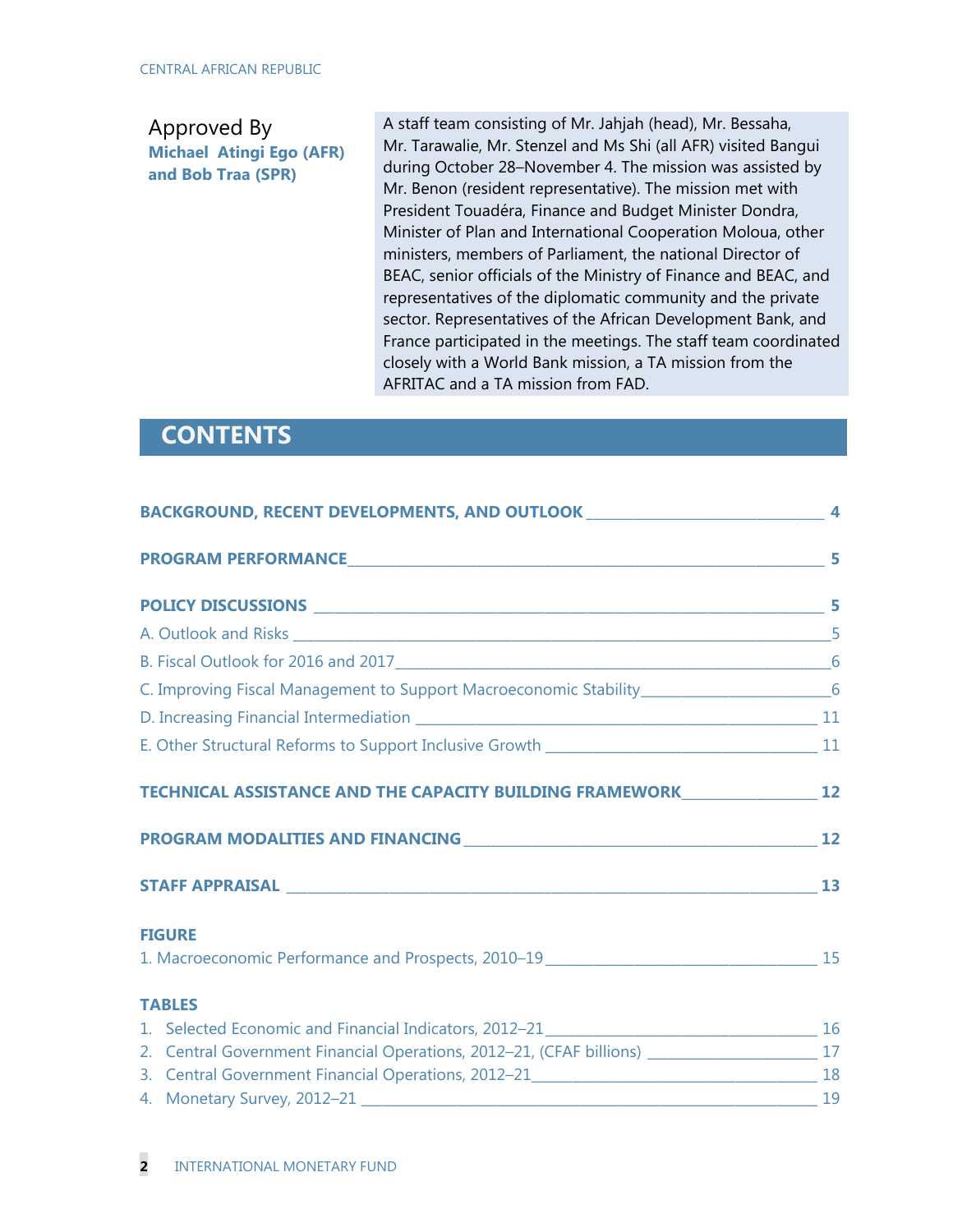Approved By
**Michael Atingi Ego (AFR) and Bob Traa (SPR)**

A staff team consisting of Mr. Jahjah (head), Mr. Bessaha, Mr. Tarawalie, Mr. Stenzel and Ms Shi (all AFR) visited Bangui during October 28–November 4. The mission was assisted by Mr. Benon (resident representative). The mission met with President Touadéra, Finance and Budget Minister Dondra, Minister of Plan and International Cooperation Moloua, other ministers, members of Parliament, the national Director of BEAC, senior officials of the Ministry of Finance and BEAC, and representatives of the diplomatic community and the private sector. Representatives of the African Development Bank, and France participated in the meetings. The staff team coordinated closely with a World Bank mission, a TA mission from the AFRITAC and a TA mission from FAD.

# CONTENTS

**BACKGROUND, RECENT DEVELOPMENTS, AND OUTLOOK** _____ 4

**PROGRAM PERFORMANCE** _____ 5

**POLICY DISCUSSIONS** _____ 5

A. Outlook and Risks _____ 5

B. Fiscal Outlook for 2016 and 2017 _____ 6

C. Improving Fiscal Management to Support Macroeconomic Stability _____ 6

D. Increasing Financial Intermediation _____ 11

E. Other Structural Reforms to Support Inclusive Growth _____ 11

**TECHNICAL ASSISTANCE AND THE CAPACITY BUILDING FRAMEWORK** _____ 12

**PROGRAM MODALITIES AND FINANCING** _____ 12

**STAFF APPRAISAL** _____ 13

**FIGURE**

1. Macroeconomic Performance and Prospects, 2010–19 _____ 15

**TABLES**

1. Selected Economic and Financial Indicators, 2012–21 _____ 16
2. Central Government Financial Operations, 2012–21, (CFAF billions) _____ 17
3. Central Government Financial Operations, 2012–21 _____ 18
4. Monetary Survey, 2012–21 _____ 19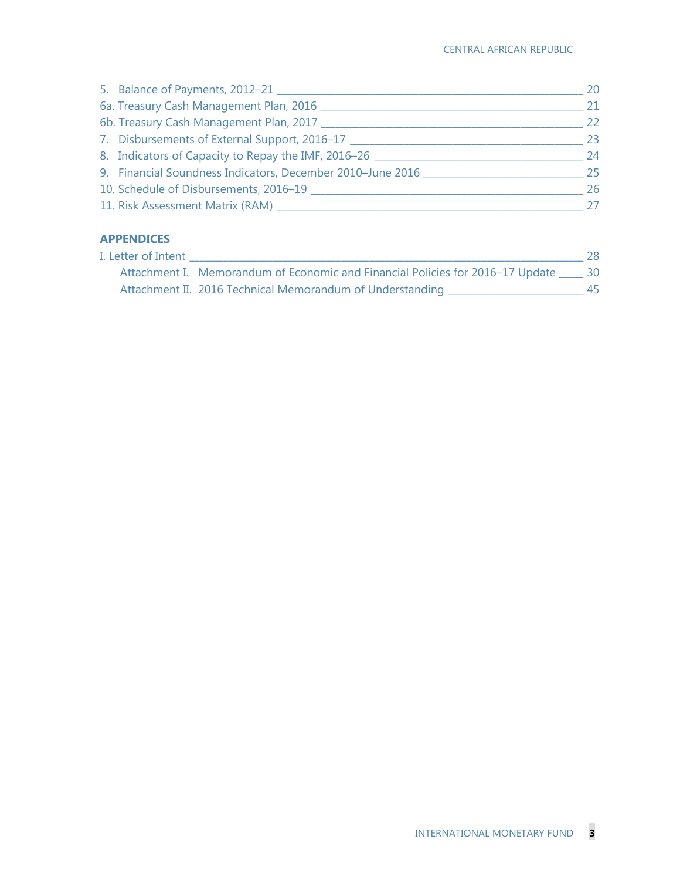5. Balance of Payments, 2012–21 _____ 20
6a. Treasury Cash Management Plan, 2016 _____ 21
6b. Treasury Cash Management Plan, 2017 _____ 22
7. Disbursements of External Support, 2016–17 _____ 23
8. Indicators of Capacity to Repay the IMF, 2016–26 _____ 24
9. Financial Soundness Indicators, December 2010–June 2016 _____ 25
10. Schedule of Disbursements, 2016–19 _____ 26
11. Risk Assessment Matrix (RAM) _____ 27

**APPENDICES**

I. Letter of Intent _____ 28

Attachment I. Memorandum of Economic and Financial Policies for 2016–17 Update _____ 30

Attachment II. 2016 Technical Memorandum of Understanding _____ 45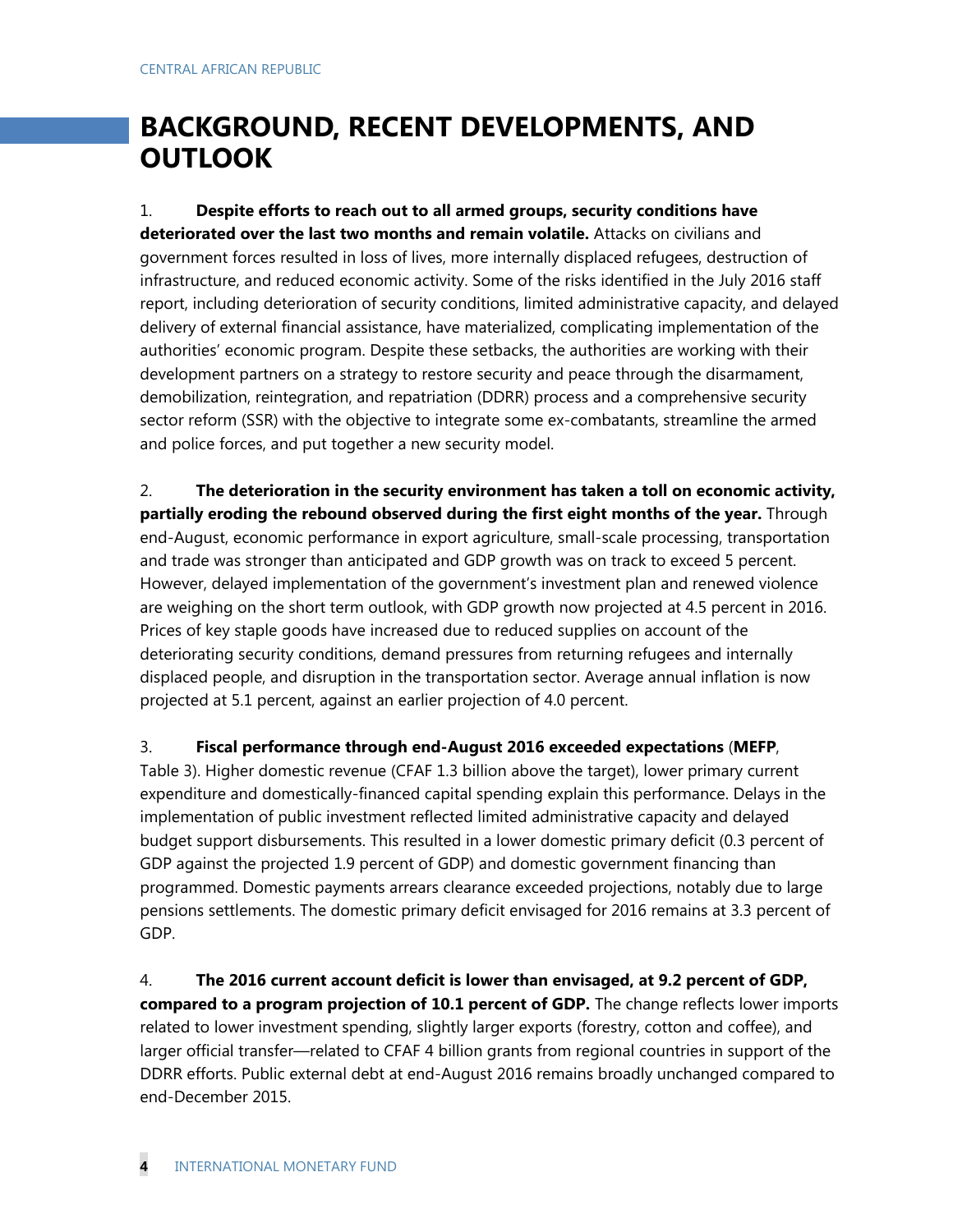# BACKGROUND, RECENT DEVELOPMENTS, AND OUTLOOK

1. **Despite efforts to reach out to all armed groups, security conditions have deteriorated over the last two months and remain volatile.** Attacks on civilians and government forces resulted in loss of lives, more internally displaced refugees, destruction of infrastructure, and reduced economic activity. Some of the risks identified in the July 2016 staff report, including deterioration of security conditions, limited administrative capacity, and delayed delivery of external financial assistance, have materialized, complicating implementation of the authorities' economic program. Despite these setbacks, the authorities are working with their development partners on a strategy to restore security and peace through the disarmament, demobilization, reintegration, and repatriation (DDRR) process and a comprehensive security sector reform (SSR) with the objective to integrate some ex-combatants, streamline the armed and police forces, and put together a new security model.

2. **The deterioration in the security environment has taken a toll on economic activity, partially eroding the rebound observed during the first eight months of the year.** Through end-August, economic performance in export agriculture, small-scale processing, transportation and trade was stronger than anticipated and GDP growth was on track to exceed 5 percent. However, delayed implementation of the government's investment plan and renewed violence are weighing on the short term outlook, with GDP growth now projected at 4.5 percent in 2016. Prices of key staple goods have increased due to reduced supplies on account of the deteriorating security conditions, demand pressures from returning refugees and internally displaced people, and disruption in the transportation sector. Average annual inflation is now projected at 5.1 percent, against an earlier projection of 4.0 percent.

3. **Fiscal performance through end-August 2016 exceeded expectations** (**MEFP**, Table 3). Higher domestic revenue (CFAF 1.3 billion above the target), lower primary current expenditure and domestically-financed capital spending explain this performance. Delays in the implementation of public investment reflected limited administrative capacity and delayed budget support disbursements. This resulted in a lower domestic primary deficit (0.3 percent of GDP against the projected 1.9 percent of GDP) and domestic government financing than programmed. Domestic payments arrears clearance exceeded projections, notably due to large pensions settlements. The domestic primary deficit envisaged for 2016 remains at 3.3 percent of GDP.

4. **The 2016 current account deficit is lower than envisaged, at 9.2 percent of GDP, compared to a program projection of 10.1 percent of GDP.** The change reflects lower imports related to lower investment spending, slightly larger exports (forestry, cotton and coffee), and larger official transfer—related to CFAF 4 billion grants from regional countries in support of the DDRR efforts. Public external debt at end-August 2016 remains broadly unchanged compared to end-December 2015.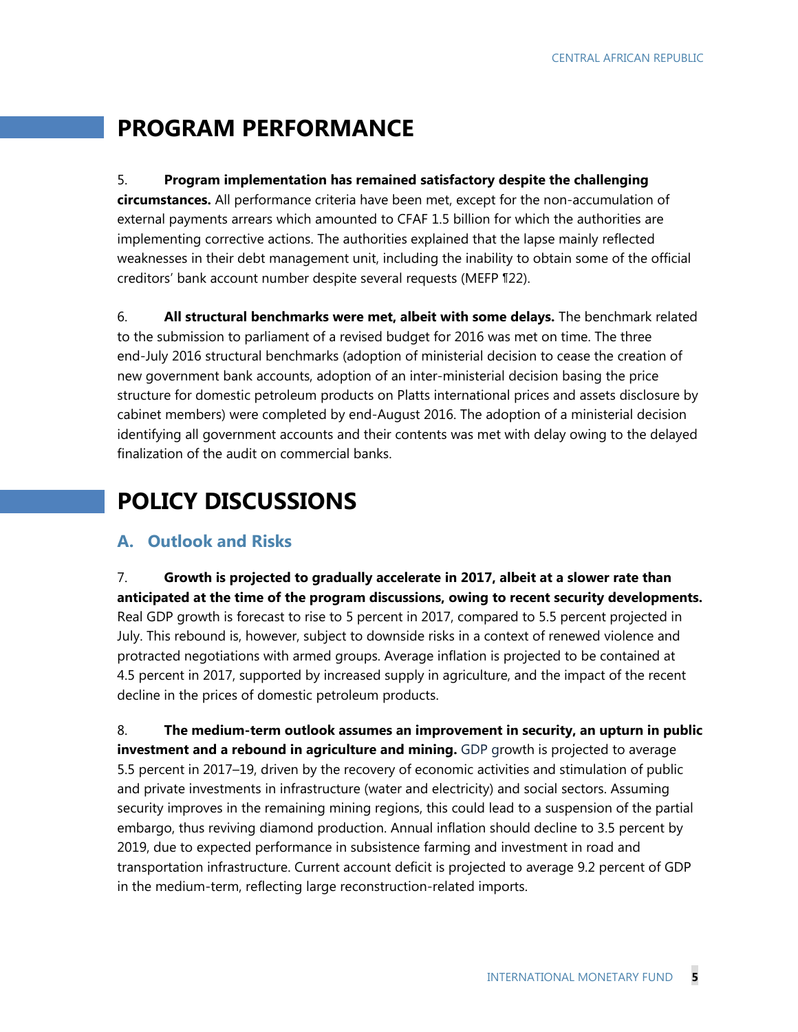## PROGRAM PERFORMANCE

5. **Program implementation has remained satisfactory despite the challenging circumstances.** All performance criteria have been met, except for the non-accumulation of external payments arrears which amounted to CFAF 1.5 billion for which the authorities are implementing corrective actions. The authorities explained that the lapse mainly reflected weaknesses in their debt management unit, including the inability to obtain some of the official creditors' bank account number despite several requests (MEFP ¶22).

6. **All structural benchmarks were met, albeit with some delays.** The benchmark related to the submission to parliament of a revised budget for 2016 was met on time. The three end-July 2016 structural benchmarks (adoption of ministerial decision to cease the creation of new government bank accounts, adoption of an inter-ministerial decision basing the price structure for domestic petroleum products on Platts international prices and assets disclosure by cabinet members) were completed by end-August 2016. The adoption of a ministerial decision identifying all government accounts and their contents was met with delay owing to the delayed finalization of the audit on commercial banks.

## POLICY DISCUSSIONS

### A. Outlook and Risks

7. **Growth is projected to gradually accelerate in 2017, albeit at a slower rate than anticipated at the time of the program discussions, owing to recent security developments.** Real GDP growth is forecast to rise to 5 percent in 2017, compared to 5.5 percent projected in July. This rebound is, however, subject to downside risks in a context of renewed violence and protracted negotiations with armed groups. Average inflation is projected to be contained at 4.5 percent in 2017, supported by increased supply in agriculture, and the impact of the recent decline in the prices of domestic petroleum products.

8. **The medium-term outlook assumes an improvement in security, an upturn in public investment and a rebound in agriculture and mining.** GDP growth is projected to average 5.5 percent in 2017–19, driven by the recovery of economic activities and stimulation of public and private investments in infrastructure (water and electricity) and social sectors. Assuming security improves in the remaining mining regions, this could lead to a suspension of the partial embargo, thus reviving diamond production. Annual inflation should decline to 3.5 percent by 2019, due to expected performance in subsistence farming and investment in road and transportation infrastructure. Current account deficit is projected to average 9.2 percent of GDP in the medium-term, reflecting large reconstruction-related imports.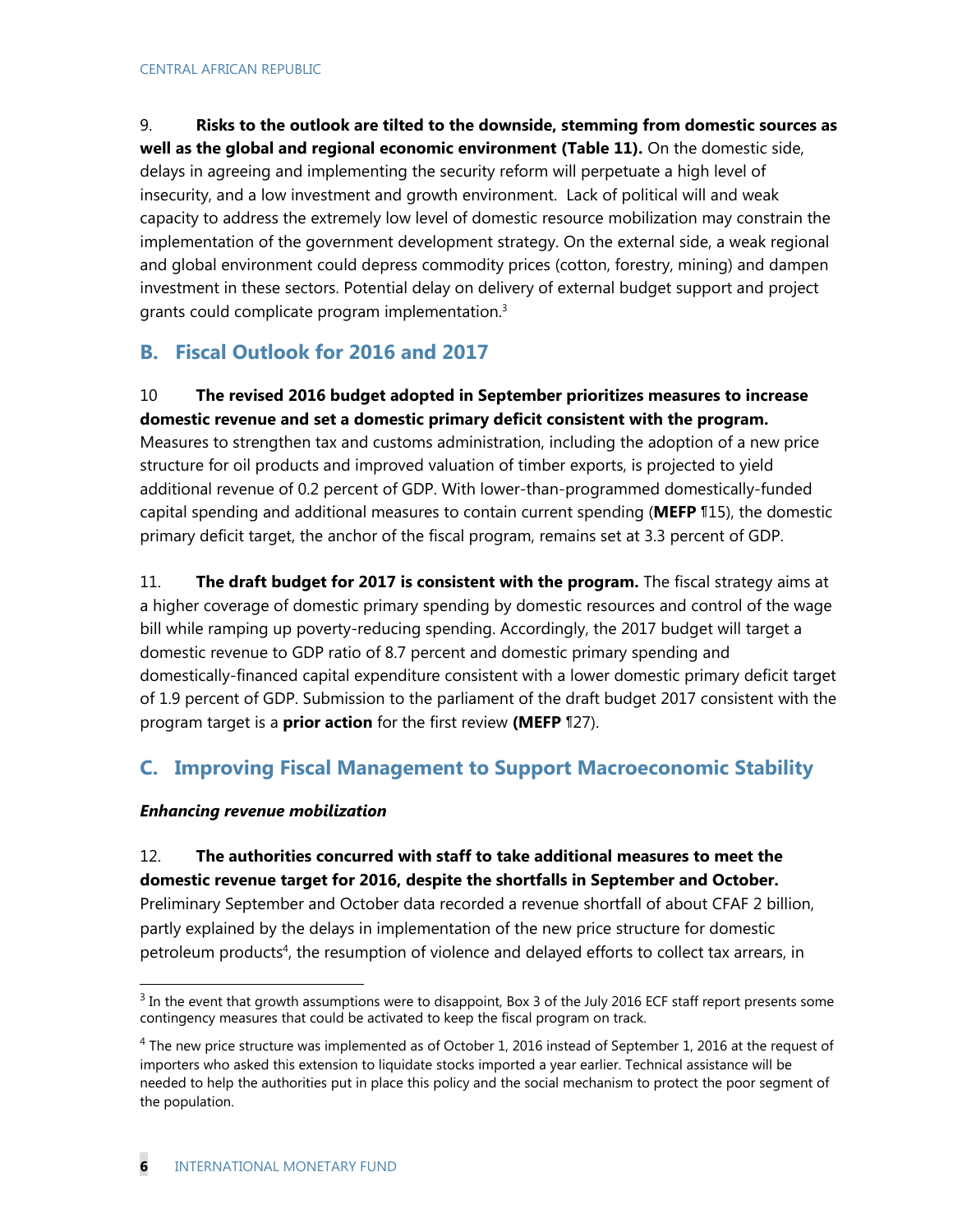9. **Risks to the outlook are tilted to the downside, stemming from domestic sources as well as the global and regional economic environment (Table 11).** On the domestic side, delays in agreeing and implementing the security reform will perpetuate a high level of insecurity, and a low investment and growth environment. Lack of political will and weak capacity to address the extremely low level of domestic resource mobilization may constrain the implementation of the government development strategy. On the external side, a weak regional and global environment could depress commodity prices (cotton, forestry, mining) and dampen investment in these sectors. Potential delay on delivery of external budget support and project grants could complicate program implementation.[3]

## B. Fiscal Outlook for 2016 and 2017

10 **The revised 2016 budget adopted in September prioritizes measures to increase domestic revenue and set a domestic primary deficit consistent with the program.** Measures to strengthen tax and customs administration, including the adoption of a new price structure for oil products and improved valuation of timber exports, is projected to yield additional revenue of 0.2 percent of GDP. With lower-than-programmed domestically-funded capital spending and additional measures to contain current spending (**MEFP** ¶15), the domestic primary deficit target, the anchor of the fiscal program, remains set at 3.3 percent of GDP.

11. **The draft budget for 2017 is consistent with the program.** The fiscal strategy aims at a higher coverage of domestic primary spending by domestic resources and control of the wage bill while ramping up poverty-reducing spending. Accordingly, the 2017 budget will target a domestic revenue to GDP ratio of 8.7 percent and domestic primary spending and domestically-financed capital expenditure consistent with a lower domestic primary deficit target of 1.9 percent of GDP. Submission to the parliament of the draft budget 2017 consistent with the program target is a **prior action** for the first review **(MEFP** ¶27).

## C. Improving Fiscal Management to Support Macroeconomic Stability

***Enhancing revenue mobilization***

12. **The authorities concurred with staff to take additional measures to meet the domestic revenue target for 2016, despite the shortfalls in September and October.** Preliminary September and October data recorded a revenue shortfall of about CFAF 2 billion, partly explained by the delays in implementation of the new price structure for domestic petroleum products[4], the resumption of violence and delayed efforts to collect tax arrears, in

---

[3] In the event that growth assumptions were to disappoint, Box 3 of the July 2016 ECF staff report presents some contingency measures that could be activated to keep the fiscal program on track.

[4] The new price structure was implemented as of October 1, 2016 instead of September 1, 2016 at the request of importers who asked this extension to liquidate stocks imported a year earlier. Technical assistance will be needed to help the authorities put in place this policy and the social mechanism to protect the poor segment of the population.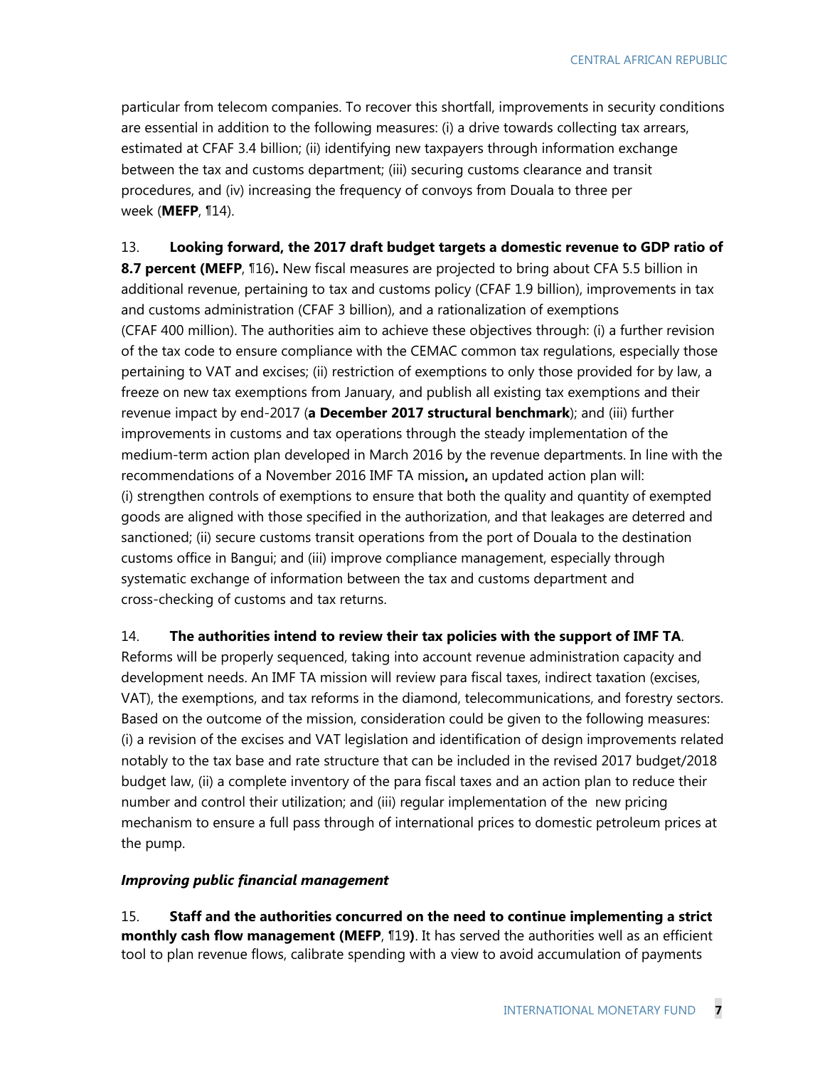particular from telecom companies. To recover this shortfall, improvements in security conditions are essential in addition to the following measures: (i) a drive towards collecting tax arrears, estimated at CFAF 3.4 billion; (ii) identifying new taxpayers through information exchange between the tax and customs department; (iii) securing customs clearance and transit procedures, and (iv) increasing the frequency of convoys from Douala to three per week (**MEFP**, ¶14).

13. **Looking forward, the 2017 draft budget targets a domestic revenue to GDP ratio of 8.7 percent (MEFP**, ¶16)**.** New fiscal measures are projected to bring about CFA 5.5 billion in additional revenue, pertaining to tax and customs policy (CFAF 1.9 billion), improvements in tax and customs administration (CFAF 3 billion), and a rationalization of exemptions (CFAF 400 million). The authorities aim to achieve these objectives through: (i) a further revision of the tax code to ensure compliance with the CEMAC common tax regulations, especially those pertaining to VAT and excises; (ii) restriction of exemptions to only those provided for by law, a freeze on new tax exemptions from January, and publish all existing tax exemptions and their revenue impact by end-2017 (**a December 2017 structural benchmark**); and (iii) further improvements in customs and tax operations through the steady implementation of the medium-term action plan developed in March 2016 by the revenue departments. In line with the recommendations of a November 2016 IMF TA mission**,** an updated action plan will: (i) strengthen controls of exemptions to ensure that both the quality and quantity of exempted goods are aligned with those specified in the authorization, and that leakages are deterred and sanctioned; (ii) secure customs transit operations from the port of Douala to the destination customs office in Bangui; and (iii) improve compliance management, especially through systematic exchange of information between the tax and customs department and cross-checking of customs and tax returns.

14. **The authorities intend to review their tax policies with the support of IMF TA**. Reforms will be properly sequenced, taking into account revenue administration capacity and development needs. An IMF TA mission will review para fiscal taxes, indirect taxation (excises, VAT), the exemptions, and tax reforms in the diamond, telecommunications, and forestry sectors. Based on the outcome of the mission, consideration could be given to the following measures: (i) a revision of the excises and VAT legislation and identification of design improvements related notably to the tax base and rate structure that can be included in the revised 2017 budget/2018 budget law, (ii) a complete inventory of the para fiscal taxes and an action plan to reduce their number and control their utilization; and (iii) regular implementation of the new pricing mechanism to ensure a full pass through of international prices to domestic petroleum prices at the pump.

***Improving public financial management***

15. **Staff and the authorities concurred on the need to continue implementing a strict monthly cash flow management (MEFP**, ¶19**)**. It has served the authorities well as an efficient tool to plan revenue flows, calibrate spending with a view to avoid accumulation of payments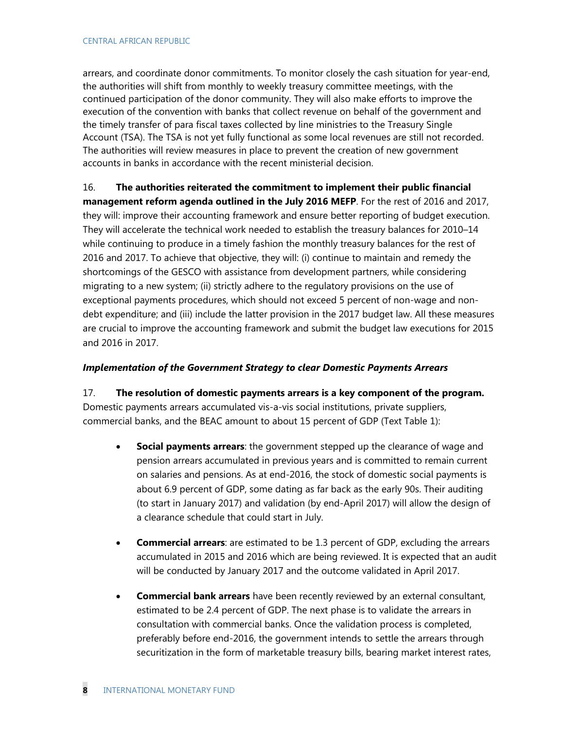arrears, and coordinate donor commitments. To monitor closely the cash situation for year-end, the authorities will shift from monthly to weekly treasury committee meetings, with the continued participation of the donor community. They will also make efforts to improve the execution of the convention with banks that collect revenue on behalf of the government and the timely transfer of para fiscal taxes collected by line ministries to the Treasury Single Account (TSA). The TSA is not yet fully functional as some local revenues are still not recorded. The authorities will review measures in place to prevent the creation of new government accounts in banks in accordance with the recent ministerial decision.

16. **The authorities reiterated the commitment to implement their public financial management reform agenda outlined in the July 2016 MEFP**. For the rest of 2016 and 2017, they will: improve their accounting framework and ensure better reporting of budget execution. They will accelerate the technical work needed to establish the treasury balances for 2010–14 while continuing to produce in a timely fashion the monthly treasury balances for the rest of 2016 and 2017. To achieve that objective, they will: (i) continue to maintain and remedy the shortcomings of the GESCO with assistance from development partners, while considering migrating to a new system; (ii) strictly adhere to the regulatory provisions on the use of exceptional payments procedures, which should not exceed 5 percent of non-wage and non-debt expenditure; and (iii) include the latter provision in the 2017 budget law. All these measures are crucial to improve the accounting framework and submit the budget law executions for 2015 and 2016 in 2017.

***Implementation of the Government Strategy to clear Domestic Payments Arrears***

17. **The resolution of domestic payments arrears is a key component of the program.** Domestic payments arrears accumulated vis-a-vis social institutions, private suppliers, commercial banks, and the BEAC amount to about 15 percent of GDP (Text Table 1):

- **Social payments arrears**: the government stepped up the clearance of wage and pension arrears accumulated in previous years and is committed to remain current on salaries and pensions. As at end-2016, the stock of domestic social payments is about 6.9 percent of GDP, some dating as far back as the early 90s. Their auditing (to start in January 2017) and validation (by end-April 2017) will allow the design of a clearance schedule that could start in July.

- **Commercial arrears**: are estimated to be 1.3 percent of GDP, excluding the arrears accumulated in 2015 and 2016 which are being reviewed. It is expected that an audit will be conducted by January 2017 and the outcome validated in April 2017.

- **Commercial bank arrears** have been recently reviewed by an external consultant, estimated to be 2.4 percent of GDP. The next phase is to validate the arrears in consultation with commercial banks. Once the validation process is completed, preferably before end-2016, the government intends to settle the arrears through securitization in the form of marketable treasury bills, bearing market interest rates,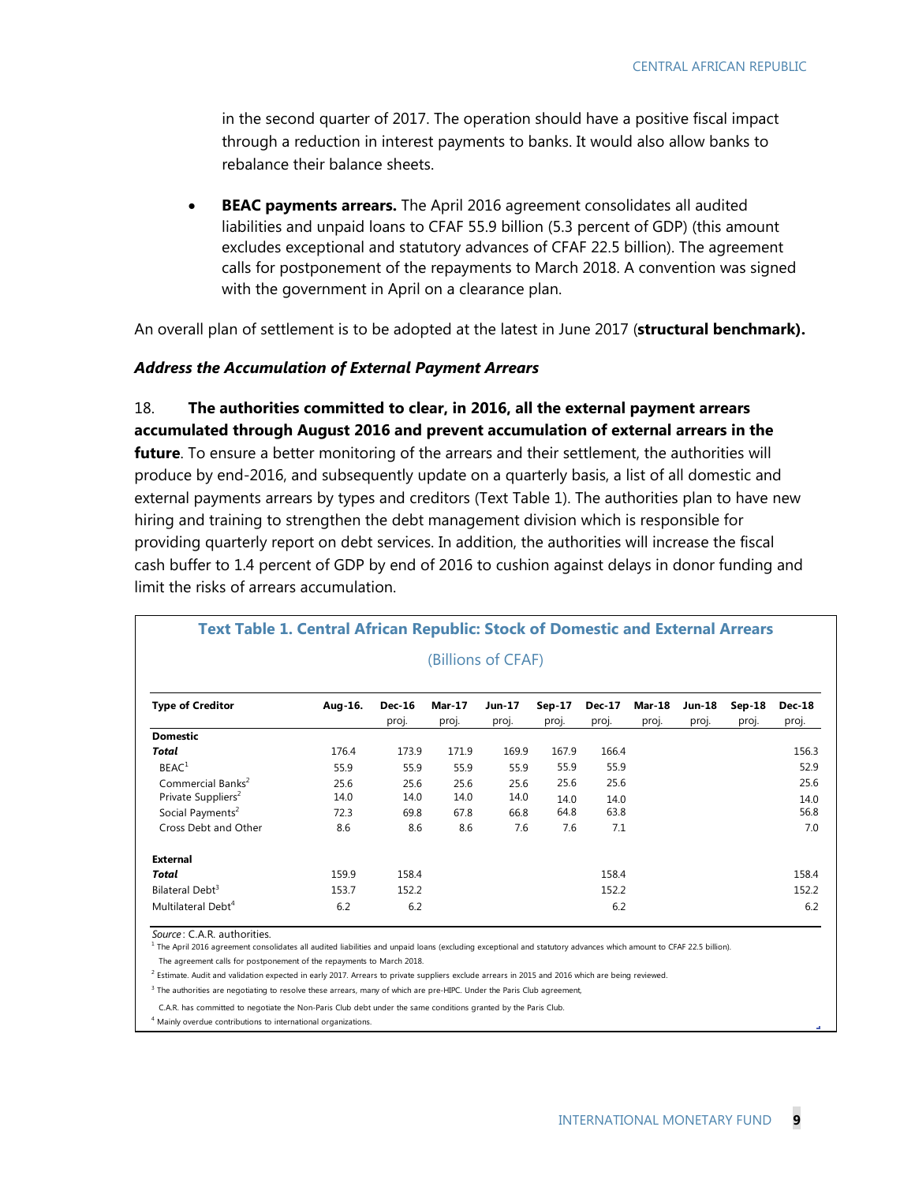in the second quarter of 2017. The operation should have a positive fiscal impact through a reduction in interest payments to banks. It would also allow banks to rebalance their balance sheets.

- **BEAC payments arrears.** The April 2016 agreement consolidates all audited liabilities and unpaid loans to CFAF 55.9 billion (5.3 percent of GDP) (this amount excludes exceptional and statutory advances of CFAF 22.5 billion). The agreement calls for postponement of the repayments to March 2018. A convention was signed with the government in April on a clearance plan.

An overall plan of settlement is to be adopted at the latest in June 2017 (**structural benchmark).**

### *Address the Accumulation of External Payment Arrears*

18. **The authorities committed to clear, in 2016, all the external payment arrears accumulated through August 2016 and prevent accumulation of external arrears in the future**. To ensure a better monitoring of the arrears and their settlement, the authorities will produce by end-2016, and subsequently update on a quarterly basis, a list of all domestic and external payments arrears by types and creditors (Text Table 1). The authorities plan to have new hiring and training to strengthen the debt management division which is responsible for providing quarterly report on debt services. In addition, the authorities will increase the fiscal cash buffer to 1.4 percent of GDP by end of 2016 to cushion against delays in donor funding and limit the risks of arrears accumulation.

**Text Table 1. Central African Republic: Stock of Domestic and External Arrears**

(Billions of CFAF)

| Type of Creditor | Aug-16. | Dec-16 proj. | Mar-17 proj. | Jun-17 proj. | Sep-17 proj. | Dec-17 proj. | Mar-18 proj. | Jun-18 proj. | Sep-18 proj. | Dec-18 proj. |
|---|---|---|---|---|---|---|---|---|---|---|
| **Domestic** | | | | | | | | | | |
| ***Total*** | 176.4 | 173.9 | 171.9 | 169.9 | 167.9 | 166.4 | | | | 156.3 |
| BEAC[1] | 55.9 | 55.9 | 55.9 | 55.9 | 55.9 | 55.9 | | | | 52.9 |
| Commercial Banks[2] | 25.6 | 25.6 | 25.6 | 25.6 | 25.6 | 25.6 | | | | 25.6 |
| Private Suppliers[2] | 14.0 | 14.0 | 14.0 | 14.0 | 14.0 | 14.0 | | | | 14.0 |
| Social Payments[2] | 72.3 | 69.8 | 67.8 | 66.8 | 64.8 | 63.8 | | | | 56.8 |
| Cross Debt and Other | 8.6 | 8.6 | 8.6 | 7.6 | 7.6 | 7.1 | | | | 7.0 |
| **External** | | | | | | | | | | |
| ***Total*** | 159.9 | 158.4 | | | | 158.4 | | | | 158.4 |
| Bilateral Debt[3] | 153.7 | 152.2 | | | | 152.2 | | | | 152.2 |
| Multilateral Debt[4] | 6.2 | 6.2 | | | | 6.2 | | | | 6.2 |

*Source*: C.A.R. authorities.

[1] The April 2016 agreement consolidates all audited liabilities and unpaid loans (excluding exceptional and statutory advances which amount to CFAF 22.5 billion). The agreement calls for postponement of the repayments to March 2018.

[2] Estimate. Audit and validation expected in early 2017. Arrears to private suppliers exclude arrears in 2015 and 2016 which are being reviewed.

[3] The authorities are negotiating to resolve these arrears, many of which are pre-HIPC. Under the Paris Club agreement, C.A.R. has committed to negotiate the Non-Paris Club debt under the same conditions granted by the Paris Club.

[4] Mainly overdue contributions to international organizations.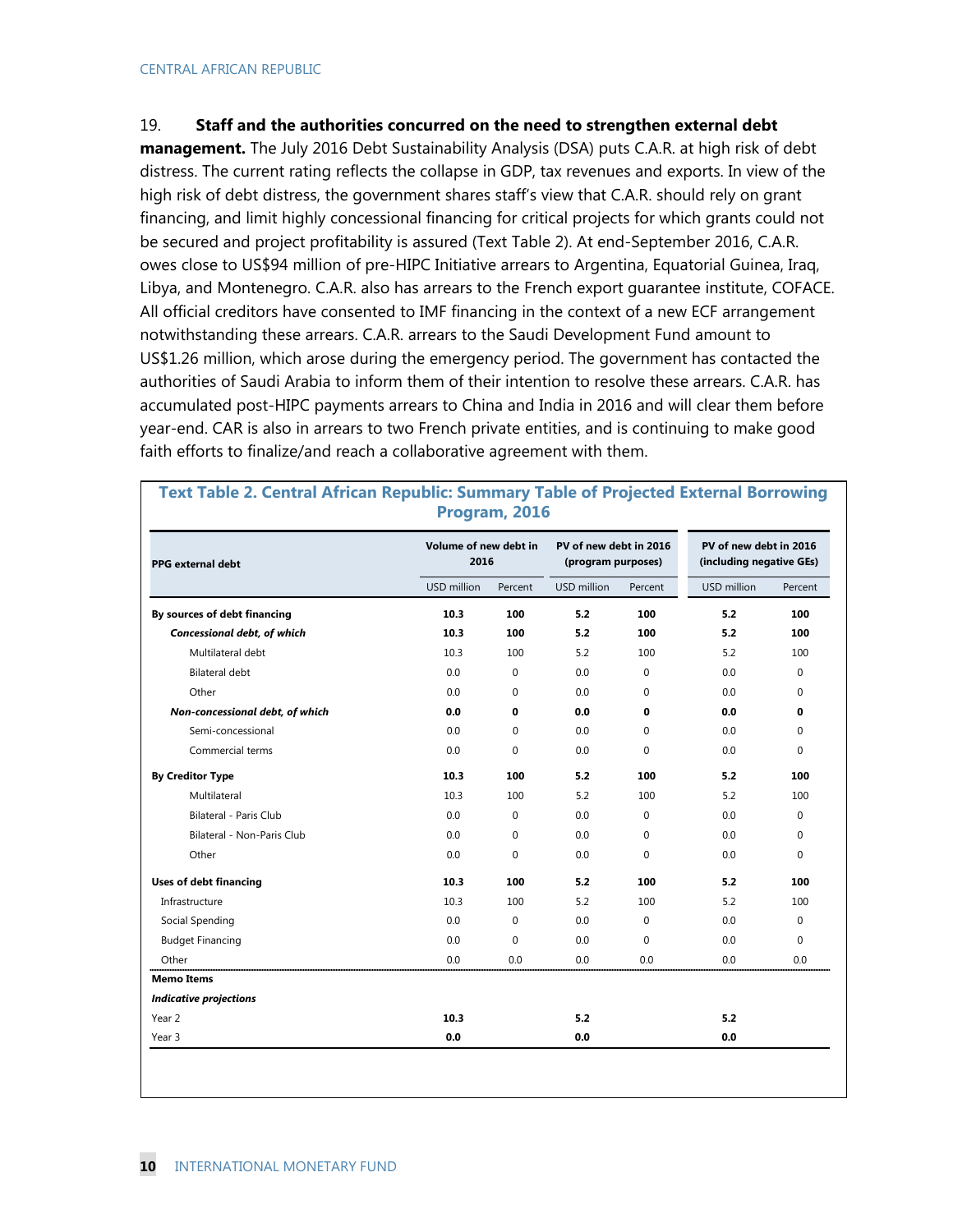19. **Staff and the authorities concurred on the need to strengthen external debt management.** The July 2016 Debt Sustainability Analysis (DSA) puts C.A.R. at high risk of debt distress. The current rating reflects the collapse in GDP, tax revenues and exports. In view of the high risk of debt distress, the government shares staff's view that C.A.R. should rely on grant financing, and limit highly concessional financing for critical projects for which grants could not be secured and project profitability is assured (Text Table 2). At end-September 2016, C.A.R. owes close to US$94 million of pre-HIPC Initiative arrears to Argentina, Equatorial Guinea, Iraq, Libya, and Montenegro. C.A.R. also has arrears to the French export guarantee institute, COFACE. All official creditors have consented to IMF financing in the context of a new ECF arrangement notwithstanding these arrears. C.A.R. arrears to the Saudi Development Fund amount to US$1.26 million, which arose during the emergency period. The government has contacted the authorities of Saudi Arabia to inform them of their intention to resolve these arrears. C.A.R. has accumulated post-HIPC payments arrears to China and India in 2016 and will clear them before year-end. CAR is also in arrears to two French private entities, and is continuing to make good faith efforts to finalize/and reach a collaborative agreement with them.

**Text Table 2. Central African Republic: Summary Table of Projected External Borrowing Program, 2016**

| PPG external debt | Volume of new debt in 2016 | | PV of new debt in 2016 (program purposes) | | PV of new debt in 2016 (including negative GEs) | |
|---|---|---|---|---|---|---|
| | USD million | Percent | USD million | Percent | USD million | Percent |
| **By sources of debt financing** | **10.3** | **100** | **5.2** | **100** | **5.2** | **100** |
| ***Concessional debt, of which*** | **10.3** | **100** | **5.2** | **100** | **5.2** | **100** |
| Multilateral debt | 10.3 | 100 | 5.2 | 100 | 5.2 | 100 |
| Bilateral debt | 0.0 | 0 | 0.0 | 0 | 0.0 | 0 |
| Other | 0.0 | 0 | 0.0 | 0 | 0.0 | 0 |
| ***Non-concessional debt, of which*** | **0.0** | **0** | **0.0** | **0** | **0.0** | **0** |
| Semi-concessional | 0.0 | 0 | 0.0 | 0 | 0.0 | 0 |
| Commercial terms | 0.0 | 0 | 0.0 | 0 | 0.0 | 0 |
| **By Creditor Type** | **10.3** | **100** | **5.2** | **100** | **5.2** | **100** |
| Multilateral | 10.3 | 100 | 5.2 | 100 | 5.2 | 100 |
| Bilateral - Paris Club | 0.0 | 0 | 0.0 | 0 | 0.0 | 0 |
| Bilateral - Non-Paris Club | 0.0 | 0 | 0.0 | 0 | 0.0 | 0 |
| Other | 0.0 | 0 | 0.0 | 0 | 0.0 | 0 |
| **Uses of debt financing** | **10.3** | **100** | **5.2** | **100** | **5.2** | **100** |
| Infrastructure | 10.3 | 100 | 5.2 | 100 | 5.2 | 100 |
| Social Spending | 0.0 | 0 | 0.0 | 0 | 0.0 | 0 |
| Budget Financing | 0.0 | 0 | 0.0 | 0 | 0.0 | 0 |
| Other | 0.0 | 0.0 | 0.0 | 0.0 | 0.0 | 0.0 |
| **Memo Items** | | | | | | |
| ***Indicative projections*** | | | | | | |
| Year 2 | **10.3** | | **5.2** | | **5.2** | |
| Year 3 | **0.0** | | **0.0** | | **0.0** | |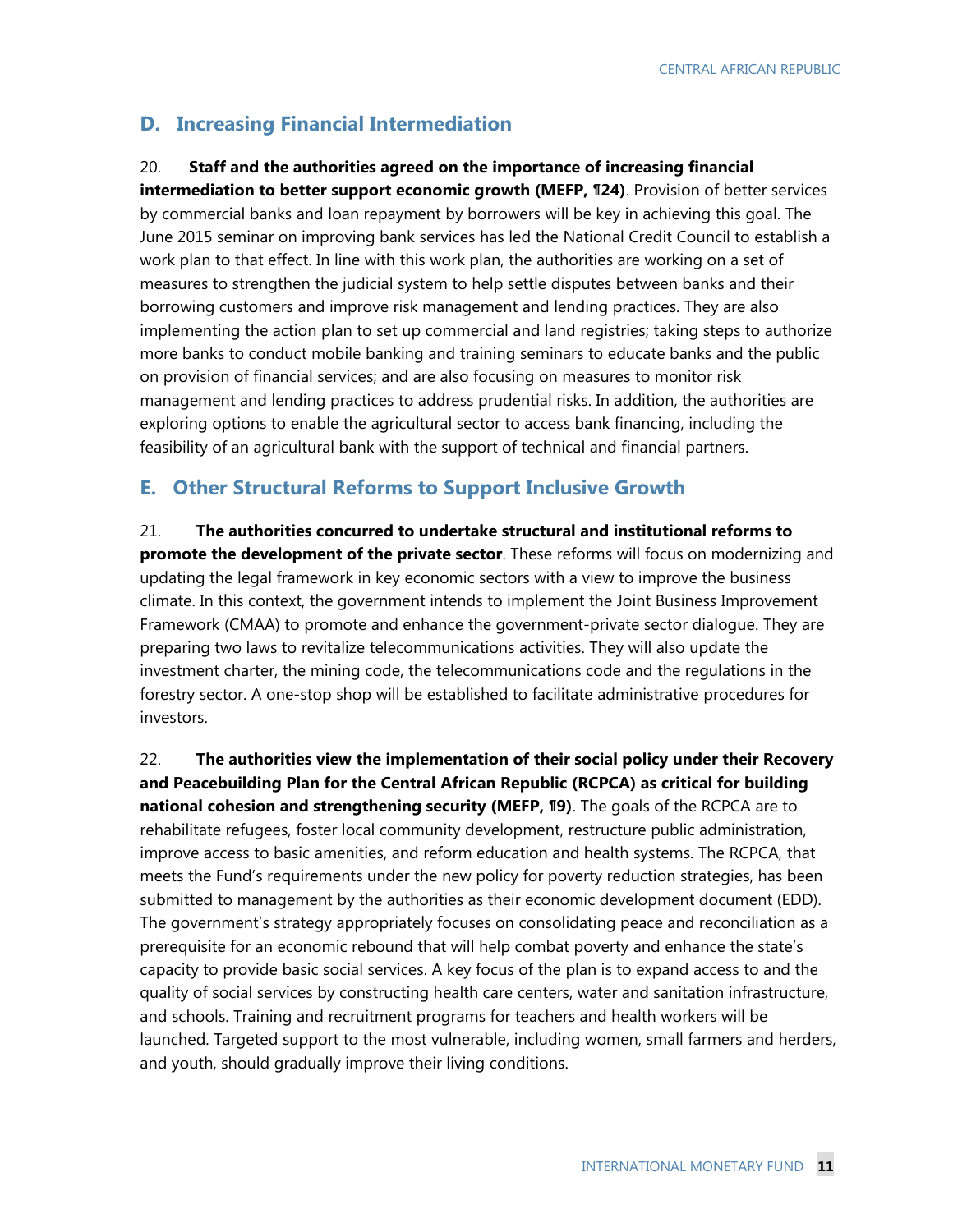## D. Increasing Financial Intermediation

20. **Staff and the authorities agreed on the importance of increasing financial intermediation to better support economic growth (MEFP, ¶24)**. Provision of better services by commercial banks and loan repayment by borrowers will be key in achieving this goal. The June 2015 seminar on improving bank services has led the National Credit Council to establish a work plan to that effect. In line with this work plan, the authorities are working on a set of measures to strengthen the judicial system to help settle disputes between banks and their borrowing customers and improve risk management and lending practices. They are also implementing the action plan to set up commercial and land registries; taking steps to authorize more banks to conduct mobile banking and training seminars to educate banks and the public on provision of financial services; and are also focusing on measures to monitor risk management and lending practices to address prudential risks. In addition, the authorities are exploring options to enable the agricultural sector to access bank financing, including the feasibility of an agricultural bank with the support of technical and financial partners.

## E. Other Structural Reforms to Support Inclusive Growth

21. **The authorities concurred to undertake structural and institutional reforms to promote the development of the private sector**. These reforms will focus on modernizing and updating the legal framework in key economic sectors with a view to improve the business climate. In this context, the government intends to implement the Joint Business Improvement Framework (CMAA) to promote and enhance the government-private sector dialogue. They are preparing two laws to revitalize telecommunications activities. They will also update the investment charter, the mining code, the telecommunications code and the regulations in the forestry sector. A one-stop shop will be established to facilitate administrative procedures for investors.

22. **The authorities view the implementation of their social policy under their Recovery and Peacebuilding Plan for the Central African Republic (RCPCA) as critical for building national cohesion and strengthening security (MEFP, ¶9)**. The goals of the RCPCA are to rehabilitate refugees, foster local community development, restructure public administration, improve access to basic amenities, and reform education and health systems. The RCPCA, that meets the Fund's requirements under the new policy for poverty reduction strategies, has been submitted to management by the authorities as their economic development document (EDD). The government's strategy appropriately focuses on consolidating peace and reconciliation as a prerequisite for an economic rebound that will help combat poverty and enhance the state's capacity to provide basic social services. A key focus of the plan is to expand access to and the quality of social services by constructing health care centers, water and sanitation infrastructure, and schools. Training and recruitment programs for teachers and health workers will be launched. Targeted support to the most vulnerable, including women, small farmers and herders, and youth, should gradually improve their living conditions.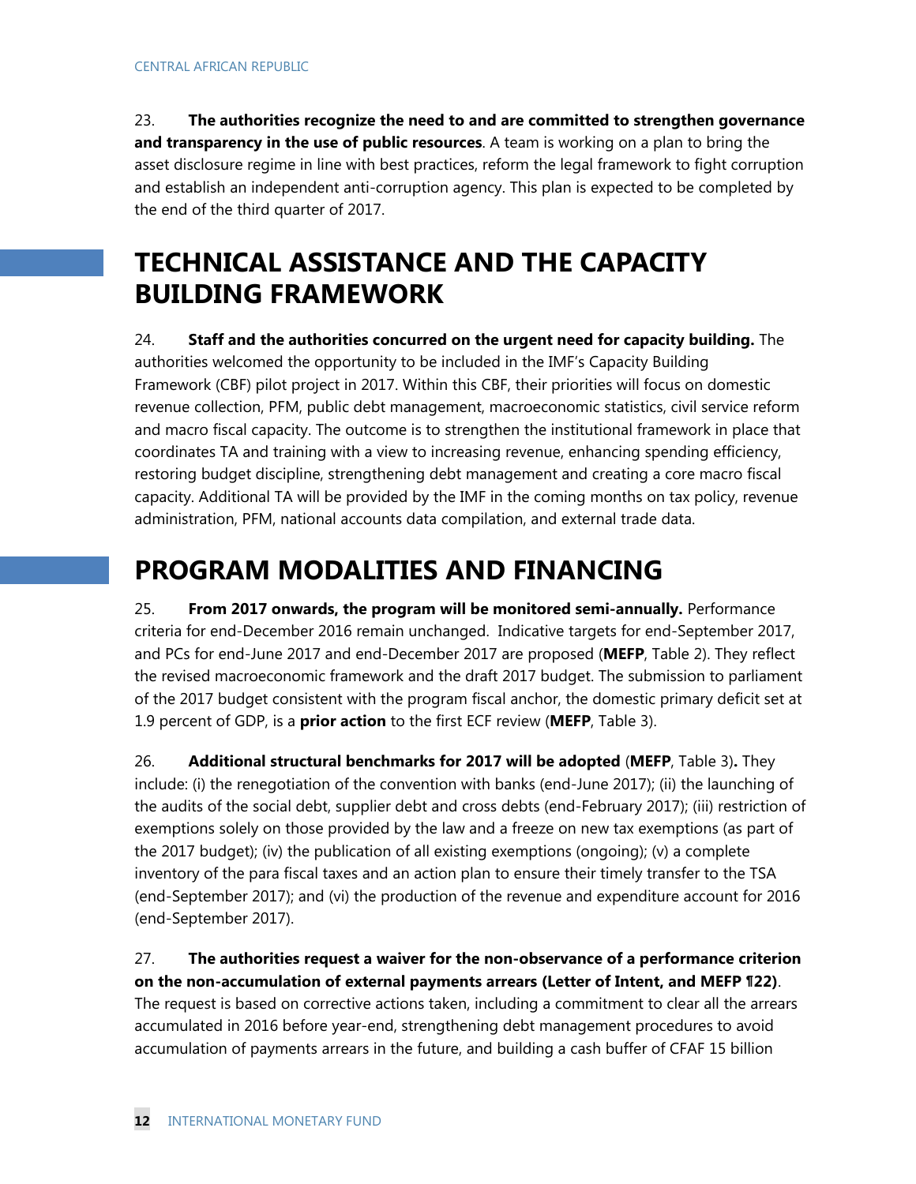23. **The authorities recognize the need to and are committed to strengthen governance and transparency in the use of public resources**. A team is working on a plan to bring the asset disclosure regime in line with best practices, reform the legal framework to fight corruption and establish an independent anti-corruption agency. This plan is expected to be completed by the end of the third quarter of 2017.

## TECHNICAL ASSISTANCE AND THE CAPACITY BUILDING FRAMEWORK

24. **Staff and the authorities concurred on the urgent need for capacity building.** The authorities welcomed the opportunity to be included in the IMF's Capacity Building Framework (CBF) pilot project in 2017. Within this CBF, their priorities will focus on domestic revenue collection, PFM, public debt management, macroeconomic statistics, civil service reform and macro fiscal capacity. The outcome is to strengthen the institutional framework in place that coordinates TA and training with a view to increasing revenue, enhancing spending efficiency, restoring budget discipline, strengthening debt management and creating a core macro fiscal capacity. Additional TA will be provided by the IMF in the coming months on tax policy, revenue administration, PFM, national accounts data compilation, and external trade data.

## PROGRAM MODALITIES AND FINANCING

25. **From 2017 onwards, the program will be monitored semi-annually.** Performance criteria for end-December 2016 remain unchanged. Indicative targets for end-September 2017, and PCs for end-June 2017 and end-December 2017 are proposed (**MEFP**, Table 2). They reflect the revised macroeconomic framework and the draft 2017 budget. The submission to parliament of the 2017 budget consistent with the program fiscal anchor, the domestic primary deficit set at 1.9 percent of GDP, is a **prior action** to the first ECF review (**MEFP**, Table 3).

26. **Additional structural benchmarks for 2017 will be adopted** (**MEFP**, Table 3)**.** They include: (i) the renegotiation of the convention with banks (end-June 2017); (ii) the launching of the audits of the social debt, supplier debt and cross debts (end-February 2017); (iii) restriction of exemptions solely on those provided by the law and a freeze on new tax exemptions (as part of the 2017 budget); (iv) the publication of all existing exemptions (ongoing); (v) a complete inventory of the para fiscal taxes and an action plan to ensure their timely transfer to the TSA (end-September 2017); and (vi) the production of the revenue and expenditure account for 2016 (end-September 2017).

27. **The authorities request a waiver for the non-observance of a performance criterion on the non-accumulation of external payments arrears (Letter of Intent, and MEFP ¶22)**. The request is based on corrective actions taken, including a commitment to clear all the arrears accumulated in 2016 before year-end, strengthening debt management procedures to avoid accumulation of payments arrears in the future, and building a cash buffer of CFAF 15 billion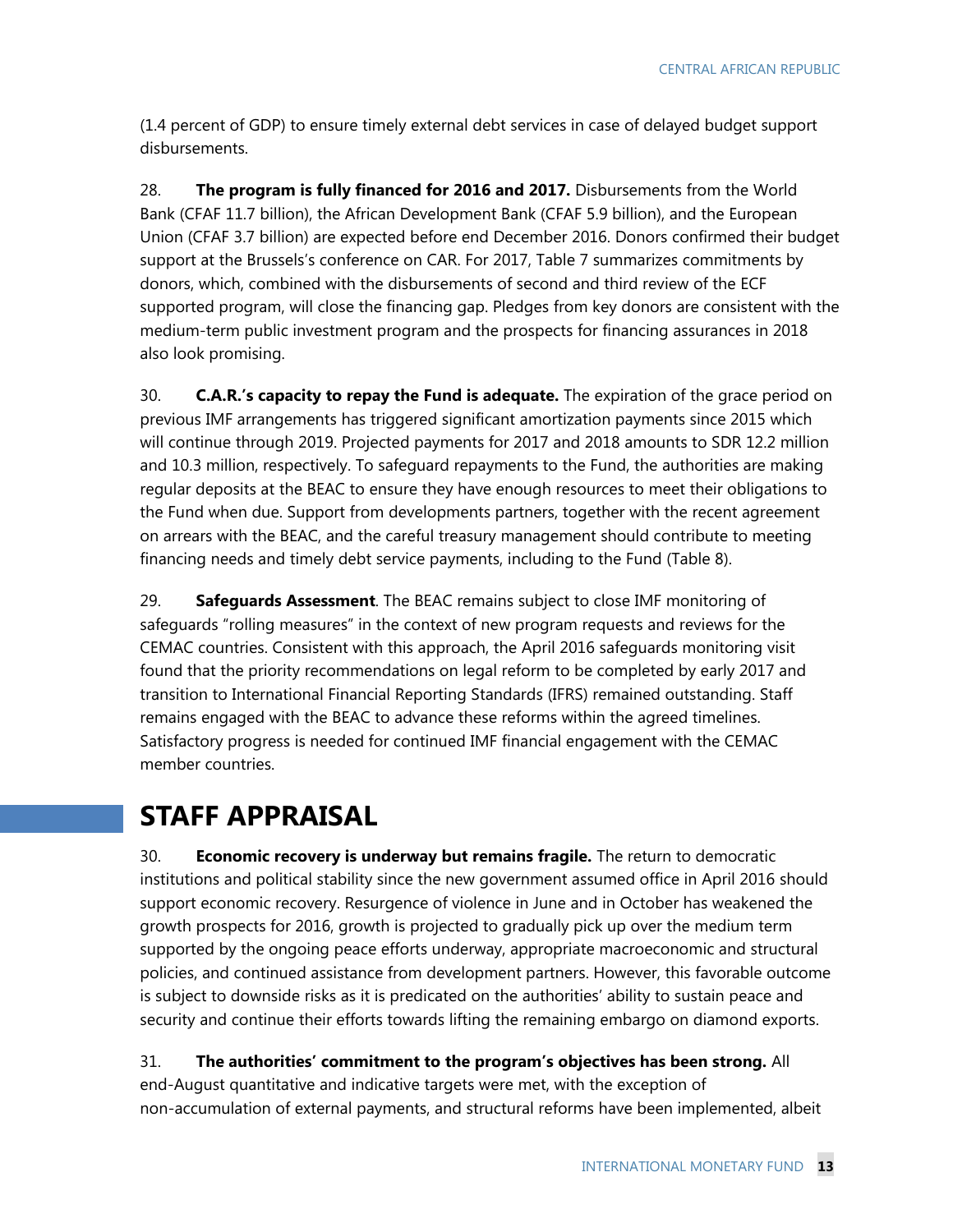(1.4 percent of GDP) to ensure timely external debt services in case of delayed budget support disbursements.

28. **The program is fully financed for 2016 and 2017.** Disbursements from the World Bank (CFAF 11.7 billion), the African Development Bank (CFAF 5.9 billion), and the European Union (CFAF 3.7 billion) are expected before end December 2016. Donors confirmed their budget support at the Brussels's conference on CAR. For 2017, Table 7 summarizes commitments by donors, which, combined with the disbursements of second and third review of the ECF supported program, will close the financing gap. Pledges from key donors are consistent with the medium-term public investment program and the prospects for financing assurances in 2018 also look promising.

30. **C.A.R.'s capacity to repay the Fund is adequate.** The expiration of the grace period on previous IMF arrangements has triggered significant amortization payments since 2015 which will continue through 2019. Projected payments for 2017 and 2018 amounts to SDR 12.2 million and 10.3 million, respectively. To safeguard repayments to the Fund, the authorities are making regular deposits at the BEAC to ensure they have enough resources to meet their obligations to the Fund when due. Support from developments partners, together with the recent agreement on arrears with the BEAC, and the careful treasury management should contribute to meeting financing needs and timely debt service payments, including to the Fund (Table 8).

29. **Safeguards Assessment**. The BEAC remains subject to close IMF monitoring of safeguards "rolling measures" in the context of new program requests and reviews for the CEMAC countries. Consistent with this approach, the April 2016 safeguards monitoring visit found that the priority recommendations on legal reform to be completed by early 2017 and transition to International Financial Reporting Standards (IFRS) remained outstanding. Staff remains engaged with the BEAC to advance these reforms within the agreed timelines. Satisfactory progress is needed for continued IMF financial engagement with the CEMAC member countries.

# STAFF APPRAISAL

30. **Economic recovery is underway but remains fragile.** The return to democratic institutions and political stability since the new government assumed office in April 2016 should support economic recovery. Resurgence of violence in June and in October has weakened the growth prospects for 2016, growth is projected to gradually pick up over the medium term supported by the ongoing peace efforts underway, appropriate macroeconomic and structural policies, and continued assistance from development partners. However, this favorable outcome is subject to downside risks as it is predicated on the authorities' ability to sustain peace and security and continue their efforts towards lifting the remaining embargo on diamond exports.

31. **The authorities' commitment to the program's objectives has been strong.** All end-August quantitative and indicative targets were met, with the exception of non-accumulation of external payments, and structural reforms have been implemented, albeit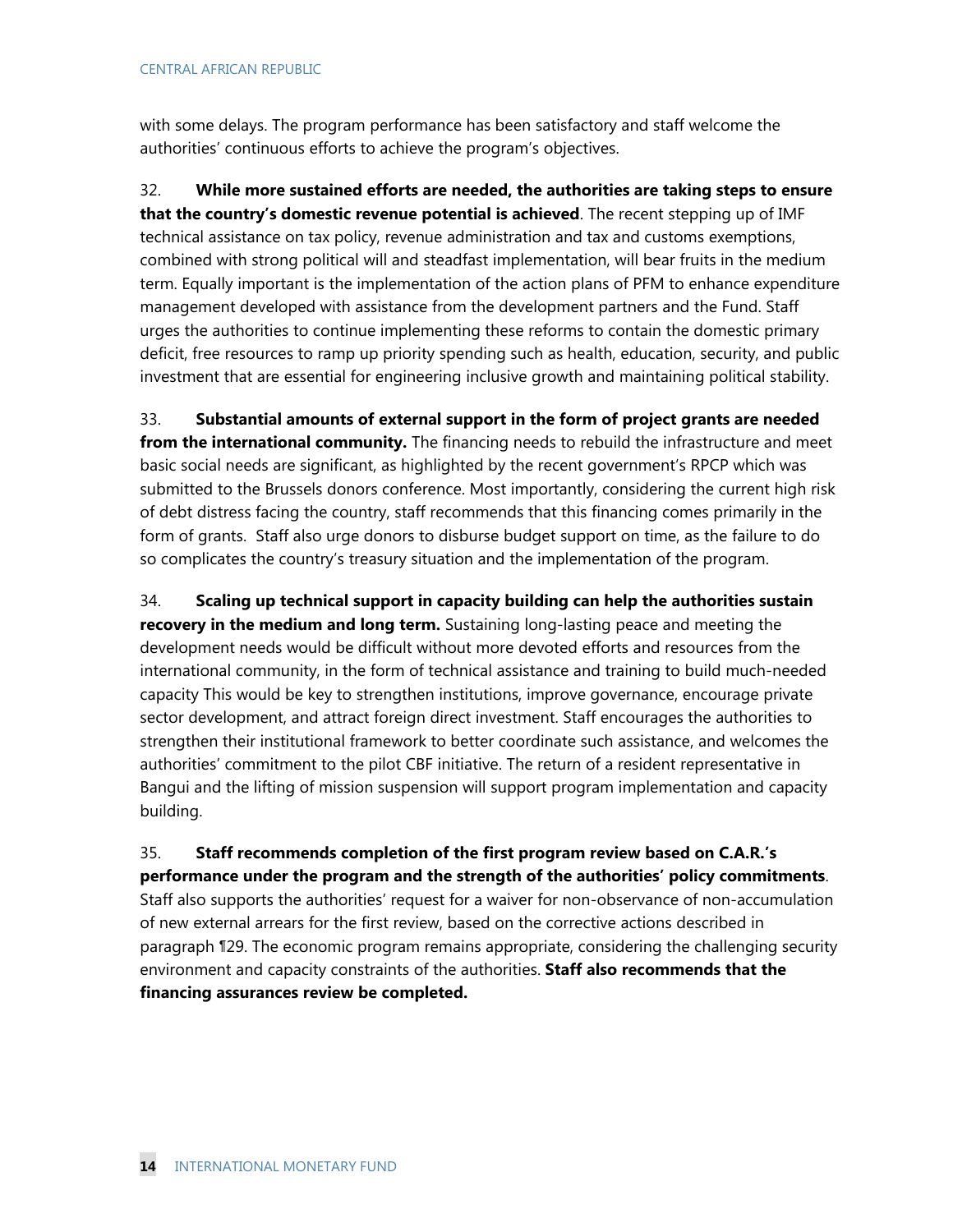with some delays. The program performance has been satisfactory and staff welcome the authorities' continuous efforts to achieve the program's objectives.

32. **While more sustained efforts are needed, the authorities are taking steps to ensure that the country's domestic revenue potential is achieved**. The recent stepping up of IMF technical assistance on tax policy, revenue administration and tax and customs exemptions, combined with strong political will and steadfast implementation, will bear fruits in the medium term. Equally important is the implementation of the action plans of PFM to enhance expenditure management developed with assistance from the development partners and the Fund. Staff urges the authorities to continue implementing these reforms to contain the domestic primary deficit, free resources to ramp up priority spending such as health, education, security, and public investment that are essential for engineering inclusive growth and maintaining political stability.

33. **Substantial amounts of external support in the form of project grants are needed from the international community.** The financing needs to rebuild the infrastructure and meet basic social needs are significant, as highlighted by the recent government's RPCP which was submitted to the Brussels donors conference. Most importantly, considering the current high risk of debt distress facing the country, staff recommends that this financing comes primarily in the form of grants. Staff also urge donors to disburse budget support on time, as the failure to do so complicates the country's treasury situation and the implementation of the program.

34. **Scaling up technical support in capacity building can help the authorities sustain recovery in the medium and long term.** Sustaining long-lasting peace and meeting the development needs would be difficult without more devoted efforts and resources from the international community, in the form of technical assistance and training to build much-needed capacity This would be key to strengthen institutions, improve governance, encourage private sector development, and attract foreign direct investment. Staff encourages the authorities to strengthen their institutional framework to better coordinate such assistance, and welcomes the authorities' commitment to the pilot CBF initiative. The return of a resident representative in Bangui and the lifting of mission suspension will support program implementation and capacity building.

35. **Staff recommends completion of the first program review based on C.A.R.'s performance under the program and the strength of the authorities' policy commitments**. Staff also supports the authorities' request for a waiver for non-observance of non-accumulation of new external arrears for the first review, based on the corrective actions described in paragraph ¶29. The economic program remains appropriate, considering the challenging security environment and capacity constraints of the authorities. **Staff also recommends that the financing assurances review be completed.**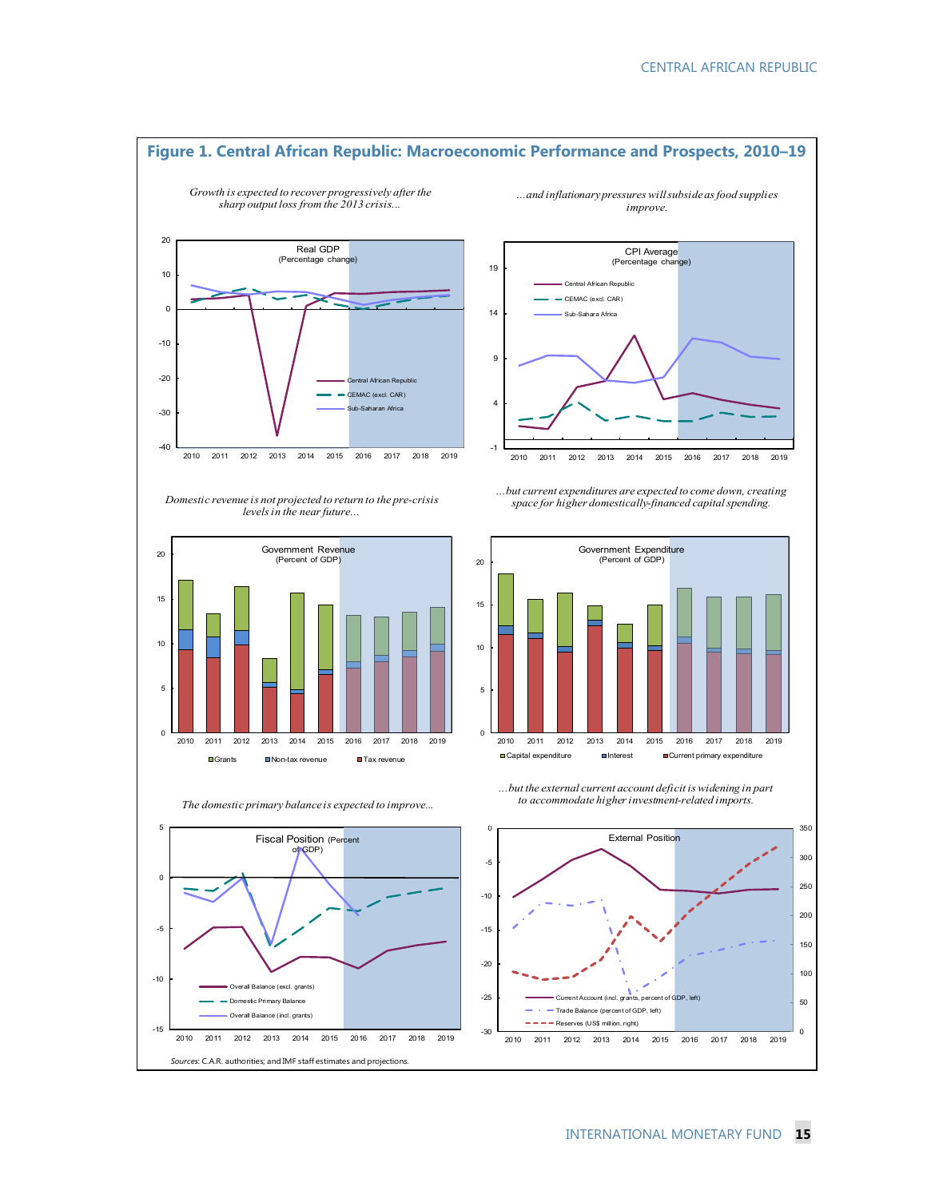## Figure 1. Central African Republic: Macroeconomic Performance and Prospects, 2010–19

*Growth is expected to recover progressively after the sharp output loss from the 2013 crisis...*

*...and inflationary pressures will subside as food supplies improve.*

*Domestic revenue is not projected to return to the pre-crisis levels in the near future...*

*...but current expenditures are expected to come down, creating space for higher domestically-financed capital spending.*

*The domestic primary balance is expected to improve...*

*...but the external current account deficit is widening in part to accommodate higher investment-related imports.*

*Sources*: C.A.R. authorities; and IMF staff estimates and projections.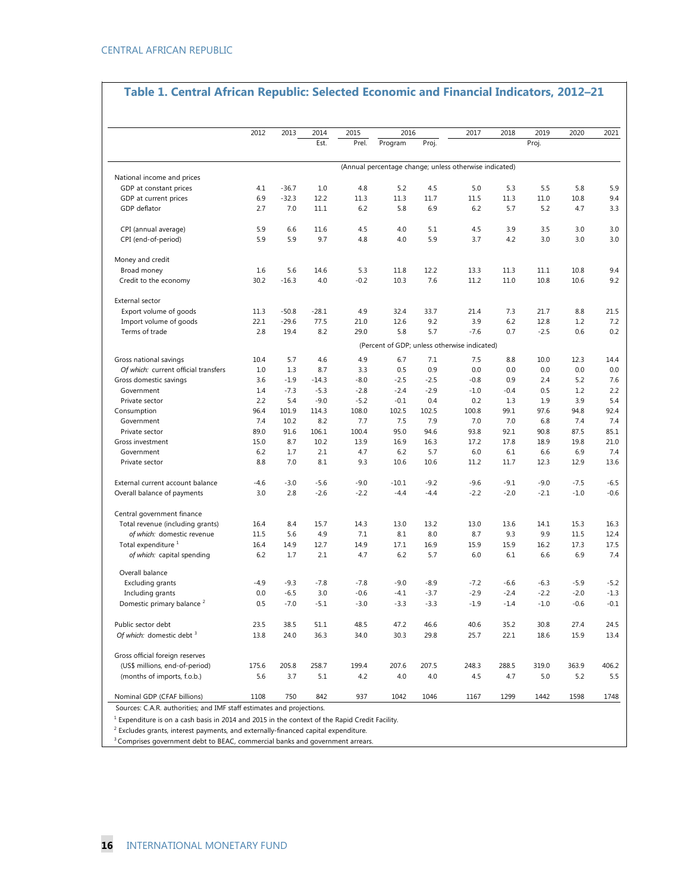## Table 1. Central African Republic: Selected Economic and Financial Indicators, 2012–21

| | 2012 | 2013 | 2014 | 2015 | 2016 | | 2017 | 2018 | 2019 | 2020 | 2021 |
|---|---|---|---|---|---|---|---|---|---|---|---|
| | | | Est. | Prel. | Program | Proj. | | | Proj. | | |
| | (Annual percentage change; unless otherwise indicated) | | | | | | | | | | |
| National income and prices | | | | | | | | | | | |
| GDP at constant prices | 4.1 | -36.7 | 1.0 | 4.8 | 5.2 | 4.5 | 5.0 | 5.3 | 5.5 | 5.8 | 5.9 |
| GDP at current prices | 6.9 | -32.3 | 12.2 | 11.3 | 11.3 | 11.7 | 11.5 | 11.3 | 11.0 | 10.8 | 9.4 |
| GDP deflator | 2.7 | 7.0 | 11.1 | 6.2 | 5.8 | 6.9 | 6.2 | 5.7 | 5.2 | 4.7 | 3.3 |
| CPI (annual average) | 5.9 | 6.6 | 11.6 | 4.5 | 4.0 | 5.1 | 4.5 | 3.9 | 3.5 | 3.0 | 3.0 |
| CPI (end-of-period) | 5.9 | 5.9 | 9.7 | 4.8 | 4.0 | 5.9 | 3.7 | 4.2 | 3.0 | 3.0 | 3.0 |
| Money and credit | | | | | | | | | | | |
| Broad money | 1.6 | 5.6 | 14.6 | 5.3 | 11.8 | 12.2 | 13.3 | 11.3 | 11.1 | 10.8 | 9.4 |
| Credit to the economy | 30.2 | -16.3 | 4.0 | -0.2 | 10.3 | 7.6 | 11.2 | 11.0 | 10.8 | 10.6 | 9.2 |
| External sector | | | | | | | | | | | |
| Export volume of goods | 11.3 | -50.8 | -28.1 | 4.9 | 32.4 | 33.7 | 21.4 | 7.3 | 21.7 | 8.8 | 21.5 |
| Import volume of goods | 22.1 | -29.6 | 77.5 | 21.0 | 12.6 | 9.2 | 3.9 | 6.2 | 12.8 | 1.2 | 7.2 |
| Terms of trade | 2.8 | 19.4 | 8.2 | 29.0 | 5.8 | 5.7 | -7.6 | 0.7 | -2.5 | 0.6 | 0.2 |
| | (Percent of GDP; unless otherwise indicated) | | | | | | | | | | |
| Gross national savings | 10.4 | 5.7 | 4.6 | 4.9 | 6.7 | 7.1 | 7.5 | 8.8 | 10.0 | 12.3 | 14.4 |
| *Of which:* current official transfers | 1.0 | 1.3 | 8.7 | 3.3 | 0.5 | 0.9 | 0.0 | 0.0 | 0.0 | 0.0 | 0.0 |
| Gross domestic savings | 3.6 | -1.9 | -14.3 | -8.0 | -2.5 | -2.5 | -0.8 | 0.9 | 2.4 | 5.2 | 7.6 |
| Government | 1.4 | -7.3 | -5.3 | -2.8 | -2.4 | -2.9 | -1.0 | -0.4 | 0.5 | 1.2 | 2.2 |
| Private sector | 2.2 | 5.4 | -9.0 | -5.2 | -0.1 | 0.4 | 0.2 | 1.3 | 1.9 | 3.9 | 5.4 |
| Consumption | 96.4 | 101.9 | 114.3 | 108.0 | 102.5 | 102.5 | 100.8 | 99.1 | 97.6 | 94.8 | 92.4 |
| Government | 7.4 | 10.2 | 8.2 | 7.7 | 7.5 | 7.9 | 7.0 | 7.0 | 6.8 | 7.4 | 7.4 |
| Private sector | 89.0 | 91.6 | 106.1 | 100.4 | 95.0 | 94.6 | 93.8 | 92.1 | 90.8 | 87.5 | 85.1 |
| Gross investment | 15.0 | 8.7 | 10.2 | 13.9 | 16.9 | 16.3 | 17.2 | 17.8 | 18.9 | 19.8 | 21.0 |
| Government | 6.2 | 1.7 | 2.1 | 4.7 | 6.2 | 5.7 | 6.0 | 6.1 | 6.6 | 6.9 | 7.4 |
| Private sector | 8.8 | 7.0 | 8.1 | 9.3 | 10.6 | 10.6 | 11.2 | 11.7 | 12.3 | 12.9 | 13.6 |
| External current account balance | -4.6 | -3.0 | -5.6 | -9.0 | -10.1 | -9.2 | -9.6 | -9.1 | -9.0 | -7.5 | -6.5 |
| Overall balance of payments | 3.0 | 2.8 | -2.6 | -2.2 | -4.4 | -4.4 | -2.2 | -2.0 | -2.1 | -1.0 | -0.6 |
| Central government finance | | | | | | | | | | | |
| Total revenue (including grants) | 16.4 | 8.4 | 15.7 | 14.3 | 13.0 | 13.2 | 13.0 | 13.6 | 14.1 | 15.3 | 16.3 |
| *of which:* domestic revenue | 11.5 | 5.6 | 4.9 | 7.1 | 8.1 | 8.0 | 8.7 | 9.3 | 9.9 | 11.5 | 12.4 |
| Total expenditure [1] | 16.4 | 14.9 | 12.7 | 14.9 | 17.1 | 16.9 | 15.9 | 15.9 | 16.2 | 17.3 | 17.5 |
| *of which:* capital spending | 6.2 | 1.7 | 2.1 | 4.7 | 6.2 | 5.7 | 6.0 | 6.1 | 6.6 | 6.9 | 7.4 |
| Overall balance | | | | | | | | | | | |
| Excluding grants | -4.9 | -9.3 | -7.8 | -7.8 | -9.0 | -8.9 | -7.2 | -6.6 | -6.3 | -5.9 | -5.2 |
| Including grants | 0.0 | -6.5 | 3.0 | -0.6 | -4.1 | -3.7 | -2.9 | -2.4 | -2.2 | -2.0 | -1.3 |
| Domestic primary balance [2] | 0.5 | -7.0 | -5.1 | -3.0 | -3.3 | -3.3 | -1.9 | -1.4 | -1.0 | -0.6 | -0.1 |
| Public sector debt | 23.5 | 38.5 | 51.1 | 48.5 | 47.2 | 46.6 | 40.6 | 35.2 | 30.8 | 27.4 | 24.5 |
| *Of which:* domestic debt [3] | 13.8 | 24.0 | 36.3 | 34.0 | 30.3 | 29.8 | 25.7 | 22.1 | 18.6 | 15.9 | 13.4 |
| Gross official foreign reserves | | | | | | | | | | | |
| (US$ millions, end-of-period) | 175.6 | 205.8 | 258.7 | 199.4 | 207.6 | 207.5 | 248.3 | 288.5 | 319.0 | 363.9 | 406.2 |
| (months of imports, f.o.b.) | 5.6 | 3.7 | 5.1 | 4.2 | 4.0 | 4.0 | 4.5 | 4.7 | 5.0 | 5.2 | 5.5 |
| Nominal GDP (CFAF billions) | 1108 | 750 | 842 | 937 | 1042 | 1046 | 1167 | 1299 | 1442 | 1598 | 1748 |

Sources: C.A.R. authorities; and IMF staff estimates and projections.

[1] Expenditure is on a cash basis in 2014 and 2015 in the context of the Rapid Credit Facility.

[2] Excludes grants, interest payments, and externally-financed capital expenditure.

[3] Comprises government debt to BEAC, commercial banks and government arrears.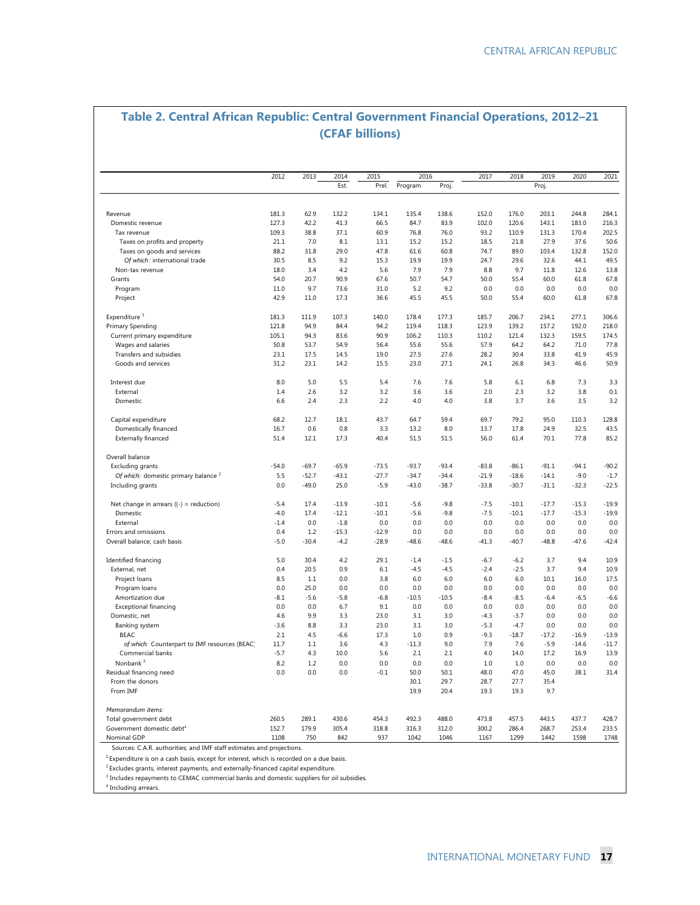## Table 2. Central African Republic: Central Government Financial Operations, 2012–21 (CFAF billions)

| | 2012 | 2013 | 2014 | 2015 | 2016 | | 2017 | 2018 | 2019 | 2020 | 2021 |
|---|---|---|---|---|---|---|---|---|---|---|---|
| | | | Est. | Prel. | Program | Proj. | | | Proj. | | |
| Revenue | 181.3 | 62.9 | 132.2 | 134.1 | 135.4 | 138.6 | 152.0 | 176.0 | 203.1 | 244.8 | 284.1 |
| Domestic revenue | 127.3 | 42.2 | 41.3 | 66.5 | 84.7 | 83.9 | 102.0 | 120.6 | 143.1 | 183.0 | 216.3 |
| Tax revenue | 109.3 | 38.8 | 37.1 | 60.9 | 76.8 | 76.0 | 93.2 | 110.9 | 131.3 | 170.4 | 202.5 |
| Taxes on profits and property | 21.1 | 7.0 | 8.1 | 13.1 | 15.2 | 15.2 | 18.5 | 21.8 | 27.9 | 37.6 | 50.6 |
| Taxes on goods and services | 88.2 | 31.8 | 29.0 | 47.8 | 61.6 | 60.8 | 74.7 | 89.0 | 103.4 | 132.8 | 152.0 |
| *Of which*: international trade | 30.5 | 8.5 | 9.2 | 15.3 | 19.9 | 19.9 | 24.7 | 29.6 | 32.6 | 44.1 | 49.5 |
| Non-tax revenue | 18.0 | 3.4 | 4.2 | 5.6 | 7.9 | 7.9 | 8.8 | 9.7 | 11.8 | 12.6 | 13.8 |
| Grants | 54.0 | 20.7 | 90.9 | 67.6 | 50.7 | 54.7 | 50.0 | 55.4 | 60.0 | 61.8 | 67.8 |
| Program | 11.0 | 9.7 | 73.6 | 31.0 | 5.2 | 9.2 | 0.0 | 0.0 | 0.0 | 0.0 | 0.0 |
| Project | 42.9 | 11.0 | 17.3 | 36.6 | 45.5 | 45.5 | 50.0 | 55.4 | 60.0 | 61.8 | 67.8 |
| Expenditure [1] | 181.3 | 111.9 | 107.3 | 140.0 | 178.4 | 177.3 | 185.7 | 206.7 | 234.1 | 277.1 | 306.6 |
| Primary Spending | 121.8 | 94.9 | 84.4 | 94.2 | 119.4 | 118.3 | 123.9 | 139.2 | 157.2 | 192.0 | 218.0 |
| Current primary expenditure | 105.1 | 94.3 | 83.6 | 90.9 | 106.2 | 110.3 | 110.2 | 121.4 | 132.3 | 159.5 | 174.5 |
| Wages and salaries | 50.8 | 53.7 | 54.9 | 56.4 | 55.6 | 55.6 | 57.9 | 64.2 | 64.2 | 71.0 | 77.8 |
| Transfers and subsidies | 23.1 | 17.5 | 14.5 | 19.0 | 27.5 | 27.6 | 28.2 | 30.4 | 33.8 | 41.9 | 45.9 |
| Goods and services | 31.2 | 23.1 | 14.2 | 15.5 | 23.0 | 27.1 | 24.1 | 26.8 | 34.3 | 46.6 | 50.9 |
| Interest due | 8.0 | 5.0 | 5.5 | 5.4 | 7.6 | 7.6 | 5.8 | 6.1 | 6.8 | 7.3 | 3.3 |
| External | 1.4 | 2.6 | 3.2 | 3.2 | 3.6 | 3.6 | 2.0 | 2.3 | 3.2 | 3.8 | 0.1 |
| Domestic | 6.6 | 2.4 | 2.3 | 2.2 | 4.0 | 4.0 | 3.8 | 3.7 | 3.6 | 3.5 | 3.2 |
| Capital expenditure | 68.2 | 12.7 | 18.1 | 43.7 | 64.7 | 59.4 | 69.7 | 79.2 | 95.0 | 110.3 | 128.8 |
| Domestically financed | 16.7 | 0.6 | 0.8 | 3.3 | 13.2 | 8.0 | 13.7 | 17.8 | 24.9 | 32.5 | 43.5 |
| Externally financed | 51.4 | 12.1 | 17.3 | 40.4 | 51.5 | 51.5 | 56.0 | 61.4 | 70.1 | 77.8 | 85.2 |
| Overall balance | | | | | | | | | | | |
| Excluding grants | -54.0 | -69.7 | -65.9 | -73.5 | -93.7 | -93.4 | -83.8 | -86.1 | -91.1 | -94.1 | -90.2 |
| *Of which:* domestic primary balance [2] | 5.5 | -52.7 | -43.1 | -27.7 | -34.7 | -34.4 | -21.9 | -18.6 | -14.1 | -9.0 | -1.7 |
| Including grants | 0.0 | -49.0 | 25.0 | -5.9 | -43.0 | -38.7 | -33.8 | -30.7 | -31.1 | -32.3 | -22.5 |
| Net change in arrears ((-) = reduction) | -5.4 | 17.4 | -13.9 | -10.1 | -5.6 | -9.8 | -7.5 | -10.1 | -17.7 | -15.3 | -19.9 |
| Domestic | -4.0 | 17.4 | -12.1 | -10.1 | -5.6 | -9.8 | -7.5 | -10.1 | -17.7 | -15.3 | -19.9 |
| External | -1.4 | 0.0 | -1.8 | 0.0 | 0.0 | 0.0 | 0.0 | 0.0 | 0.0 | 0.0 | 0.0 |
| Errors and omissions | 0.4 | 1.2 | -15.3 | -12.9 | 0.0 | 0.0 | 0.0 | 0.0 | 0.0 | 0.0 | 0.0 |
| Overall balance, cash basis | -5.0 | -30.4 | -4.2 | -28.9 | -48.6 | -48.6 | -41.3 | -40.7 | -48.8 | -47.6 | -42.4 |
| Identified financing | 5.0 | 30.4 | 4.2 | 29.1 | -1.4 | -1.5 | -6.7 | -6.2 | 3.7 | 9.4 | 10.9 |
| External, net | 0.4 | 20.5 | 0.9 | 6.1 | -4.5 | -4.5 | -2.4 | -2.5 | 3.7 | 9.4 | 10.9 |
| Project loans | 8.5 | 1.1 | 0.0 | 3.8 | 6.0 | 6.0 | 6.0 | 6.0 | 10.1 | 16.0 | 17.5 |
| Program loans | 0.0 | 25.0 | 0.0 | 0.0 | 0.0 | 0.0 | 0.0 | 0.0 | 0.0 | 0.0 | 0.0 |
| Amortization due | -8.1 | -5.6 | -5.8 | -6.8 | -10.5 | -10.5 | -8.4 | -8.5 | -6.4 | -6.5 | -6.6 |
| Exceptional financing | 0.0 | 0.0 | 6.7 | 9.1 | 0.0 | 0.0 | 0.0 | 0.0 | 0.0 | 0.0 | 0.0 |
| Domestic, net | 4.6 | 9.9 | 3.3 | 23.0 | 3.1 | 3.0 | -4.3 | -3.7 | 0.0 | 0.0 | 0.0 |
| Banking system | -3.6 | 8.8 | 3.3 | 23.0 | 3.1 | 3.0 | -5.3 | -4.7 | 0.0 | 0.0 | 0.0 |
| BEAC | 2.1 | 4.5 | -6.6 | 17.3 | 1.0 | 0.9 | -9.3 | -18.7 | -17.2 | -16.9 | -13.9 |
| *of which:* Counterpart to IMF resources (BEAC) | 11.7 | 1.1 | 3.6 | 4.3 | -11.3 | 9.0 | 7.9 | 7.6 | -5.9 | -14.6 | -11.7 |
| Commercial banks | -5.7 | 4.3 | 10.0 | 5.6 | 2.1 | 2.1 | 4.0 | 14.0 | 17.2 | 16.9 | 13.9 |
| Nonbank [3] | 8.2 | 1.2 | 0.0 | 0.0 | 0.0 | 0.0 | 1.0 | 1.0 | 0.0 | 0.0 | 0.0 |
| Residual financing need | 0.0 | 0.0 | 0.0 | -0.1 | 50.0 | 50.1 | 48.0 | 47.0 | 45.0 | 38.1 | 31.4 |
| From the donors | | | | | 30.1 | 29.7 | 28.7 | 27.7 | 35.4 | | |
| From IMF | | | | | 19.9 | 20.4 | 19.3 | 19.3 | 9.7 | | |
| *Memorandum items:* | | | | | | | | | | | |
| Total government debt | 260.5 | 289.1 | 430.6 | 454.3 | 492.3 | 488.0 | 473.8 | 457.5 | 443.5 | 437.7 | 428.7 |
| Government domestic debt[4] | 152.7 | 179.9 | 305.4 | 318.8 | 316.3 | 312.0 | 300.2 | 286.4 | 268.7 | 253.4 | 233.5 |
| Nominal GDP | 1108 | 750 | 842 | 937 | 1042 | 1046 | 1167 | 1299 | 1442 | 1598 | 1748 |

Sources: C.A.R. authorities; and IMF staff estimates and projections.

[1] Expenditure is on a cash basis, except for interest, which is recorded on a due basis.

[2] Excludes grants, interest payments, and externally-financed capital expenditure.

[3] Includes repayments to CEMAC commercial banks and domestic suppliers for oil subsidies.

[4] Including arrears.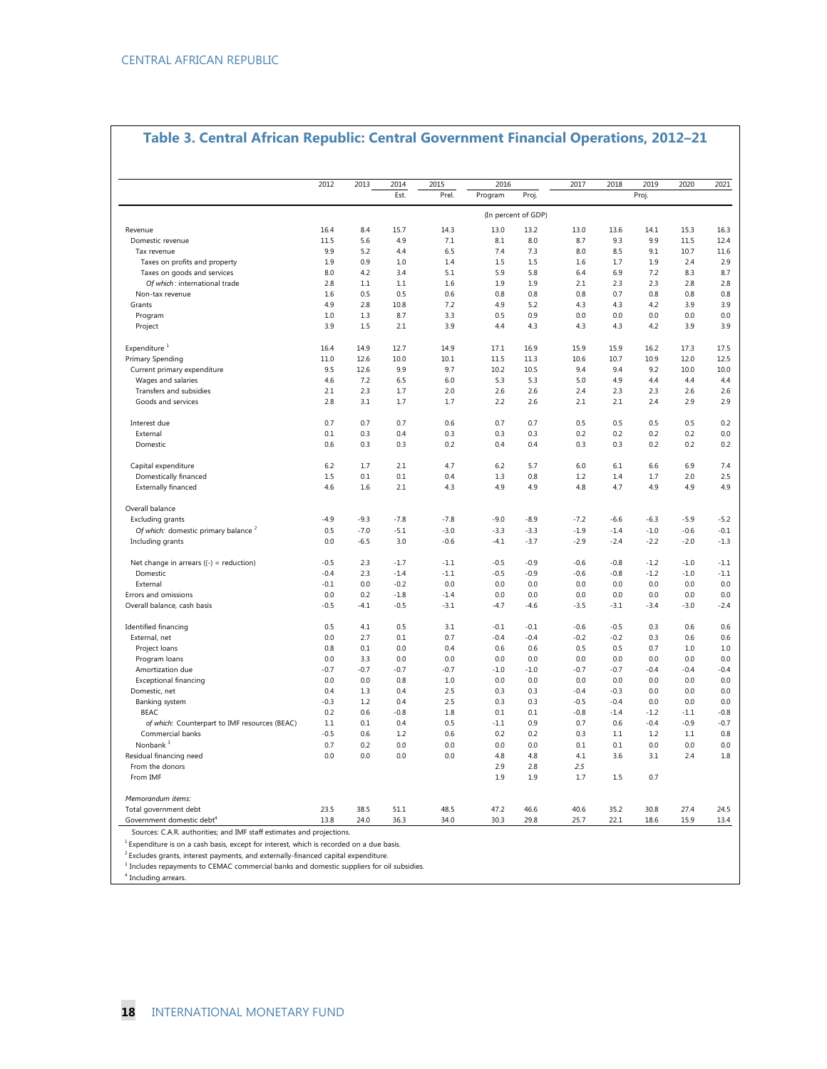## Table 3. Central African Republic: Central Government Financial Operations, 2012–21

| | 2012 | 2013 | 2014 | 2015 | 2016 | | 2017 | 2018 | 2019 | 2020 | 2021 |
|---|---|---|---|---|---|---|---|---|---|---|---|
| | | | Est. | Prel. | Program | Proj. | | | Proj. | | |
| | (In percent of GDP) | | | | | | | | | | |
| Revenue | 16.4 | 8.4 | 15.7 | 14.3 | 13.0 | 13.2 | 13.0 | 13.6 | 14.1 | 15.3 | 16.3 |
| Domestic revenue | 11.5 | 5.6 | 4.9 | 7.1 | 8.1 | 8.0 | 8.7 | 9.3 | 9.9 | 11.5 | 12.4 |
| Tax revenue | 9.9 | 5.2 | 4.4 | 6.5 | 7.4 | 7.3 | 8.0 | 8.5 | 9.1 | 10.7 | 11.6 |
| Taxes on profits and property | 1.9 | 0.9 | 1.0 | 1.4 | 1.5 | 1.5 | 1.6 | 1.7 | 1.9 | 2.4 | 2.9 |
| Taxes on goods and services | 8.0 | 4.2 | 3.4 | 5.1 | 5.9 | 5.8 | 6.4 | 6.9 | 7.2 | 8.3 | 8.7 |
| *Of which*: international trade | 2.8 | 1.1 | 1.1 | 1.6 | 1.9 | 1.9 | 2.1 | 2.3 | 2.3 | 2.8 | 2.8 |
| Non-tax revenue | 1.6 | 0.5 | 0.5 | 0.6 | 0.8 | 0.8 | 0.8 | 0.7 | 0.8 | 0.8 | 0.8 |
| Grants | 4.9 | 2.8 | 10.8 | 7.2 | 4.9 | 5.2 | 4.3 | 4.3 | 4.2 | 3.9 | 3.9 |
| Program | 1.0 | 1.3 | 8.7 | 3.3 | 0.5 | 0.9 | 0.0 | 0.0 | 0.0 | 0.0 | 0.0 |
| Project | 3.9 | 1.5 | 2.1 | 3.9 | 4.4 | 4.3 | 4.3 | 4.3 | 4.2 | 3.9 | 3.9 |
| Expenditure [1] | 16.4 | 14.9 | 12.7 | 14.9 | 17.1 | 16.9 | 15.9 | 15.9 | 16.2 | 17.3 | 17.5 |
| Primary Spending | 11.0 | 12.6 | 10.0 | 10.1 | 11.5 | 11.3 | 10.6 | 10.7 | 10.9 | 12.0 | 12.5 |
| Current primary expenditure | 9.5 | 12.6 | 9.9 | 9.7 | 10.2 | 10.5 | 9.4 | 9.4 | 9.2 | 10.0 | 10.0 |
| Wages and salaries | 4.6 | 7.2 | 6.5 | 6.0 | 5.3 | 5.3 | 5.0 | 4.9 | 4.4 | 4.4 | 4.4 |
| Transfers and subsidies | 2.1 | 2.3 | 1.7 | 2.0 | 2.6 | 2.6 | 2.4 | 2.3 | 2.3 | 2.6 | 2.6 |
| Goods and services | 2.8 | 3.1 | 1.7 | 1.7 | 2.2 | 2.6 | 2.1 | 2.1 | 2.4 | 2.9 | 2.9 |
| Interest due | 0.7 | 0.7 | 0.7 | 0.6 | 0.7 | 0.7 | 0.5 | 0.5 | 0.5 | 0.5 | 0.2 |
| External | 0.1 | 0.3 | 0.4 | 0.3 | 0.3 | 0.3 | 0.2 | 0.2 | 0.2 | 0.2 | 0.0 |
| Domestic | 0.6 | 0.3 | 0.3 | 0.2 | 0.4 | 0.4 | 0.3 | 0.3 | 0.2 | 0.2 | 0.2 |
| Capital expenditure | 6.2 | 1.7 | 2.1 | 4.7 | 6.2 | 5.7 | 6.0 | 6.1 | 6.6 | 6.9 | 7.4 |
| Domestically financed | 1.5 | 0.1 | 0.1 | 0.4 | 1.3 | 0.8 | 1.2 | 1.4 | 1.7 | 2.0 | 2.5 |
| Externally financed | 4.6 | 1.6 | 2.1 | 4.3 | 4.9 | 4.9 | 4.8 | 4.7 | 4.9 | 4.9 | 4.9 |
| Overall balance | | | | | | | | | | | |
| Excluding grants | -4.9 | -9.3 | -7.8 | -7.8 | -9.0 | -8.9 | -7.2 | -6.6 | -6.3 | -5.9 | -5.2 |
| *Of which:* domestic primary balance [2] | 0.5 | -7.0 | -5.1 | -3.0 | -3.3 | -3.3 | -1.9 | -1.4 | -1.0 | -0.6 | -0.1 |
| Including grants | 0.0 | -6.5 | 3.0 | -0.6 | -4.1 | -3.7 | -2.9 | -2.4 | -2.2 | -2.0 | -1.3 |
| Net change in arrears ((-) = reduction) | -0.5 | 2.3 | -1.7 | -1.1 | -0.5 | -0.9 | -0.6 | -0.8 | -1.2 | -1.0 | -1.1 |
| Domestic | -0.4 | 2.3 | -1.4 | -1.1 | -0.5 | -0.9 | -0.6 | -0.8 | -1.2 | -1.0 | -1.1 |
| External | -0.1 | 0.0 | -0.2 | 0.0 | 0.0 | 0.0 | 0.0 | 0.0 | 0.0 | 0.0 | 0.0 |
| Errors and omissions | 0.0 | 0.2 | -1.8 | -1.4 | 0.0 | 0.0 | 0.0 | 0.0 | 0.0 | 0.0 | 0.0 |
| Overall balance, cash basis | -0.5 | -4.1 | -0.5 | -3.1 | -4.7 | -4.6 | -3.5 | -3.1 | -3.4 | -3.0 | -2.4 |
| Identified financing | 0.5 | 4.1 | 0.5 | 3.1 | -0.1 | -0.1 | -0.6 | -0.5 | 0.3 | 0.6 | 0.6 |
| External, net | 0.0 | 2.7 | 0.1 | 0.7 | -0.4 | -0.4 | -0.2 | -0.2 | 0.3 | 0.6 | 0.6 |
| Project loans | 0.8 | 0.1 | 0.0 | 0.4 | 0.6 | 0.6 | 0.5 | 0.5 | 0.7 | 1.0 | 1.0 |
| Program loans | 0.0 | 3.3 | 0.0 | 0.0 | 0.0 | 0.0 | 0.0 | 0.0 | 0.0 | 0.0 | 0.0 |
| Amortization due | -0.7 | -0.7 | -0.7 | -0.7 | -1.0 | -1.0 | -0.7 | -0.7 | -0.4 | -0.4 | -0.4 |
| Exceptional financing | 0.0 | 0.0 | 0.8 | 1.0 | 0.0 | 0.0 | 0.0 | 0.0 | 0.0 | 0.0 | 0.0 |
| Domestic, net | 0.4 | 1.3 | 0.4 | 2.5 | 0.3 | 0.3 | -0.4 | -0.3 | 0.0 | 0.0 | 0.0 |
| Banking system | -0.3 | 1.2 | 0.4 | 2.5 | 0.3 | 0.3 | -0.5 | -0.4 | 0.0 | 0.0 | 0.0 |
| BEAC | 0.2 | 0.6 | -0.8 | 1.8 | 0.1 | 0.1 | -0.8 | -1.4 | -1.2 | -1.1 | -0.8 |
| *of which:* Counterpart to IMF resources (BEAC) | 1.1 | 0.1 | 0.4 | 0.5 | -1.1 | 0.9 | 0.7 | 0.6 | -0.4 | -0.9 | -0.7 |
| Commercial banks | -0.5 | 0.6 | 1.2 | 0.6 | 0.2 | 0.2 | 0.3 | 1.1 | 1.2 | 1.1 | 0.8 |
| Nonbank [3] | 0.7 | 0.2 | 0.0 | 0.0 | 0.0 | 0.0 | 0.1 | 0.1 | 0.0 | 0.0 | 0.0 |
| Residual financing need | 0.0 | 0.0 | 0.0 | 0.0 | 4.8 | 4.8 | 4.1 | 3.6 | 3.1 | 2.4 | 1.8 |
| From the donors | | | | | 2.9 | 2.8 | 2.5 | | | | |
| From IMF | | | | | 1.9 | 1.9 | 1.7 | 1.5 | 0.7 | | |
| *Memorandum items:* | | | | | | | | | | | |
| Total government debt | 23.5 | 38.5 | 51.1 | 48.5 | 47.2 | 46.6 | 40.6 | 35.2 | 30.8 | 27.4 | 24.5 |
| Government domestic debt[4] | 13.8 | 24.0 | 36.3 | 34.0 | 30.3 | 29.8 | 25.7 | 22.1 | 18.6 | 15.9 | 13.4 |

Sources: C.A.R. authorities; and IMF staff estimates and projections.

[1] Expenditure is on a cash basis, except for interest, which is recorded on a due basis.

[2] Excludes grants, interest payments, and externally-financed capital expenditure.

[3] Includes repayments to CEMAC commercial banks and domestic suppliers for oil subsidies.

[4] Including arrears.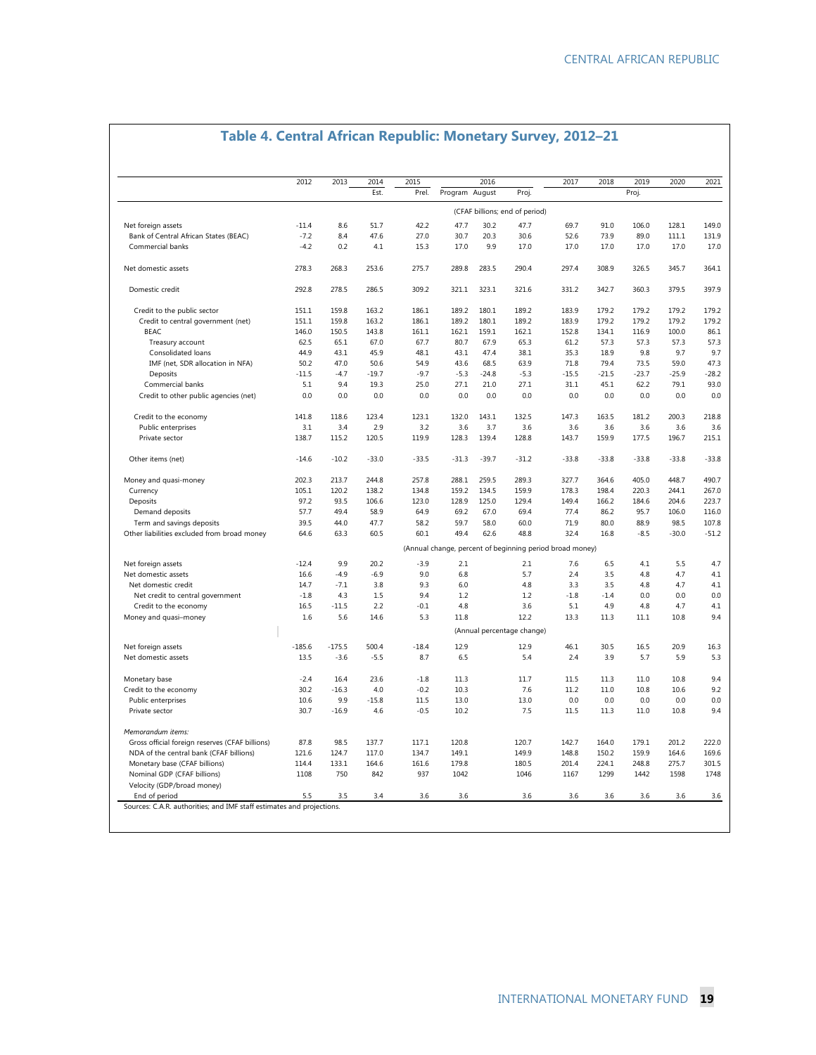# Table 4. Central African Republic: Monetary Survey, 2012–21

| | 2012 | 2013 | 2014 | 2015 | 2016 | | | 2017 | 2018 | 2019 | 2020 | 2021 |
|---|---|---|---|---|---|---|---|---|---|---|---|---|
| | | | Est. | Prel. | Program | August | Proj. | | | Proj. | | |
| | (CFAF billions; end of period) | | | | | | | | | | | |
| Net foreign assets | -11.4 | 8.6 | 51.7 | 42.2 | 47.7 | 30.2 | 47.7 | 69.7 | 91.0 | 106.0 | 128.1 | 149.0 |
| Bank of Central African States (BEAC) | -7.2 | 8.4 | 47.6 | 27.0 | 30.7 | 20.3 | 30.6 | 52.6 | 73.9 | 89.0 | 111.1 | 131.9 |
| Commercial banks | -4.2 | 0.2 | 4.1 | 15.3 | 17.0 | 9.9 | 17.0 | 17.0 | 17.0 | 17.0 | 17.0 | 17.0 |
| Net domestic assets | 278.3 | 268.3 | 253.6 | 275.7 | 289.8 | 283.5 | 290.4 | 297.4 | 308.9 | 326.5 | 345.7 | 364.1 |
| Domestic credit | 292.8 | 278.5 | 286.5 | 309.2 | 321.1 | 323.1 | 321.6 | 331.2 | 342.7 | 360.3 | 379.5 | 397.9 |
| Credit to the public sector | 151.1 | 159.8 | 163.2 | 186.1 | 189.2 | 180.1 | 189.2 | 183.9 | 179.2 | 179.2 | 179.2 | 179.2 |
| Credit to central government (net) | 151.1 | 159.8 | 163.2 | 186.1 | 189.2 | 180.1 | 189.2 | 183.9 | 179.2 | 179.2 | 179.2 | 179.2 |
| BEAC | 146.0 | 150.5 | 143.8 | 161.1 | 162.1 | 159.1 | 162.1 | 152.8 | 134.1 | 116.9 | 100.0 | 86.1 |
| Treasury account | 62.5 | 65.1 | 67.0 | 67.7 | 80.7 | 67.9 | 65.3 | 61.2 | 57.3 | 57.3 | 57.3 | 57.3 |
| Consolidated loans | 44.9 | 43.1 | 45.9 | 48.1 | 43.1 | 47.4 | 38.1 | 35.3 | 18.9 | 9.8 | 9.7 | 9.7 |
| IMF (net, SDR allocation in NFA) | 50.2 | 47.0 | 50.6 | 54.9 | 43.6 | 68.5 | 63.9 | 71.8 | 79.4 | 73.5 | 59.0 | 47.3 |
| Deposits | -11.5 | -4.7 | -19.7 | -9.7 | -5.3 | -24.8 | -5.3 | -15.5 | -21.5 | -23.7 | -25.9 | -28.2 |
| Commercial banks | 5.1 | 9.4 | 19.3 | 25.0 | 27.1 | 21.0 | 27.1 | 31.1 | 45.1 | 62.2 | 79.1 | 93.0 |
| Credit to other public agencies (net) | 0.0 | 0.0 | 0.0 | 0.0 | 0.0 | 0.0 | 0.0 | 0.0 | 0.0 | 0.0 | 0.0 | 0.0 |
| Credit to the economy | 141.8 | 118.6 | 123.4 | 123.1 | 132.0 | 143.1 | 132.5 | 147.3 | 163.5 | 181.2 | 200.3 | 218.8 |
| Public enterprises | 3.1 | 3.4 | 2.9 | 3.2 | 3.6 | 3.7 | 3.6 | 3.6 | 3.6 | 3.6 | 3.6 | 3.6 |
| Private sector | 138.7 | 115.2 | 120.5 | 119.9 | 128.3 | 139.4 | 128.8 | 143.7 | 159.9 | 177.5 | 196.7 | 215.1 |
| Other items (net) | -14.6 | -10.2 | -33.0 | -33.5 | -31.3 | -39.7 | -31.2 | -33.8 | -33.8 | -33.8 | -33.8 | -33.8 |
| Money and quasi-money | 202.3 | 213.7 | 244.8 | 257.8 | 288.1 | 259.5 | 289.3 | 327.7 | 364.6 | 405.0 | 448.7 | 490.7 |
| Currency | 105.1 | 120.2 | 138.2 | 134.8 | 159.2 | 134.5 | 159.9 | 178.3 | 198.4 | 220.3 | 244.1 | 267.0 |
| Deposits | 97.2 | 93.5 | 106.6 | 123.0 | 128.9 | 125.0 | 129.4 | 149.4 | 166.2 | 184.6 | 204.6 | 223.7 |
| Demand deposits | 57.7 | 49.4 | 58.9 | 64.9 | 69.2 | 67.0 | 69.4 | 77.4 | 86.2 | 95.7 | 106.0 | 116.0 |
| Term and savings deposits | 39.5 | 44.0 | 47.7 | 58.2 | 59.7 | 58.0 | 60.0 | 71.9 | 80.0 | 88.9 | 98.5 | 107.8 |
| Other liabilities excluded from broad money | 64.6 | 63.3 | 60.5 | 60.1 | 49.4 | 62.6 | 48.8 | 32.4 | 16.8 | -8.5 | -30.0 | -51.2 |
| | (Annual change, percent of beginning period broad money) | | | | | | | | | | | |
| Net foreign assets | -12.4 | 9.9 | 20.2 | -3.9 | 2.1 | | 2.1 | 7.6 | 6.5 | 4.1 | 5.5 | 4.7 |
| Net domestic assets | 16.6 | -4.9 | -6.9 | 9.0 | 6.8 | | 5.7 | 2.4 | 3.5 | 4.8 | 4.7 | 4.1 |
| Net domestic credit | 14.7 | -7.1 | 3.8 | 9.3 | 6.0 | | 4.8 | 3.3 | 3.5 | 4.8 | 4.7 | 4.1 |
| Net credit to central government | -1.8 | 4.3 | 1.5 | 9.4 | 1.2 | | 1.2 | -1.8 | -1.4 | 0.0 | 0.0 | 0.0 |
| Credit to the economy | 16.5 | -11.5 | 2.2 | -0.1 | 4.8 | | 3.6 | 5.1 | 4.9 | 4.8 | 4.7 | 4.1 |
| Money and quasi–money | 1.6 | 5.6 | 14.6 | 5.3 | 11.8 | | 12.2 | 13.3 | 11.3 | 11.1 | 10.8 | 9.4 |
| | (Annual percentage change) | | | | | | | | | | | |
| Net foreign assets | -185.6 | -175.5 | 500.4 | -18.4 | 12.9 | | 12.9 | 46.1 | 30.5 | 16.5 | 20.9 | 16.3 |
| Net domestic assets | 13.5 | -3.6 | -5.5 | 8.7 | 6.5 | | 5.4 | 2.4 | 3.9 | 5.7 | 5.9 | 5.3 |
| Monetary base | -2.4 | 16.4 | 23.6 | -1.8 | 11.3 | | 11.7 | 11.5 | 11.3 | 11.0 | 10.8 | 9.4 |
| Credit to the economy | 30.2 | -16.3 | 4.0 | -0.2 | 10.3 | | 7.6 | 11.2 | 11.0 | 10.8 | 10.6 | 9.2 |
| Public enterprises | 10.6 | 9.9 | -15.8 | 11.5 | 13.0 | | 13.0 | 0.0 | 0.0 | 0.0 | 0.0 | 0.0 |
| Private sector | 30.7 | -16.9 | 4.6 | -0.5 | 10.2 | | 7.5 | 11.5 | 11.3 | 11.0 | 10.8 | 9.4 |
| *Memorandum items:* | | | | | | | | | | | | |
| Gross official foreign reserves (CFAF billions) | 87.8 | 98.5 | 137.7 | 117.1 | 120.8 | | 120.7 | 142.7 | 164.0 | 179.1 | 201.2 | 222.0 |
| NDA of the central bank (CFAF billions) | 121.6 | 124.7 | 117.0 | 134.7 | 149.1 | | 149.9 | 148.8 | 150.2 | 159.9 | 164.6 | 169.6 |
| Monetary base (CFAF billions) | 114.4 | 133.1 | 164.6 | 161.6 | 179.8 | | 180.5 | 201.4 | 224.1 | 248.8 | 275.7 | 301.5 |
| Nominal GDP (CFAF billions) | 1108 | 750 | 842 | 937 | 1042 | | 1046 | 1167 | 1299 | 1442 | 1598 | 1748 |
| Velocity (GDP/broad money) | | | | | | | | | | | | |
| End of period | 5.5 | 3.5 | 3.4 | 3.6 | 3.6 | | 3.6 | 3.6 | 3.6 | 3.6 | 3.6 | 3.6 |

Sources: C.A.R. authorities; and IMF staff estimates and projections.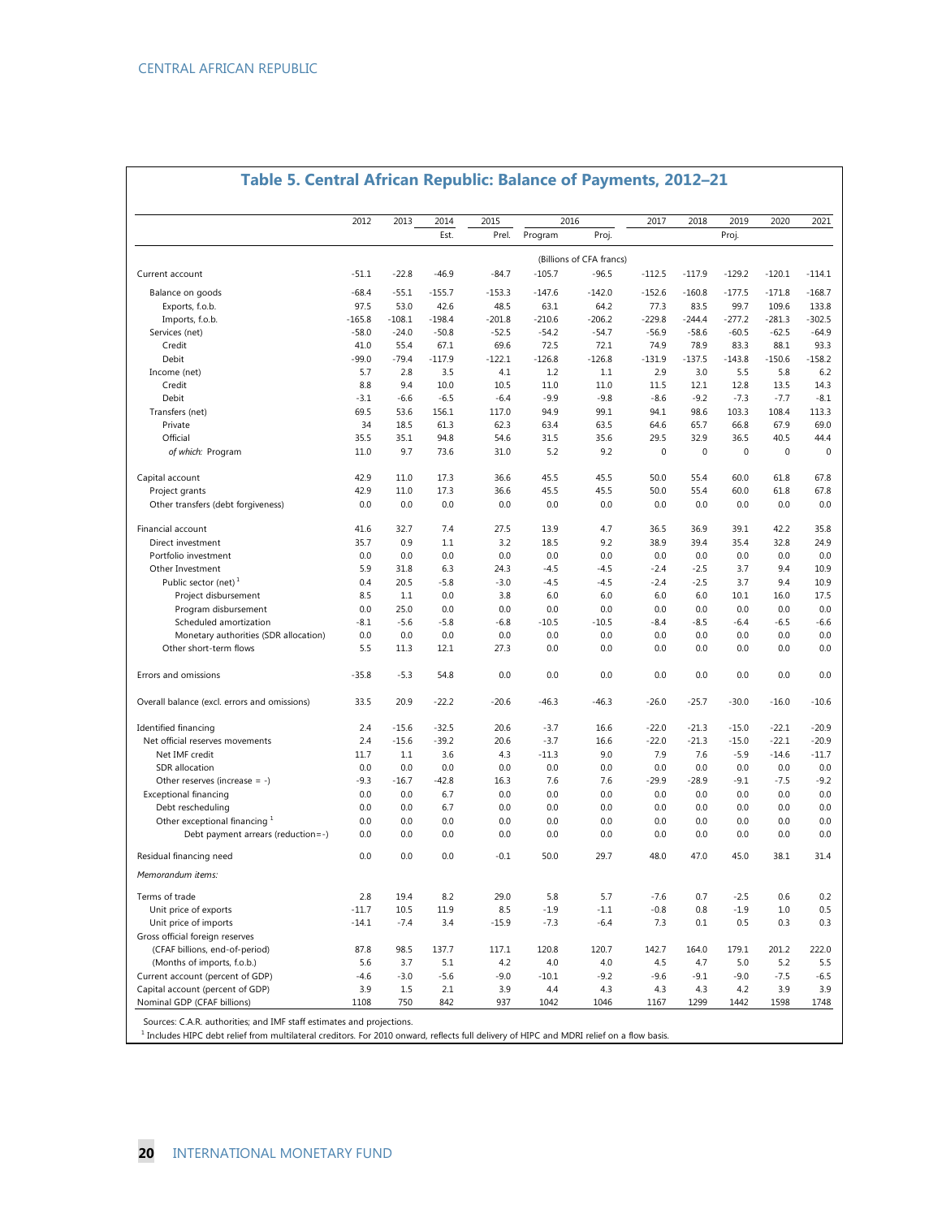## Table 5. Central African Republic: Balance of Payments, 2012–21

| | 2012 | 2013 | 2014 | 2015 | 2016 | | 2017 | 2018 | 2019 | 2020 | 2021 |
|---|---|---|---|---|---|---|---|---|---|---|---|
| | | | Est. | Prel. | Program | Proj. | | | Proj. | | |
| | (Billions of CFA francs) | | | | | | | | | | |
| Current account | -51.1 | -22.8 | -46.9 | -84.7 | -105.7 | -96.5 | -112.5 | -117.9 | -129.2 | -120.1 | -114.1 |
| Balance on goods | -68.4 | -55.1 | -155.7 | -153.3 | -147.6 | -142.0 | -152.6 | -160.8 | -177.5 | -171.8 | -168.7 |
| Exports, f.o.b. | 97.5 | 53.0 | 42.6 | 48.5 | 63.1 | 64.2 | 77.3 | 83.5 | 99.7 | 109.6 | 133.8 |
| Imports, f.o.b. | -165.8 | -108.1 | -198.4 | -201.8 | -210.6 | -206.2 | -229.8 | -244.4 | -277.2 | -281.3 | -302.5 |
| Services (net) | -58.0 | -24.0 | -50.8 | -52.5 | -54.2 | -54.7 | -56.9 | -58.6 | -60.5 | -62.5 | -64.9 |
| Credit | 41.0 | 55.4 | 67.1 | 69.6 | 72.5 | 72.1 | 74.9 | 78.9 | 83.3 | 88.1 | 93.3 |
| Debit | -99.0 | -79.4 | -117.9 | -122.1 | -126.8 | -126.8 | -131.9 | -137.5 | -143.8 | -150.6 | -158.2 |
| Income (net) | 5.7 | 2.8 | 3.5 | 4.1 | 1.2 | 1.1 | 2.9 | 3.0 | 5.5 | 5.8 | 6.2 |
| Credit | 8.8 | 9.4 | 10.0 | 10.5 | 11.0 | 11.0 | 11.5 | 12.1 | 12.8 | 13.5 | 14.3 |
| Debit | -3.1 | -6.6 | -6.5 | -6.4 | -9.9 | -9.8 | -8.6 | -9.2 | -7.3 | -7.7 | -8.1 |
| Transfers (net) | 69.5 | 53.6 | 156.1 | 117.0 | 94.9 | 99.1 | 94.1 | 98.6 | 103.3 | 108.4 | 113.3 |
| Private | 34 | 18.5 | 61.3 | 62.3 | 63.4 | 63.5 | 64.6 | 65.7 | 66.8 | 67.9 | 69.0 |
| Official | 35.5 | 35.1 | 94.8 | 54.6 | 31.5 | 35.6 | 29.5 | 32.9 | 36.5 | 40.5 | 44.4 |
| *of which:* Program | 11.0 | 9.7 | 73.6 | 31.0 | 5.2 | 9.2 | 0 | 0 | 0 | 0 | 0 |
| Capital account | 42.9 | 11.0 | 17.3 | 36.6 | 45.5 | 45.5 | 50.0 | 55.4 | 60.0 | 61.8 | 67.8 |
| Project grants | 42.9 | 11.0 | 17.3 | 36.6 | 45.5 | 45.5 | 50.0 | 55.4 | 60.0 | 61.8 | 67.8 |
| Other transfers (debt forgiveness) | 0.0 | 0.0 | 0.0 | 0.0 | 0.0 | 0.0 | 0.0 | 0.0 | 0.0 | 0.0 | 0.0 |
| Financial account | 41.6 | 32.7 | 7.4 | 27.5 | 13.9 | 4.7 | 36.5 | 36.9 | 39.1 | 42.2 | 35.8 |
| Direct investment | 35.7 | 0.9 | 1.1 | 3.2 | 18.5 | 9.2 | 38.9 | 39.4 | 35.4 | 32.8 | 24.9 |
| Portfolio investment | 0.0 | 0.0 | 0.0 | 0.0 | 0.0 | 0.0 | 0.0 | 0.0 | 0.0 | 0.0 | 0.0 |
| Other Investment | 5.9 | 31.8 | 6.3 | 24.3 | -4.5 | -4.5 | -2.4 | -2.5 | 3.7 | 9.4 | 10.9 |
| Public sector (net) [1] | 0.4 | 20.5 | -5.8 | -3.0 | -4.5 | -4.5 | -2.4 | -2.5 | 3.7 | 9.4 | 10.9 |
| Project disbursement | 8.5 | 1.1 | 0.0 | 3.8 | 6.0 | 6.0 | 6.0 | 6.0 | 10.1 | 16.0 | 17.5 |
| Program disbursement | 0.0 | 25.0 | 0.0 | 0.0 | 0.0 | 0.0 | 0.0 | 0.0 | 0.0 | 0.0 | 0.0 |
| Scheduled amortization | -8.1 | -5.6 | -5.8 | -6.8 | -10.5 | -10.5 | -8.4 | -8.5 | -6.4 | -6.5 | -6.6 |
| Monetary authorities (SDR allocation) | 0.0 | 0.0 | 0.0 | 0.0 | 0.0 | 0.0 | 0.0 | 0.0 | 0.0 | 0.0 | 0.0 |
| Other short-term flows | 5.5 | 11.3 | 12.1 | 27.3 | 0.0 | 0.0 | 0.0 | 0.0 | 0.0 | 0.0 | 0.0 |
| Errors and omissions | -35.8 | -5.3 | 54.8 | 0.0 | 0.0 | 0.0 | 0.0 | 0.0 | 0.0 | 0.0 | 0.0 |
| Overall balance (excl. errors and omissions) | 33.5 | 20.9 | -22.2 | -20.6 | -46.3 | -46.3 | -26.0 | -25.7 | -30.0 | -16.0 | -10.6 |
| Identified financing | 2.4 | -15.6 | -32.5 | 20.6 | -3.7 | 16.6 | -22.0 | -21.3 | -15.0 | -22.1 | -20.9 |
| Net official reserves movements | 2.4 | -15.6 | -39.2 | 20.6 | -3.7 | 16.6 | -22.0 | -21.3 | -15.0 | -22.1 | -20.9 |
| Net IMF credit | 11.7 | 1.1 | 3.6 | 4.3 | -11.3 | 9.0 | 7.9 | 7.6 | -5.9 | -14.6 | -11.7 |
| SDR allocation | 0.0 | 0.0 | 0.0 | 0.0 | 0.0 | 0.0 | 0.0 | 0.0 | 0.0 | 0.0 | 0.0 |
| Other reserves (increase = -) | -9.3 | -16.7 | -42.8 | 16.3 | 7.6 | 7.6 | -29.9 | -28.9 | -9.1 | -7.5 | -9.2 |
| Exceptional financing | 0.0 | 0.0 | 6.7 | 0.0 | 0.0 | 0.0 | 0.0 | 0.0 | 0.0 | 0.0 | 0.0 |
| Debt rescheduling | 0.0 | 0.0 | 6.7 | 0.0 | 0.0 | 0.0 | 0.0 | 0.0 | 0.0 | 0.0 | 0.0 |
| Other exceptional financing [1] | 0.0 | 0.0 | 0.0 | 0.0 | 0.0 | 0.0 | 0.0 | 0.0 | 0.0 | 0.0 | 0.0 |
| Debt payment arrears (reduction=-) | 0.0 | 0.0 | 0.0 | 0.0 | 0.0 | 0.0 | 0.0 | 0.0 | 0.0 | 0.0 | 0.0 |
| Residual financing need | 0.0 | 0.0 | 0.0 | -0.1 | 50.0 | 29.7 | 48.0 | 47.0 | 45.0 | 38.1 | 31.4 |
| *Memorandum items:* | | | | | | | | | | | |
| Terms of trade | 2.8 | 19.4 | 8.2 | 29.0 | 5.8 | 5.7 | -7.6 | 0.7 | -2.5 | 0.6 | 0.2 |
| Unit price of exports | -11.7 | 10.5 | 11.9 | 8.5 | -1.9 | -1.1 | -0.8 | 0.8 | -1.9 | 1.0 | 0.5 |
| Unit price of imports | -14.1 | -7.4 | 3.4 | -15.9 | -7.3 | -6.4 | 7.3 | 0.1 | 0.5 | 0.3 | 0.3 |
| Gross official foreign reserves | | | | | | | | | | | |
| (CFAF billions, end-of-period) | 87.8 | 98.5 | 137.7 | 117.1 | 120.8 | 120.7 | 142.7 | 164.0 | 179.1 | 201.2 | 222.0 |
| (Months of imports, f.o.b.) | 5.6 | 3.7 | 5.1 | 4.2 | 4.0 | 4.0 | 4.5 | 4.7 | 5.0 | 5.2 | 5.5 |
| Current account (percent of GDP) | -4.6 | -3.0 | -5.6 | -9.0 | -10.1 | -9.2 | -9.6 | -9.1 | -9.0 | -7.5 | -6.5 |
| Capital account (percent of GDP) | 3.9 | 1.5 | 2.1 | 3.9 | 4.4 | 4.3 | 4.3 | 4.3 | 4.2 | 3.9 | 3.9 |
| Nominal GDP (CFAF billions) | 1108 | 750 | 842 | 937 | 1042 | 1046 | 1167 | 1299 | 1442 | 1598 | 1748 |

Sources: C.A.R. authorities; and IMF staff estimates and projections.

[1] Includes HIPC debt relief from multilateral creditors. For 2010 onward, reflects full delivery of HIPC and MDRI relief on a flow basis.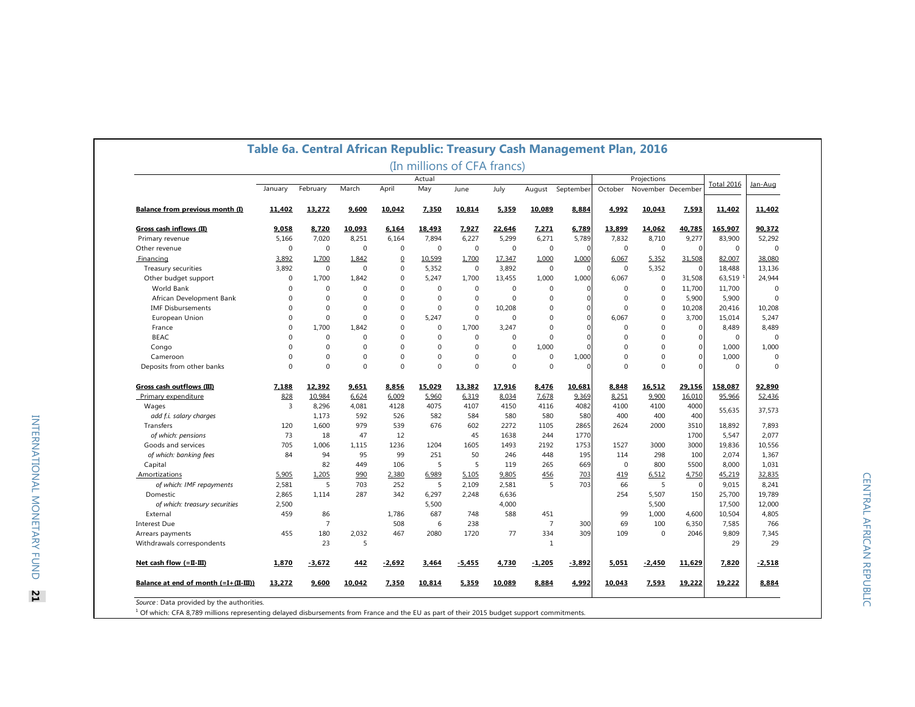# Table 6a. Central African Republic: Treasury Cash Management Plan, 2016

(In millions of CFA francs)

| | Actual | | | | | | | | | Projections | | | Total 2016 | Jan-Aug |
|---|---|---|---|---|---|---|---|---|---|---|---|---|---|---|
| | January | February | March | April | May | June | July | August | September | October | November | December | | |
| **Balance from previous month (I)** | **11,402** | **13,272** | **9,600** | **10,042** | **7,350** | **10,814** | **5,359** | **10,089** | **8,884** | **4,992** | **10,043** | **7,593** | **11,402** | **11,402** |
| **Gross cash inflows (II)** | **9,058** | **8,720** | **10,093** | **6,164** | **18,493** | **7,927** | **22,646** | **7,271** | **6,789** | **13,899** | **14,062** | **40,785** | **165,907** | **90,372** |
| Primary revenue | 5,166 | 7,020 | 8,251 | 6,164 | 7,894 | 6,227 | 5,299 | 6,271 | 5,789 | 7,832 | 8,710 | 9,277 | 83,900 | 52,292 |
| Other revenue | 0 | 0 | 0 | 0 | 0 | 0 | 0 | 0 | 0 | 0 | 0 | 0 | 0 | 0 |
| Financing | 3,892 | 1,700 | 1,842 | 0 | 10,599 | 1,700 | 17,347 | 1,000 | 1,000 | 6,067 | 5,352 | 31,508 | 82,007 | 38,080 |
| Treasury securities | 3,892 | 0 | 0 | 0 | 5,352 | 0 | 3,892 | 0 | 0 | 0 | 5,352 | 0 | 18,488 | 13,136 |
| Other budget support | 0 | 1,700 | 1,842 | 0 | 5,247 | 1,700 | 13,455 | 1,000 | 1,000 | 6,067 | 0 | 31,508 | 63,519 [1] | 24,944 |
| World Bank | 0 | 0 | 0 | 0 | 0 | 0 | 0 | 0 | 0 | 0 | 0 | 11,700 | 11,700 | 0 |
| African Development Bank | 0 | 0 | 0 | 0 | 0 | 0 | 0 | 0 | 0 | 0 | 0 | 5,900 | 5,900 | 0 |
| IMF Disbursements | 0 | 0 | 0 | 0 | 0 | 0 | 10,208 | 0 | 0 | 0 | 0 | 10,208 | 20,416 | 10,208 |
| European Union | 0 | 0 | 0 | 0 | 5,247 | 0 | 0 | 0 | 0 | 6,067 | 0 | 3,700 | 15,014 | 5,247 |
| France | 0 | 1,700 | 1,842 | 0 | 0 | 1,700 | 3,247 | 0 | 0 | 0 | 0 | 0 | 8,489 | 8,489 |
| BEAC | 0 | 0 | 0 | 0 | 0 | 0 | 0 | 0 | 0 | 0 | 0 | 0 | 0 | 0 |
| Congo | 0 | 0 | 0 | 0 | 0 | 0 | 0 | 1,000 | 0 | 0 | 0 | 0 | 1,000 | 1,000 |
| Cameroon | 0 | 0 | 0 | 0 | 0 | 0 | 0 | 0 | 1,000 | 0 | 0 | 0 | 1,000 | 0 |
| Deposits from other banks | 0 | 0 | 0 | 0 | 0 | 0 | 0 | 0 | 0 | 0 | 0 | 0 | 0 | 0 |
| **Gross cash outflows (III)** | **7,188** | **12,392** | **9,651** | **8,856** | **15,029** | **13,382** | **17,916** | **8,476** | **10,681** | **8,848** | **16,512** | **29,156** | **158,087** | **92,890** |
| Primary expenditure | 828 | 10,984 | 6,624 | 6,009 | 5,960 | 6,319 | 8,034 | 7,678 | 9,369 | 8,251 | 9,900 | 16,010 | 95,966 | 52,436 |
| Wages | 3 | 8,296 | 4,081 | 4128 | 4075 | 4107 | 4150 | 4116 | 4082 | 4100 | 4100 | 4000 | 55635 | 37,573 |
| *add f.i. salary charges* | | 1,173 | 592 | 526 | 582 | 584 | 580 | 580 | 580 | 400 | 400 | 400 | | |
| Transfers | 120 | 1,600 | 979 | 539 | 676 | 602 | 2272 | 1105 | 2865 | 2624 | 2000 | 3510 | 18,892 | 7,893 |
| *of which: pensions* | 73 | 18 | 47 | 12 | | 45 | 1638 | 244 | 1770 | | | 1700 | 5,547 | 2,077 |
| Goods and services | 705 | 1,006 | 1,115 | 1236 | 1204 | 1605 | 1493 | 2192 | 1753 | 1527 | 3000 | 3000 | 19,836 | 10,556 |
| *of which: banking fees* | 84 | 94 | 95 | 99 | 251 | 50 | 246 | 448 | 195 | 114 | 298 | 100 | 2,074 | 1,367 |
| Capital | | 82 | 449 | 106 | 5 | 5 | 119 | 265 | 669 | 0 | 800 | 5500 | 8,000 | 1,031 |
| Amortizations | 5,905 | 1,205 | 990 | 2,380 | 6,989 | 5,105 | 9,805 | 456 | 703 | 419 | 6,512 | 4,750 | 45,219 | 32,835 |
| *of which: IMF repayments* | 2,581 | 5 | 703 | 252 | 5 | 2,109 | 2,581 | 5 | 703 | 66 | 5 | 0 | 9,015 | 8,241 |
| Domestic | 2,865 | 1,114 | 287 | 342 | 6,297 | 2,248 | 6,636 | | | 254 | 5,507 | 150 | 25,700 | 19,789 |
| *of which: treasury securities* | 2,500 | | | | 5,500 | | 4,000 | | | | 5,500 | | 17,500 | 12,000 |
| External | 459 | 86 | | 1,786 | 687 | 748 | 588 | 451 | | 99 | 1,000 | 4,600 | 10,504 | 4,805 |
| Interest Due | | 7 | | 508 | 6 | 238 | | 7 | 300 | 69 | 100 | 6,350 | 7,585 | 766 |
| Arrears payments | 455 | 180 | 2,032 | 467 | 2080 | 1720 | 77 | 334 | 309 | 109 | 0 | 2046 | 9,809 | 7,345 |
| Withdrawals correspondents | | 23 | 5 | | | | | 1 | | | | | 29 | 29 |
| **Net cash flow (=II-III)** | **1,870** | **-3,672** | **442** | **-2,692** | **3,464** | **-5,455** | **4,730** | **-1,205** | **-3,892** | **5,051** | **-2,450** | **11,629** | **7,820** | **-2,518** |
| **Balance at end of month (=I+(II-III))** | **13,272** | **9,600** | **10,042** | **7,350** | **10,814** | **5,359** | **10,089** | **8,884** | **4,992** | **10,043** | **7,593** | **19,222** | **19,222** | **8,884** |

*Source*: Data provided by the authorities.

[1] Of which: CFA 8,789 millions representing delayed disbursements from France and the EU as part of their 2015 budget support commitments.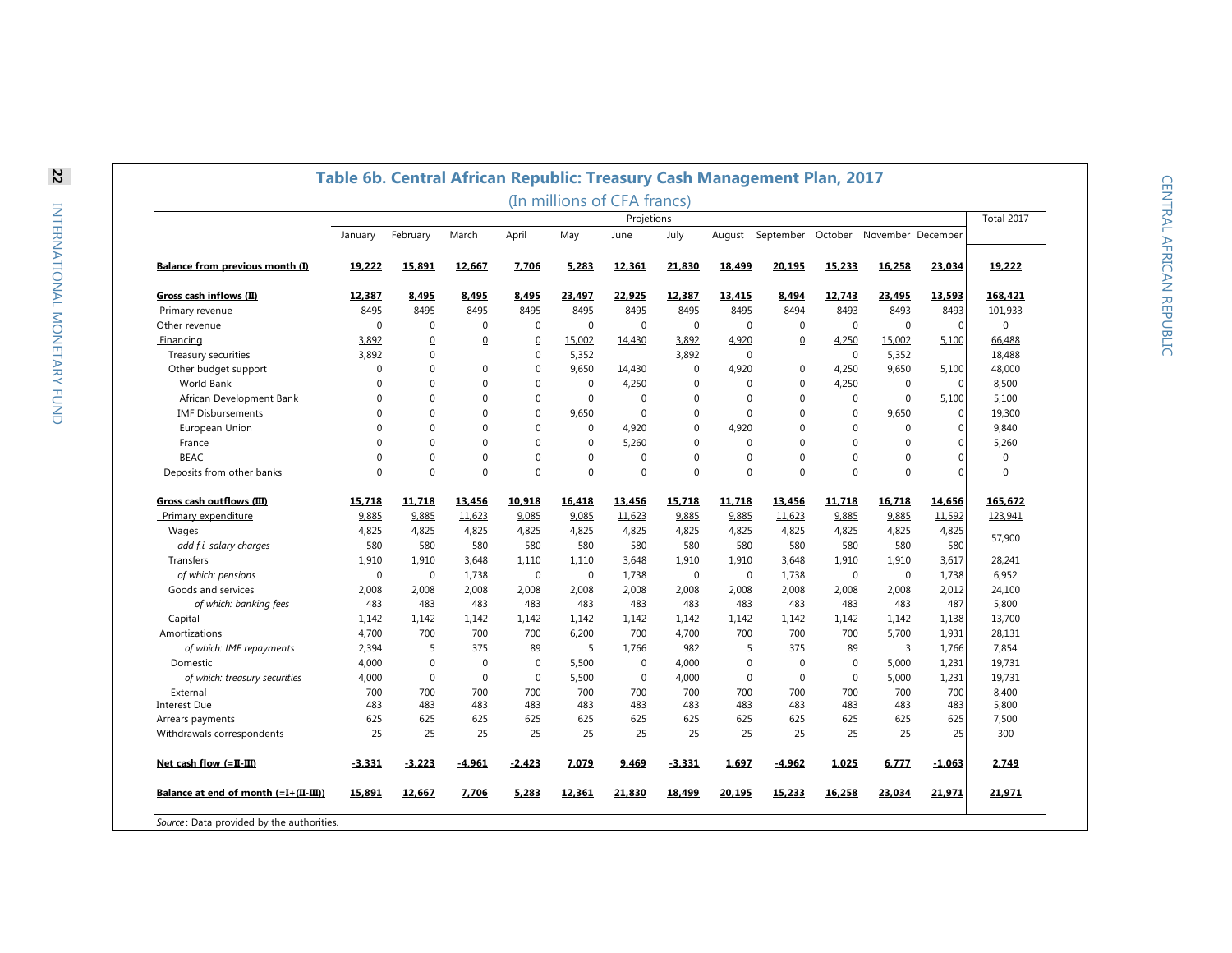## Table 6b. Central African Republic: Treasury Cash Management Plan, 2017

(In millions of CFA francs)

| | Projetions | | | | | | | | | | | | Total 2017 |
|---|---|---|---|---|---|---|---|---|---|---|---|---|---|
| | January | February | March | April | May | June | July | August | September | October | November | December | |
| **Balance from previous month (I)** | **19,222** | **15,891** | **12,667** | **7,706** | **5,283** | **12,361** | **21,830** | **18,499** | **20,195** | **15,233** | **16,258** | **23,034** | **19,222** |
| **Gross cash inflows (II)** | **12,387** | **8,495** | **8,495** | **8,495** | **23,497** | **22,925** | **12,387** | **13,415** | **8,494** | **12,743** | **23,495** | **13,593** | **168,421** |
| Primary revenue | 8495 | 8495 | 8495 | 8495 | 8495 | 8495 | 8495 | 8495 | 8494 | 8493 | 8493 | 8493 | 101,933 |
| Other revenue | 0 | 0 | 0 | 0 | 0 | 0 | 0 | 0 | 0 | 0 | 0 | 0 | 0 |
| Financing | 3,892 | 0 | 0 | 0 | 15,002 | 14,430 | 3,892 | 4,920 | 0 | 4,250 | 15,002 | 5,100 | 66,488 |
| Treasury securities | 3,892 | 0 | | 0 | 5,352 | | 3,892 | 0 | | 0 | 5,352 | | 18,488 |
| Other budget support | 0 | 0 | 0 | 0 | 9,650 | 14,430 | 0 | 4,920 | 0 | 4,250 | 9,650 | 5,100 | 48,000 |
| World Bank | 0 | 0 | 0 | 0 | 0 | 4,250 | 0 | 0 | 0 | 4,250 | 0 | 0 | 8,500 |
| African Development Bank | 0 | 0 | 0 | 0 | 0 | 0 | 0 | 0 | 0 | 0 | 0 | 5,100 | 5,100 |
| IMF Disbursements | 0 | 0 | 0 | 0 | 9,650 | 0 | 0 | 0 | 0 | 0 | 9,650 | 0 | 19,300 |
| European Union | 0 | 0 | 0 | 0 | 0 | 4,920 | 0 | 4,920 | 0 | 0 | 0 | 0 | 9,840 |
| France | 0 | 0 | 0 | 0 | 0 | 5,260 | 0 | 0 | 0 | 0 | 0 | 0 | 5,260 |
| BEAC | 0 | 0 | 0 | 0 | 0 | 0 | 0 | 0 | 0 | 0 | 0 | 0 | 0 |
| Deposits from other banks | 0 | 0 | 0 | 0 | 0 | 0 | 0 | 0 | 0 | 0 | 0 | 0 | 0 |
| **Gross cash outflows (III)** | **15,718** | **11,718** | **13,456** | **10,918** | **16,418** | **13,456** | **15,718** | **11,718** | **13,456** | **11,718** | **16,718** | **14,656** | **165,672** |
| Primary expenditure | 9,885 | 9,885 | 11,623 | 9,085 | 9,085 | 11,623 | 9,885 | 9,885 | 11,623 | 9,885 | 9,885 | 11,592 | 123,941 |
| Wages | 4,825 | 4,825 | 4,825 | 4,825 | 4,825 | 4,825 | 4,825 | 4,825 | 4,825 | 4,825 | 4,825 | 4,825 | 57,900 |
| *add f.i. salary charges* | 580 | 580 | 580 | 580 | 580 | 580 | 580 | 580 | 580 | 580 | 580 | 580 | |
| Transfers | 1,910 | 1,910 | 3,648 | 1,110 | 1,110 | 3,648 | 1,910 | 1,910 | 3,648 | 1,910 | 1,910 | 3,617 | 28,241 |
| *of which: pensions* | 0 | 0 | 1,738 | 0 | 0 | 1,738 | 0 | 0 | 1,738 | 0 | 0 | 1,738 | 6,952 |
| Goods and services | 2,008 | 2,008 | 2,008 | 2,008 | 2,008 | 2,008 | 2,008 | 2,008 | 2,008 | 2,008 | 2,008 | 2,012 | 24,100 |
| *of which: banking fees* | 483 | 483 | 483 | 483 | 483 | 483 | 483 | 483 | 483 | 483 | 483 | 487 | 5,800 |
| Capital | 1,142 | 1,142 | 1,142 | 1,142 | 1,142 | 1,142 | 1,142 | 1,142 | 1,142 | 1,142 | 1,142 | 1,138 | 13,700 |
| Amortizations | 4,700 | 700 | 700 | 700 | 6,200 | 700 | 4,700 | 700 | 700 | 700 | 5,700 | 1,931 | 28,131 |
| *of which: IMF repayments* | 2,394 | 5 | 375 | 89 | 5 | 1,766 | 982 | 5 | 375 | 89 | 3 | 1,766 | 7,854 |
| Domestic | 4,000 | 0 | 0 | 0 | 5,500 | 0 | 4,000 | 0 | 0 | 0 | 5,000 | 1,231 | 19,731 |
| *of which: treasury securities* | 4,000 | 0 | 0 | 0 | 5,500 | 0 | 4,000 | 0 | 0 | 0 | 5,000 | 1,231 | 19,731 |
| External | 700 | 700 | 700 | 700 | 700 | 700 | 700 | 700 | 700 | 700 | 700 | 700 | 8,400 |
| Interest Due | 483 | 483 | 483 | 483 | 483 | 483 | 483 | 483 | 483 | 483 | 483 | 483 | 5,800 |
| Arrears payments | 625 | 625 | 625 | 625 | 625 | 625 | 625 | 625 | 625 | 625 | 625 | 625 | 7,500 |
| Withdrawals correspondents | 25 | 25 | 25 | 25 | 25 | 25 | 25 | 25 | 25 | 25 | 25 | 25 | 300 |
| **Net cash flow (=II-III)** | **-3,331** | **-3,223** | **-4,961** | **-2,423** | **7,079** | **9,469** | **-3,331** | **1,697** | **-4,962** | **1,025** | **6,777** | **-1,063** | **2,749** |
| **Balance at end of month (=I+(II-III))** | **15,891** | **12,667** | **7,706** | **5,283** | **12,361** | **21,830** | **18,499** | **20,195** | **15,233** | **16,258** | **23,034** | **21,971** | **21,971** |

*Source*: Data provided by the authorities.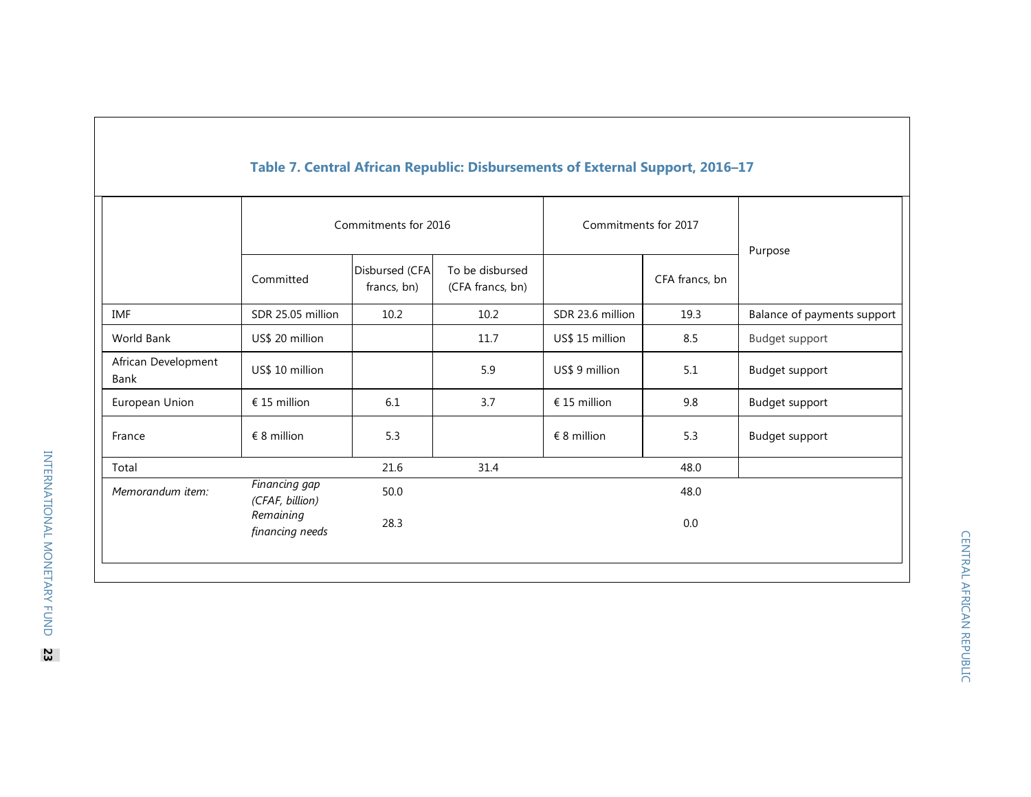### Table 7. Central African Republic: Disbursements of External Support, 2016–17

| | Commitments for 2016 | | | Commitments for 2017 | | Purpose |
|---|---|---|---|---|---|---|
| | Committed | Disbursed (CFA francs, bn) | To be disbursed (CFA francs, bn) | | CFA francs, bn | |
| IMF | SDR 25.05 million | 10.2 | 10.2 | SDR 23.6 million | 19.3 | Balance of payments support |
| World Bank | US$ 20 million | | 11.7 | US$ 15 million | 8.5 | Budget support |
| African Development Bank | US$ 10 million | | 5.9 | US$ 9 million | 5.1 | Budget support |
| European Union | € 15 million | 6.1 | 3.7 | € 15 million | 9.8 | Budget support |
| France | € 8 million | 5.3 | | € 8 million | 5.3 | Budget support |
| Total | | 21.6 | 31.4 | | 48.0 | |
| *Memorandum item:* | *Financing gap (CFAF, billion)* | 50.0 | | | 48.0 | |
| | *Remaining financing needs* | 28.3 | | | 0.0 | |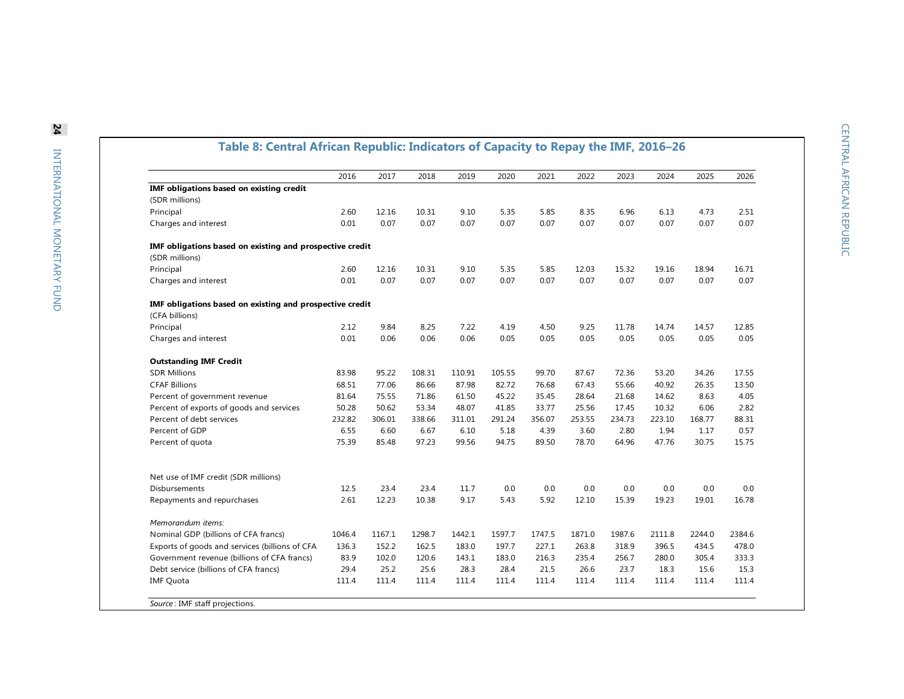## Table 8: Central African Republic: Indicators of Capacity to Repay the IMF, 2016–26

| | 2016 | 2017 | 2018 | 2019 | 2020 | 2021 | 2022 | 2023 | 2024 | 2025 | 2026 |
|---|---|---|---|---|---|---|---|---|---|---|---|
| **IMF obligations based on existing credit** | | | | | | | | | | | |
| (SDR millions) | | | | | | | | | | | |
| Principal | 2.60 | 12.16 | 10.31 | 9.10 | 5.35 | 5.85 | 8.35 | 6.96 | 6.13 | 4.73 | 2.51 |
| Charges and interest | 0.01 | 0.07 | 0.07 | 0.07 | 0.07 | 0.07 | 0.07 | 0.07 | 0.07 | 0.07 | 0.07 |
| **IMF obligations based on existing and prospective credit** | | | | | | | | | | | |
| (SDR millions) | | | | | | | | | | | |
| Principal | 2.60 | 12.16 | 10.31 | 9.10 | 5.35 | 5.85 | 12.03 | 15.32 | 19.16 | 18.94 | 16.71 |
| Charges and interest | 0.01 | 0.07 | 0.07 | 0.07 | 0.07 | 0.07 | 0.07 | 0.07 | 0.07 | 0.07 | 0.07 |
| **IMF obligations based on existing and prospective credit** | | | | | | | | | | | |
| (CFA billions) | | | | | | | | | | | |
| Principal | 2.12 | 9.84 | 8.25 | 7.22 | 4.19 | 4.50 | 9.25 | 11.78 | 14.74 | 14.57 | 12.85 |
| Charges and interest | 0.01 | 0.06 | 0.06 | 0.06 | 0.05 | 0.05 | 0.05 | 0.05 | 0.05 | 0.05 | 0.05 |
| **Outstanding IMF Credit** | | | | | | | | | | | |
| SDR Millions | 83.98 | 95.22 | 108.31 | 110.91 | 105.55 | 99.70 | 87.67 | 72.36 | 53.20 | 34.26 | 17.55 |
| CFAF Billions | 68.51 | 77.06 | 86.66 | 87.98 | 82.72 | 76.68 | 67.43 | 55.66 | 40.92 | 26.35 | 13.50 |
| Percent of government revenue | 81.64 | 75.55 | 71.86 | 61.50 | 45.22 | 35.45 | 28.64 | 21.68 | 14.62 | 8.63 | 4.05 |
| Percent of exports of goods and services | 50.28 | 50.62 | 53.34 | 48.07 | 41.85 | 33.77 | 25.56 | 17.45 | 10.32 | 6.06 | 2.82 |
| Percent of debt services | 232.82 | 306.01 | 338.66 | 311.01 | 291.24 | 356.07 | 253.55 | 234.73 | 223.10 | 168.77 | 88.31 |
| Percent of GDP | 6.55 | 6.60 | 6.67 | 6.10 | 5.18 | 4.39 | 3.60 | 2.80 | 1.94 | 1.17 | 0.57 |
| Percent of quota | 75.39 | 85.48 | 97.23 | 99.56 | 94.75 | 89.50 | 78.70 | 64.96 | 47.76 | 30.75 | 15.75 |
| Net use of IMF credit (SDR millions) | | | | | | | | | | | |
| Disbursements | 12.5 | 23.4 | 23.4 | 11.7 | 0.0 | 0.0 | 0.0 | 0.0 | 0.0 | 0.0 | 0.0 |
| Repayments and repurchases | 2.61 | 12.23 | 10.38 | 9.17 | 5.43 | 5.92 | 12.10 | 15.39 | 19.23 | 19.01 | 16.78 |
| *Memorandum items:* | | | | | | | | | | | |
| Nominal GDP (billions of CFA francs) | 1046.4 | 1167.1 | 1298.7 | 1442.1 | 1597.7 | 1747.5 | 1871.0 | 1987.6 | 2111.8 | 2244.0 | 2384.6 |
| Exports of goods and services (billions of CFA | 136.3 | 152.2 | 162.5 | 183.0 | 197.7 | 227.1 | 263.8 | 318.9 | 396.5 | 434.5 | 478.0 |
| Government revenue (billions of CFA francs) | 83.9 | 102.0 | 120.6 | 143.1 | 183.0 | 216.3 | 235.4 | 256.7 | 280.0 | 305.4 | 333.3 |
| Debt service (billions of CFA francs) | 29.4 | 25.2 | 25.6 | 28.3 | 28.4 | 21.5 | 26.6 | 23.7 | 18.3 | 15.6 | 15.3 |
| IMF Quota | 111.4 | 111.4 | 111.4 | 111.4 | 111.4 | 111.4 | 111.4 | 111.4 | 111.4 | 111.4 | 111.4 |

*Source*: IMF staff projections.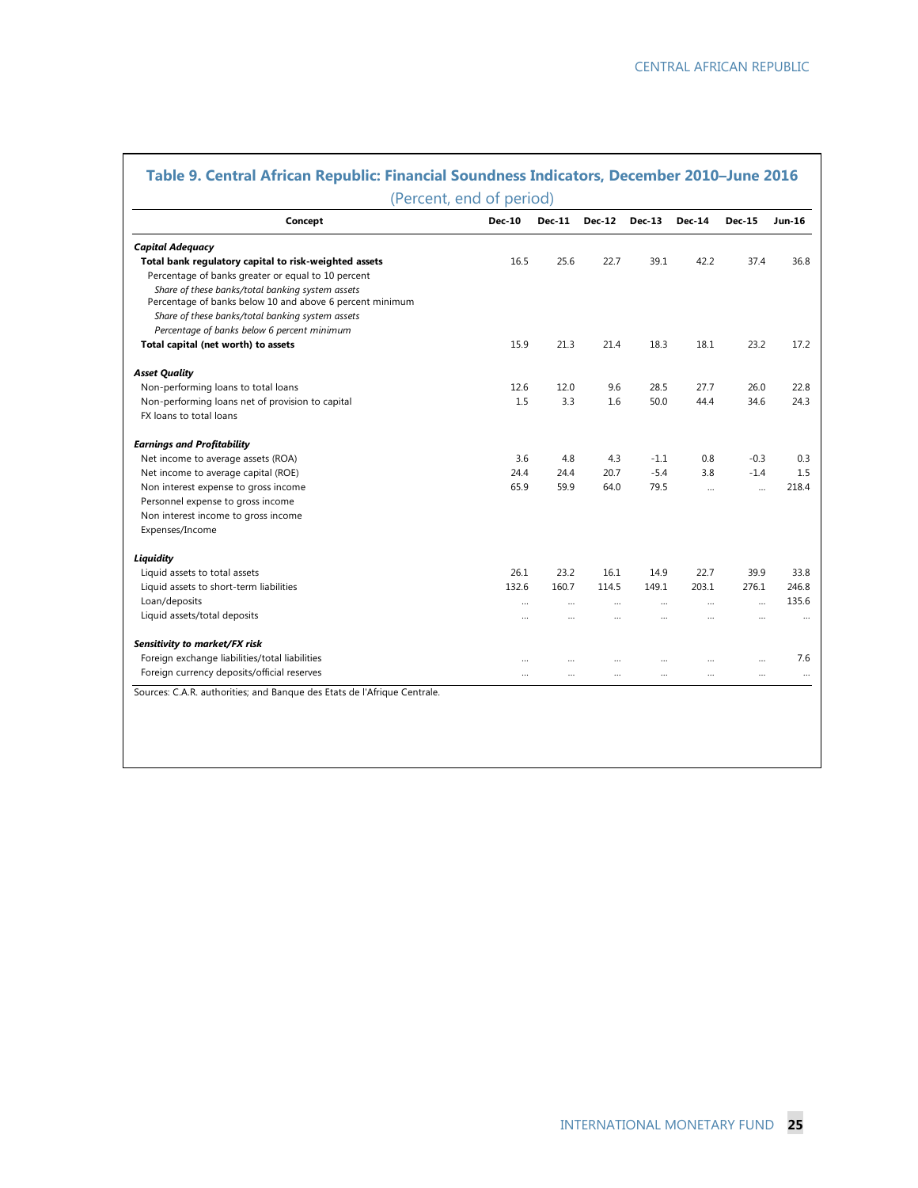## Table 9. Central African Republic: Financial Soundness Indicators, December 2010–June 2016

(Percent, end of period)

| Concept | Dec-10 | Dec-11 | Dec-12 | Dec-13 | Dec-14 | Dec-15 | Jun-16 |
|---|---|---|---|---|---|---|---|
| ***Capital Adequacy*** | | | | | | | |
| **Total bank regulatory capital to risk-weighted assets** | 16.5 | 25.6 | 22.7 | 39.1 | 42.2 | 37.4 | 36.8 |
| Percentage of banks greater or equal to 10 percent | | | | | | | |
| *Share of these banks/total banking system assets* | | | | | | | |
| Percentage of banks below 10 and above 6 percent minimum | | | | | | | |
| *Share of these banks/total banking system assets* | | | | | | | |
| *Percentage of banks below 6 percent minimum* | | | | | | | |
| **Total capital (net worth) to assets** | 15.9 | 21.3 | 21.4 | 18.3 | 18.1 | 23.2 | 17.2 |
| ***Asset Quality*** | | | | | | | |
| Non-performing loans to total loans | 12.6 | 12.0 | 9.6 | 28.5 | 27.7 | 26.0 | 22.8 |
| Non-performing loans net of provision to capital | 1.5 | 3.3 | 1.6 | 50.0 | 44.4 | 34.6 | 24.3 |
| FX loans to total loans | | | | | | | |
| ***Earnings and Profitability*** | | | | | | | |
| Net income to average assets (ROA) | 3.6 | 4.8 | 4.3 | -1.1 | 0.8 | -0.3 | 0.3 |
| Net income to average capital (ROE) | 24.4 | 24.4 | 20.7 | -5.4 | 3.8 | -1.4 | 1.5 |
| Non interest expense to gross income | 65.9 | 59.9 | 64.0 | 79.5 | … | … | 218.4 |
| Personnel expense to gross income | | | | | | | |
| Non interest income to gross income | | | | | | | |
| Expenses/Income | | | | | | | |
| ***Liquidity*** | | | | | | | |
| Liquid assets to total assets | 26.1 | 23.2 | 16.1 | 14.9 | 22.7 | 39.9 | 33.8 |
| Liquid assets to short-term liabilities | 132.6 | 160.7 | 114.5 | 149.1 | 203.1 | 276.1 | 246.8 |
| Loan/deposits | … | … | … | … | … | … | 135.6 |
| Liquid assets/total deposits | … | … | … | … | … | … | … |
| ***Sensitivity to market/FX risk*** | | | | | | | |
| Foreign exchange liabilities/total liabilities | … | … | … | … | … | … | 7.6 |
| Foreign currency deposits/official reserves | … | … | … | … | … | … | … |

Sources: C.A.R. authorities; and Banque des Etats de l'Afrique Centrale.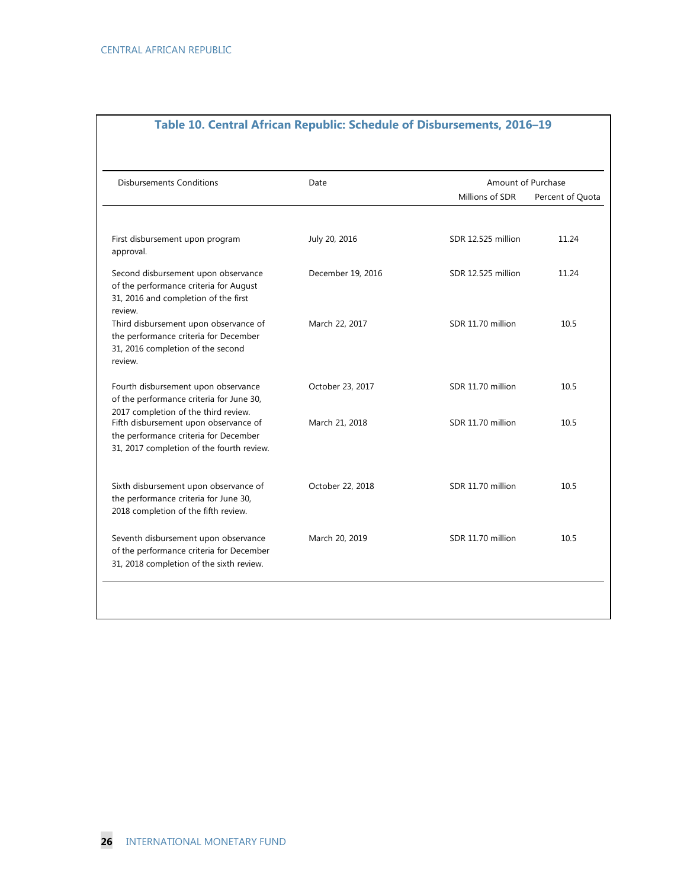## Table 10. Central African Republic: Schedule of Disbursements, 2016–19

| Disbursements Conditions | Date | Amount of Purchase | |
|---|---|---|---|
| | | Millions of SDR | Percent of Quota |
| First disbursement upon program approval. | July 20, 2016 | SDR 12.525 million | 11.24 |
| Second disbursement upon observance of the performance criteria for August 31, 2016 and completion of the first review. | December 19, 2016 | SDR 12.525 million | 11.24 |
| Third disbursement upon observance of the performance criteria for December 31, 2016 completion of the second review. | March 22, 2017 | SDR 11.70 million | 10.5 |
| Fourth disbursement upon observance of the performance criteria for June 30, 2017 completion of the third review. | October 23, 2017 | SDR 11.70 million | 10.5 |
| Fifth disbursement upon observance of the performance criteria for December 31, 2017 completion of the fourth review. | March 21, 2018 | SDR 11.70 million | 10.5 |
| Sixth disbursement upon observance of the performance criteria for June 30, 2018 completion of the fifth review. | October 22, 2018 | SDR 11.70 million | 10.5 |
| Seventh disbursement upon observance of the performance criteria for December 31, 2018 completion of the sixth review. | March 20, 2019 | SDR 11.70 million | 10.5 |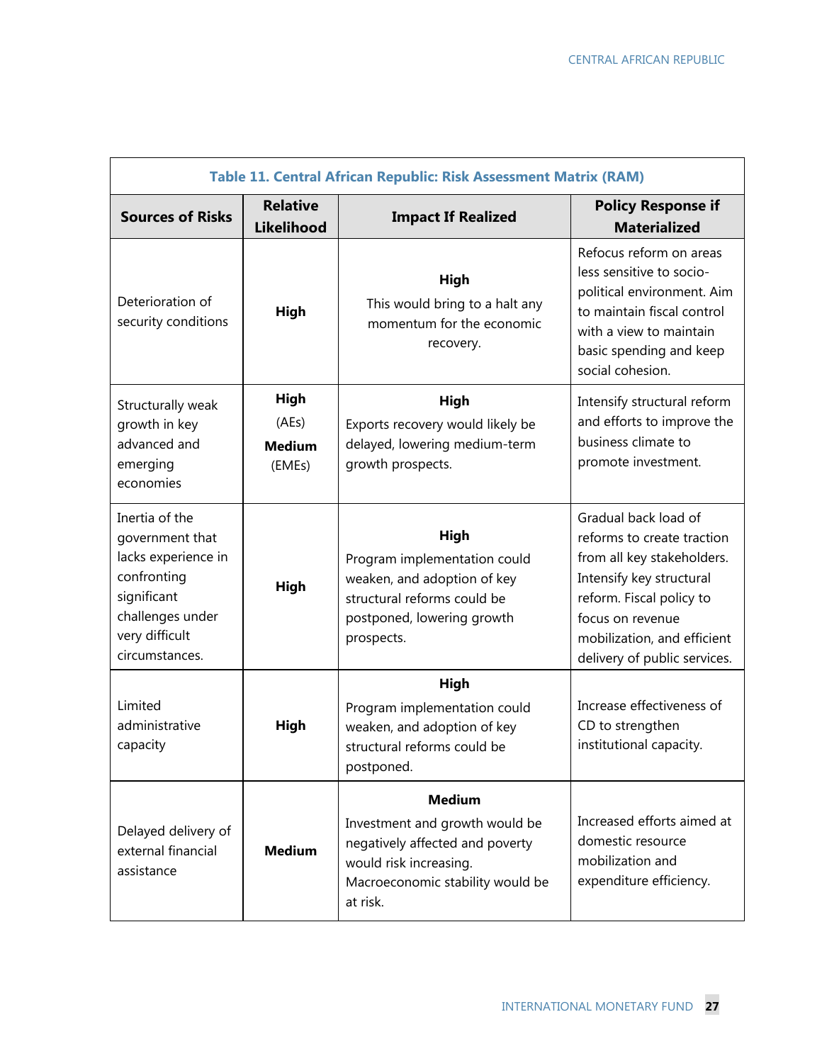**Table 11. Central African Republic: Risk Assessment Matrix (RAM)**

| Sources of Risks | Relative Likelihood | Impact If Realized | Policy Response if Materialized |
|---|---|---|---|
| Deterioration of security conditions | **High** | **High** This would bring to a halt any momentum for the economic recovery. | Refocus reform on areas less sensitive to socio-political environment. Aim to maintain fiscal control with a view to maintain basic spending and keep social cohesion. |
| Structurally weak growth in key advanced and emerging economies | **High** (AEs) **Medium** (EMEs) | **High** Exports recovery would likely be delayed, lowering medium-term growth prospects. | Intensify structural reform and efforts to improve the business climate to promote investment. |
| Inertia of the government that lacks experience in confronting significant challenges under very difficult circumstances. | **High** | **High** Program implementation could weaken, and adoption of key structural reforms could be postponed, lowering growth prospects. | Gradual back load of reforms to create traction from all key stakeholders. Intensify key structural reform. Fiscal policy to focus on revenue mobilization, and efficient delivery of public services. |
| Limited administrative capacity | **High** | **High** Program implementation could weaken, and adoption of key structural reforms could be postponed. | Increase effectiveness of CD to strengthen institutional capacity. |
| Delayed delivery of external financial assistance | **Medium** | **Medium** Investment and growth would be negatively affected and poverty would risk increasing. Macroeconomic stability would be at risk. | Increased efforts aimed at domestic resource mobilization and expenditure efficiency. |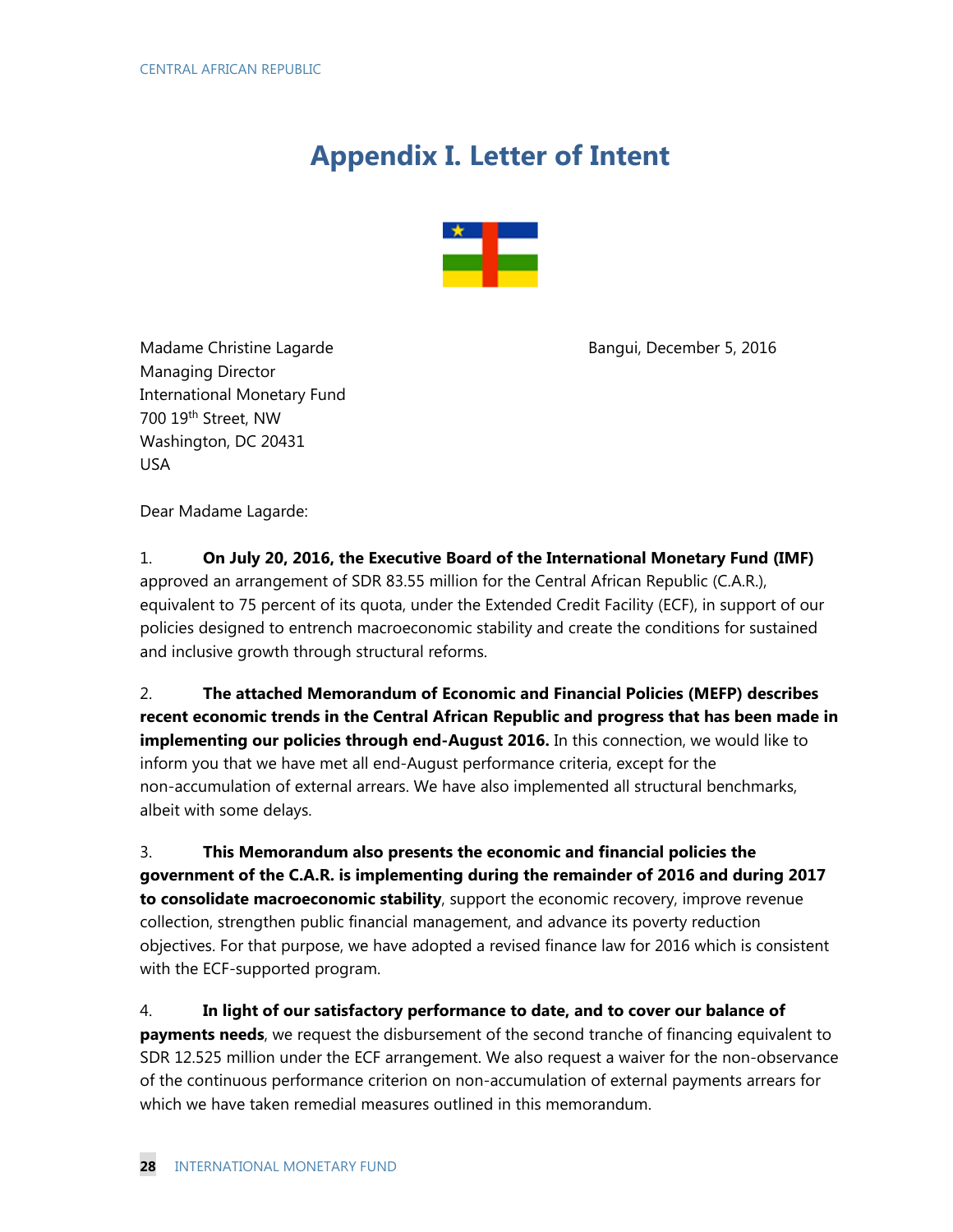# Appendix I. Letter of Intent

Madame Christine Lagarde
Managing Director
International Monetary Fund
700 19th Street, NW
Washington, DC 20431
USA

Bangui, December 5, 2016

Dear Madame Lagarde:

1. **On July 20, 2016, the Executive Board of the International Monetary Fund (IMF)** approved an arrangement of SDR 83.55 million for the Central African Republic (C.A.R.), equivalent to 75 percent of its quota, under the Extended Credit Facility (ECF), in support of our policies designed to entrench macroeconomic stability and create the conditions for sustained and inclusive growth through structural reforms.

2. **The attached Memorandum of Economic and Financial Policies (MEFP) describes recent economic trends in the Central African Republic and progress that has been made in implementing our policies through end-August 2016.** In this connection, we would like to inform you that we have met all end-August performance criteria, except for the non-accumulation of external arrears. We have also implemented all structural benchmarks, albeit with some delays.

3. **This Memorandum also presents the economic and financial policies the government of the C.A.R. is implementing during the remainder of 2016 and during 2017 to consolidate macroeconomic stability**, support the economic recovery, improve revenue collection, strengthen public financial management, and advance its poverty reduction objectives. For that purpose, we have adopted a revised finance law for 2016 which is consistent with the ECF-supported program.

4. **In light of our satisfactory performance to date, and to cover our balance of payments needs**, we request the disbursement of the second tranche of financing equivalent to SDR 12.525 million under the ECF arrangement. We also request a waiver for the non-observance of the continuous performance criterion on non-accumulation of external payments arrears for which we have taken remedial measures outlined in this memorandum.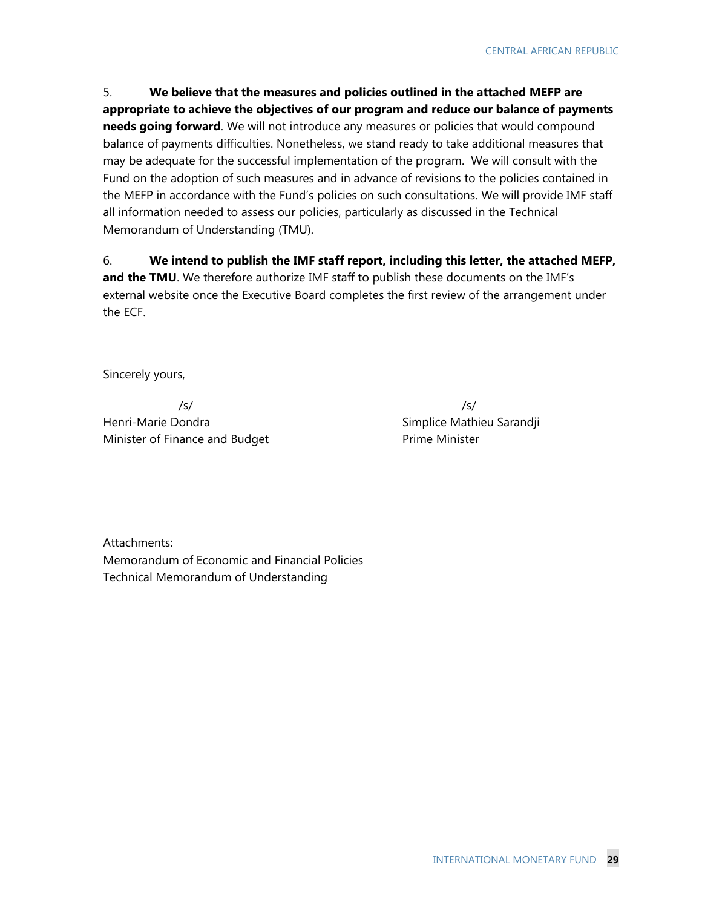5. **We believe that the measures and policies outlined in the attached MEFP are appropriate to achieve the objectives of our program and reduce our balance of payments needs going forward**. We will not introduce any measures or policies that would compound balance of payments difficulties. Nonetheless, we stand ready to take additional measures that may be adequate for the successful implementation of the program. We will consult with the Fund on the adoption of such measures and in advance of revisions to the policies contained in the MEFP in accordance with the Fund's policies on such consultations. We will provide IMF staff all information needed to assess our policies, particularly as discussed in the Technical Memorandum of Understanding (TMU).

6. **We intend to publish the IMF staff report, including this letter, the attached MEFP, and the TMU**. We therefore authorize IMF staff to publish these documents on the IMF's external website once the Executive Board completes the first review of the arrangement under the ECF.

Sincerely yours,

| | |
|---|---|
| /s/ | /s/ |
| Henri-Marie Dondra | Simplice Mathieu Sarandji |
| Minister of Finance and Budget | Prime Minister |

Attachments:
Memorandum of Economic and Financial Policies
Technical Memorandum of Understanding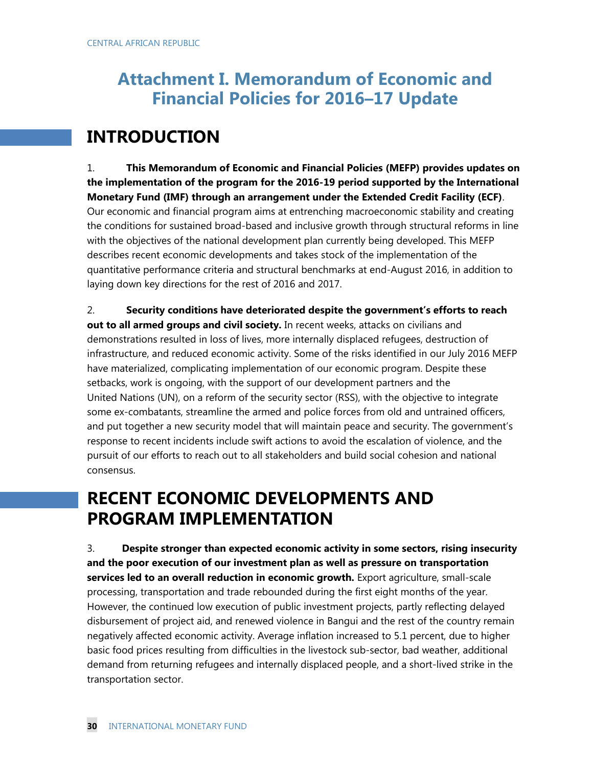# Attachment I. Memorandum of Economic and Financial Policies for 2016–17 Update

## INTRODUCTION

1. **This Memorandum of Economic and Financial Policies (MEFP) provides updates on the implementation of the program for the 2016-19 period supported by the International Monetary Fund (IMF) through an arrangement under the Extended Credit Facility (ECF)**. Our economic and financial program aims at entrenching macroeconomic stability and creating the conditions for sustained broad-based and inclusive growth through structural reforms in line with the objectives of the national development plan currently being developed. This MEFP describes recent economic developments and takes stock of the implementation of the quantitative performance criteria and structural benchmarks at end-August 2016, in addition to laying down key directions for the rest of 2016 and 2017.

2. **Security conditions have deteriorated despite the government's efforts to reach out to all armed groups and civil society.** In recent weeks, attacks on civilians and demonstrations resulted in loss of lives, more internally displaced refugees, destruction of infrastructure, and reduced economic activity. Some of the risks identified in our July 2016 MEFP have materialized, complicating implementation of our economic program. Despite these setbacks, work is ongoing, with the support of our development partners and the United Nations (UN), on a reform of the security sector (RSS), with the objective to integrate some ex-combatants, streamline the armed and police forces from old and untrained officers, and put together a new security model that will maintain peace and security. The government's response to recent incidents include swift actions to avoid the escalation of violence, and the pursuit of our efforts to reach out to all stakeholders and build social cohesion and national consensus.

## RECENT ECONOMIC DEVELOPMENTS AND PROGRAM IMPLEMENTATION

3. **Despite stronger than expected economic activity in some sectors, rising insecurity and the poor execution of our investment plan as well as pressure on transportation services led to an overall reduction in economic growth.** Export agriculture, small-scale processing, transportation and trade rebounded during the first eight months of the year. However, the continued low execution of public investment projects, partly reflecting delayed disbursement of project aid, and renewed violence in Bangui and the rest of the country remain negatively affected economic activity. Average inflation increased to 5.1 percent, due to higher basic food prices resulting from difficulties in the livestock sub-sector, bad weather, additional demand from returning refugees and internally displaced people, and a short-lived strike in the transportation sector.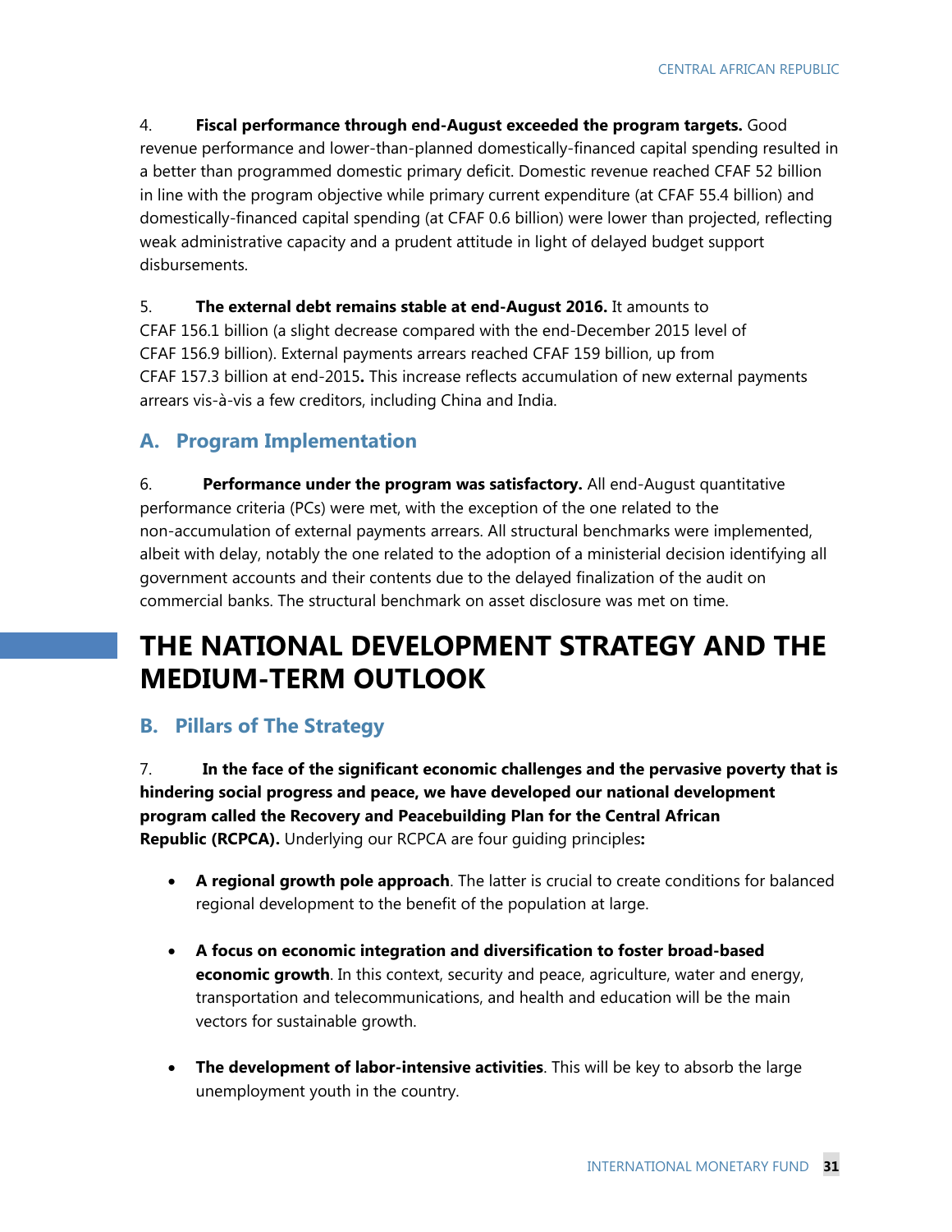4. **Fiscal performance through end-August exceeded the program targets.** Good revenue performance and lower-than-planned domestically-financed capital spending resulted in a better than programmed domestic primary deficit. Domestic revenue reached CFAF 52 billion in line with the program objective while primary current expenditure (at CFAF 55.4 billion) and domestically-financed capital spending (at CFAF 0.6 billion) were lower than projected, reflecting weak administrative capacity and a prudent attitude in light of delayed budget support disbursements.

5. **The external debt remains stable at end-August 2016.** It amounts to CFAF 156.1 billion (a slight decrease compared with the end-December 2015 level of CFAF 156.9 billion). External payments arrears reached CFAF 159 billion, up from CFAF 157.3 billion at end-2015**.** This increase reflects accumulation of new external payments arrears vis-à-vis a few creditors, including China and India.

## A. Program Implementation

6. **Performance under the program was satisfactory.** All end-August quantitative performance criteria (PCs) were met, with the exception of the one related to the non-accumulation of external payments arrears. All structural benchmarks were implemented, albeit with delay, notably the one related to the adoption of a ministerial decision identifying all government accounts and their contents due to the delayed finalization of the audit on commercial banks. The structural benchmark on asset disclosure was met on time.

# THE NATIONAL DEVELOPMENT STRATEGY AND THE MEDIUM-TERM OUTLOOK

## B. Pillars of The Strategy

7. **In the face of the significant economic challenges and the pervasive poverty that is hindering social progress and peace, we have developed our national development program called the Recovery and Peacebuilding Plan for the Central African Republic (RCPCA).** Underlying our RCPCA are four guiding principles**:**

- **A regional growth pole approach**. The latter is crucial to create conditions for balanced regional development to the benefit of the population at large.

- **A focus on economic integration and diversification to foster broad-based economic growth**. In this context, security and peace, agriculture, water and energy, transportation and telecommunications, and health and education will be the main vectors for sustainable growth.

- **The development of labor-intensive activities**. This will be key to absorb the large unemployment youth in the country.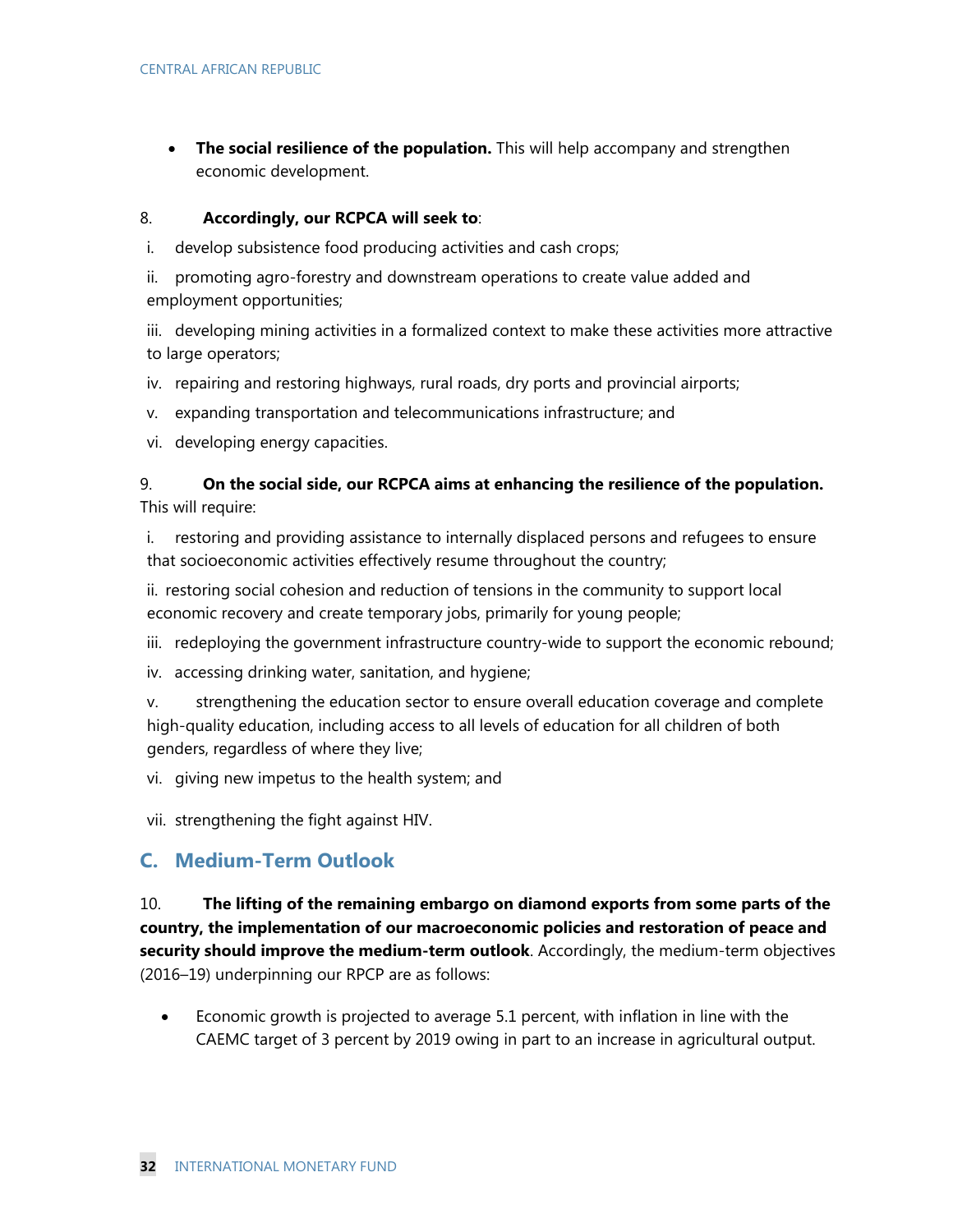- **The social resilience of the population.** This will help accompany and strengthen economic development.

8. **Accordingly, our RCPCA will seek to**:

i. develop subsistence food producing activities and cash crops;

ii. promoting agro-forestry and downstream operations to create value added and employment opportunities;

iii. developing mining activities in a formalized context to make these activities more attractive to large operators;

iv. repairing and restoring highways, rural roads, dry ports and provincial airports;

v. expanding transportation and telecommunications infrastructure; and

vi. developing energy capacities.

9. **On the social side, our RCPCA aims at enhancing the resilience of the population.** This will require:

i. restoring and providing assistance to internally displaced persons and refugees to ensure that socioeconomic activities effectively resume throughout the country;

ii. restoring social cohesion and reduction of tensions in the community to support local economic recovery and create temporary jobs, primarily for young people;

iii. redeploying the government infrastructure country-wide to support the economic rebound;

iv. accessing drinking water, sanitation, and hygiene;

v. strengthening the education sector to ensure overall education coverage and complete high-quality education, including access to all levels of education for all children of both genders, regardless of where they live;

vi. giving new impetus to the health system; and

vii. strengthening the fight against HIV.

## C. Medium-Term Outlook

10. **The lifting of the remaining embargo on diamond exports from some parts of the country, the implementation of our macroeconomic policies and restoration of peace and security should improve the medium-term outlook**. Accordingly, the medium-term objectives (2016–19) underpinning our RPCP are as follows:

- Economic growth is projected to average 5.1 percent, with inflation in line with the CAEMC target of 3 percent by 2019 owing in part to an increase in agricultural output.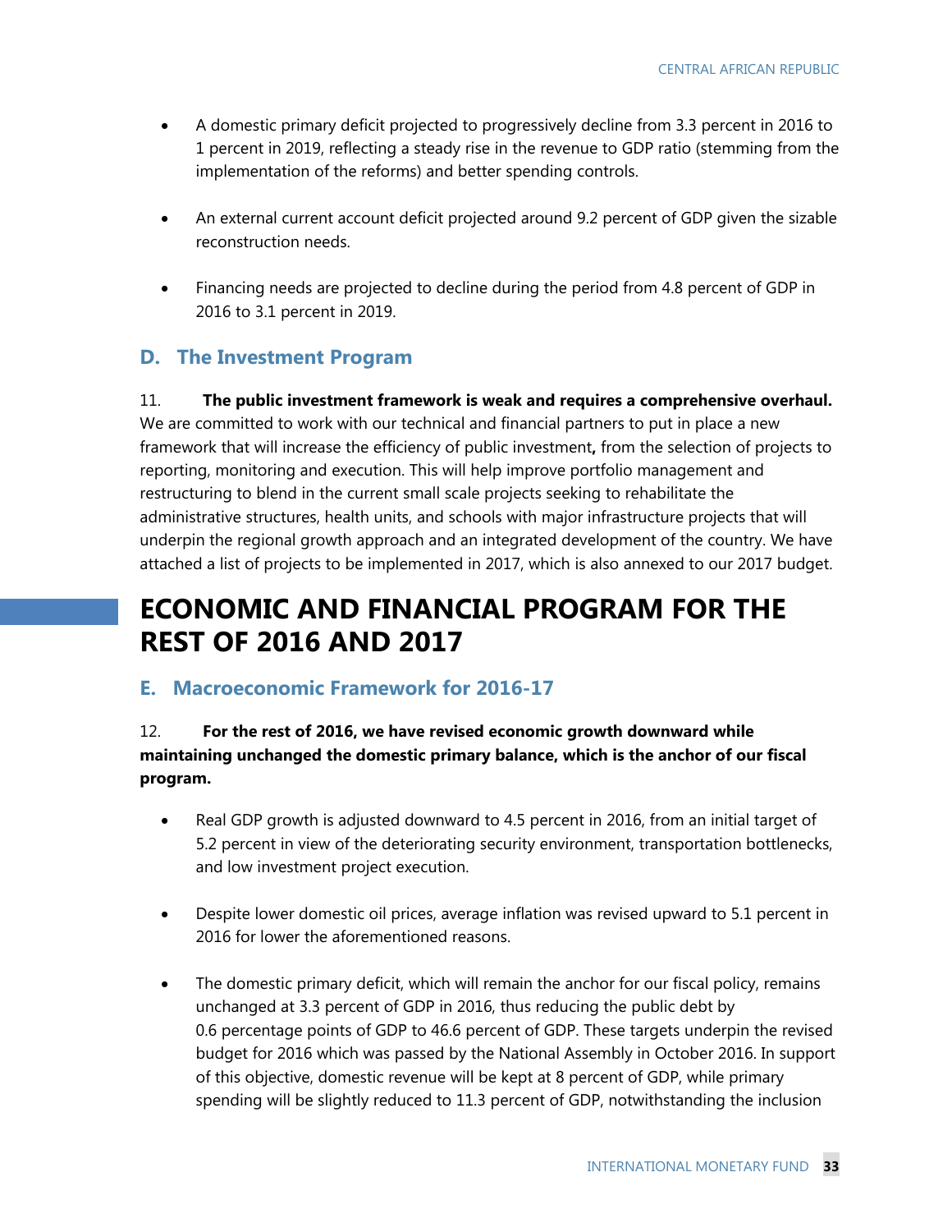- A domestic primary deficit projected to progressively decline from 3.3 percent in 2016 to 1 percent in 2019, reflecting a steady rise in the revenue to GDP ratio (stemming from the implementation of the reforms) and better spending controls.

- An external current account deficit projected around 9.2 percent of GDP given the sizable reconstruction needs.

- Financing needs are projected to decline during the period from 4.8 percent of GDP in 2016 to 3.1 percent in 2019.

### D. The Investment Program

11. **The public investment framework is weak and requires a comprehensive overhaul.** We are committed to work with our technical and financial partners to put in place a new framework that will increase the efficiency of public investment**,** from the selection of projects to reporting, monitoring and execution. This will help improve portfolio management and restructuring to blend in the current small scale projects seeking to rehabilitate the administrative structures, health units, and schools with major infrastructure projects that will underpin the regional growth approach and an integrated development of the country. We have attached a list of projects to be implemented in 2017, which is also annexed to our 2017 budget.

## ECONOMIC AND FINANCIAL PROGRAM FOR THE REST OF 2016 AND 2017

### E. Macroeconomic Framework for 2016-17

12. **For the rest of 2016, we have revised economic growth downward while maintaining unchanged the domestic primary balance, which is the anchor of our fiscal program.**

- Real GDP growth is adjusted downward to 4.5 percent in 2016, from an initial target of 5.2 percent in view of the deteriorating security environment, transportation bottlenecks, and low investment project execution.

- Despite lower domestic oil prices, average inflation was revised upward to 5.1 percent in 2016 for lower the aforementioned reasons.

- The domestic primary deficit, which will remain the anchor for our fiscal policy, remains unchanged at 3.3 percent of GDP in 2016, thus reducing the public debt by 0.6 percentage points of GDP to 46.6 percent of GDP. These targets underpin the revised budget for 2016 which was passed by the National Assembly in October 2016. In support of this objective, domestic revenue will be kept at 8 percent of GDP, while primary spending will be slightly reduced to 11.3 percent of GDP, notwithstanding the inclusion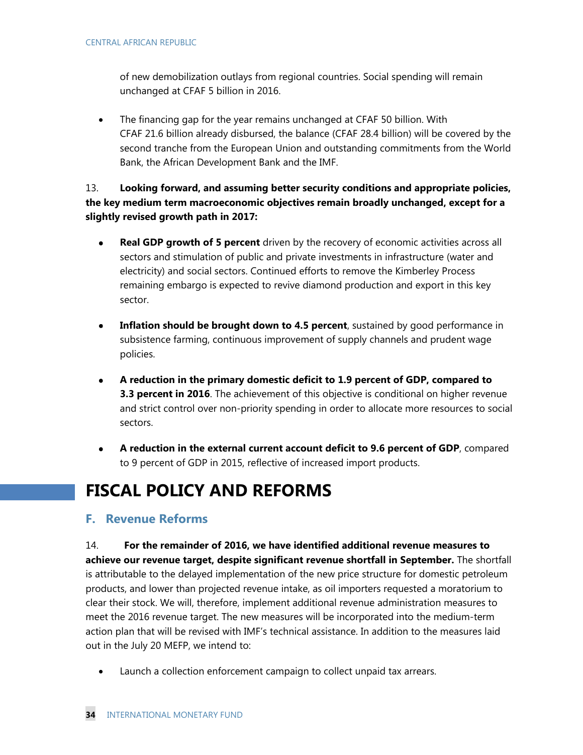of new demobilization outlays from regional countries. Social spending will remain unchanged at CFAF 5 billion in 2016.

- The financing gap for the year remains unchanged at CFAF 50 billion. With CFAF 21.6 billion already disbursed, the balance (CFAF 28.4 billion) will be covered by the second tranche from the European Union and outstanding commitments from the World Bank, the African Development Bank and the IMF.

13. **Looking forward, and assuming better security conditions and appropriate policies, the key medium term macroeconomic objectives remain broadly unchanged, except for a slightly revised growth path in 2017:**

- **Real GDP growth of 5 percent** driven by the recovery of economic activities across all sectors and stimulation of public and private investments in infrastructure (water and electricity) and social sectors. Continued efforts to remove the Kimberley Process remaining embargo is expected to revive diamond production and export in this key sector.

- **Inflation should be brought down to 4.5 percent**, sustained by good performance in subsistence farming, continuous improvement of supply channels and prudent wage policies.

- **A reduction in the primary domestic deficit to 1.9 percent of GDP, compared to 3.3 percent in 2016**. The achievement of this objective is conditional on higher revenue and strict control over non-priority spending in order to allocate more resources to social sectors.

- **A reduction in the external current account deficit to 9.6 percent of GDP**, compared to 9 percent of GDP in 2015, reflective of increased import products.

# FISCAL POLICY AND REFORMS

## F. Revenue Reforms

14. **For the remainder of 2016, we have identified additional revenue measures to achieve our revenue target, despite significant revenue shortfall in September.** The shortfall is attributable to the delayed implementation of the new price structure for domestic petroleum products, and lower than projected revenue intake, as oil importers requested a moratorium to clear their stock. We will, therefore, implement additional revenue administration measures to meet the 2016 revenue target. The new measures will be incorporated into the medium-term action plan that will be revised with IMF's technical assistance. In addition to the measures laid out in the July 20 MEFP, we intend to:

- Launch a collection enforcement campaign to collect unpaid tax arrears.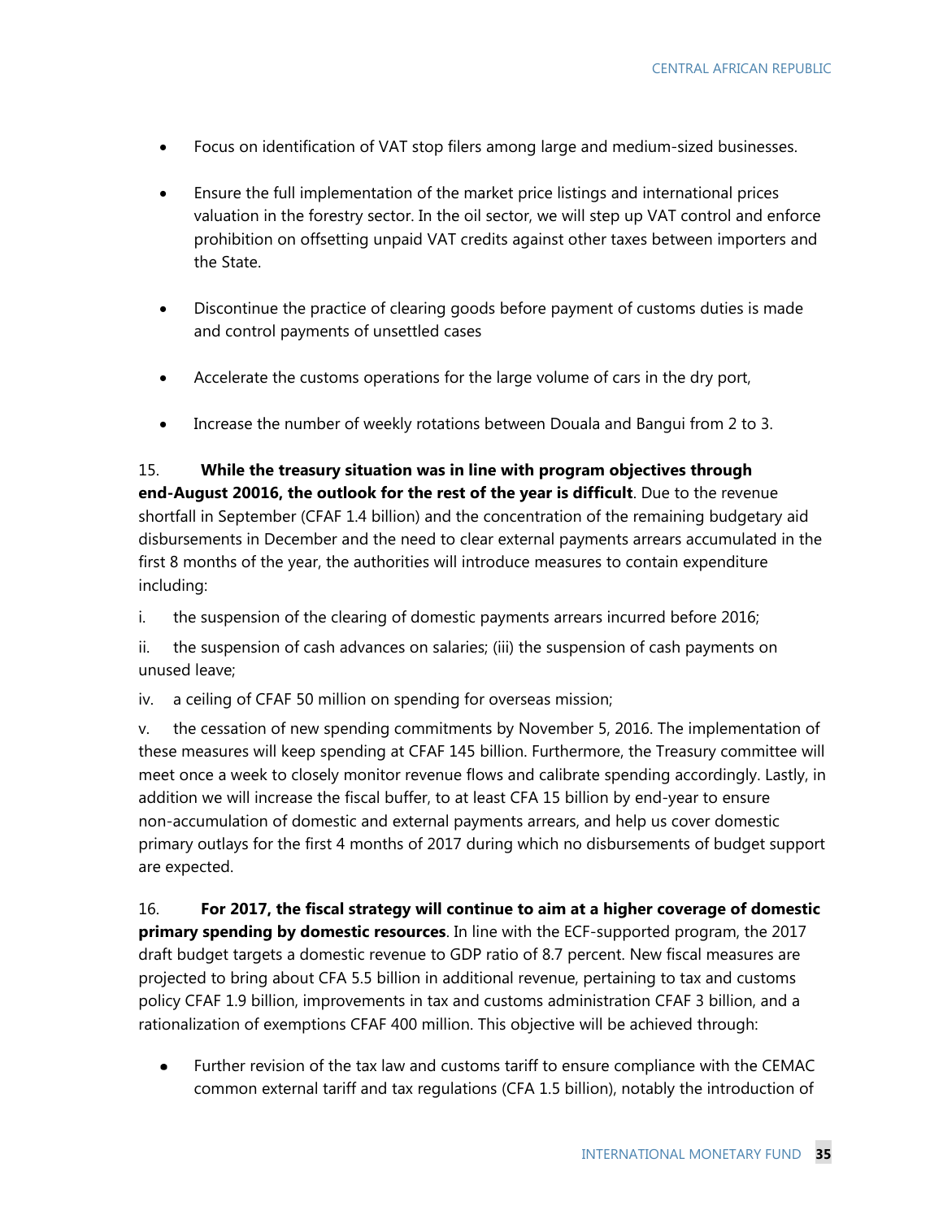- Focus on identification of VAT stop filers among large and medium-sized businesses.

- Ensure the full implementation of the market price listings and international prices valuation in the forestry sector. In the oil sector, we will step up VAT control and enforce prohibition on offsetting unpaid VAT credits against other taxes between importers and the State.

- Discontinue the practice of clearing goods before payment of customs duties is made and control payments of unsettled cases

- Accelerate the customs operations for the large volume of cars in the dry port,

- Increase the number of weekly rotations between Douala and Bangui from 2 to 3.

15. **While the treasury situation was in line with program objectives through end-August 20016, the outlook for the rest of the year is difficult**. Due to the revenue shortfall in September (CFAF 1.4 billion) and the concentration of the remaining budgetary aid disbursements in December and the need to clear external payments arrears accumulated in the first 8 months of the year, the authorities will introduce measures to contain expenditure including:

i. the suspension of the clearing of domestic payments arrears incurred before 2016;

ii. the suspension of cash advances on salaries; (iii) the suspension of cash payments on unused leave;

iv. a ceiling of CFAF 50 million on spending for overseas mission;

v. the cessation of new spending commitments by November 5, 2016. The implementation of these measures will keep spending at CFAF 145 billion. Furthermore, the Treasury committee will meet once a week to closely monitor revenue flows and calibrate spending accordingly. Lastly, in addition we will increase the fiscal buffer, to at least CFA 15 billion by end-year to ensure non-accumulation of domestic and external payments arrears, and help us cover domestic primary outlays for the first 4 months of 2017 during which no disbursements of budget support are expected.

16. **For 2017, the fiscal strategy will continue to aim at a higher coverage of domestic primary spending by domestic resources**. In line with the ECF-supported program, the 2017 draft budget targets a domestic revenue to GDP ratio of 8.7 percent. New fiscal measures are projected to bring about CFA 5.5 billion in additional revenue, pertaining to tax and customs policy CFAF 1.9 billion, improvements in tax and customs administration CFAF 3 billion, and a rationalization of exemptions CFAF 400 million. This objective will be achieved through:

- Further revision of the tax law and customs tariff to ensure compliance with the CEMAC common external tariff and tax regulations (CFA 1.5 billion), notably the introduction of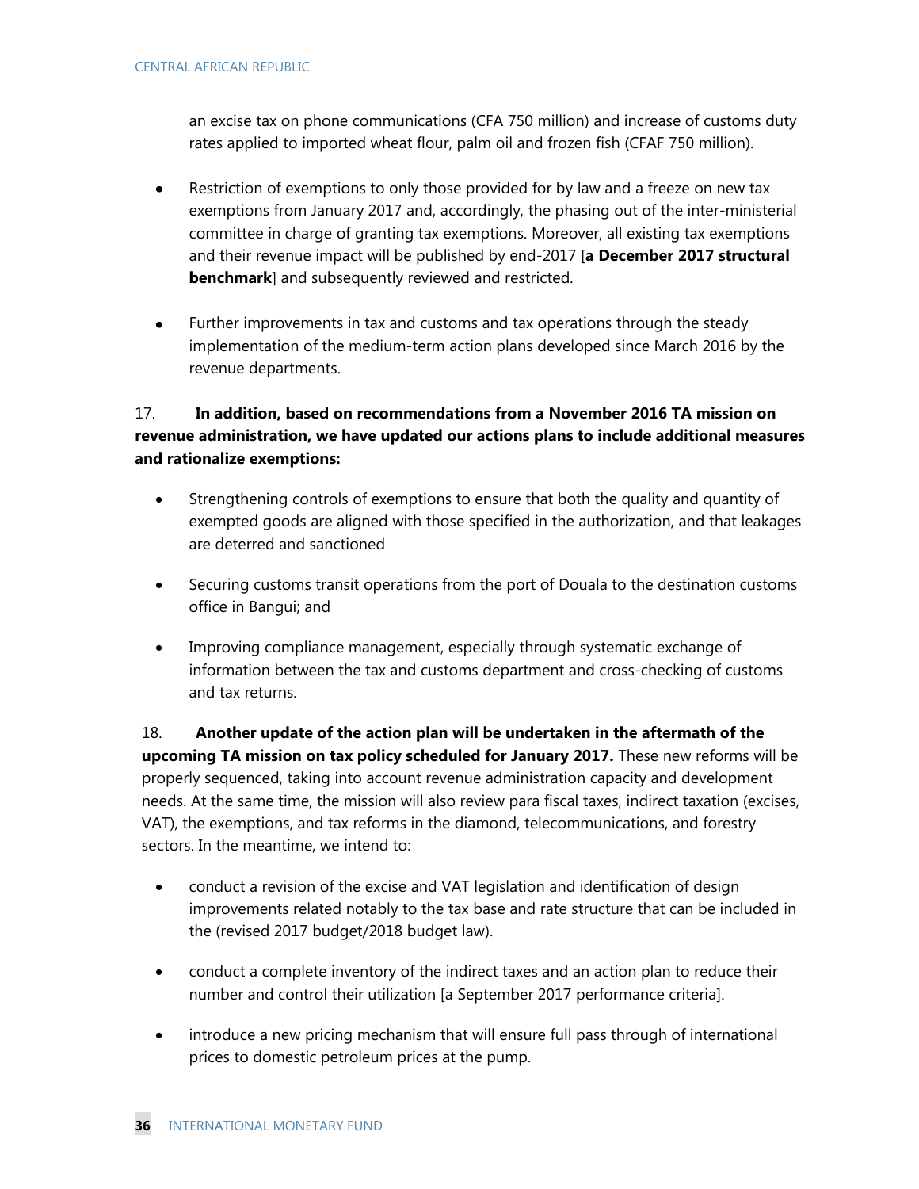an excise tax on phone communications (CFA 750 million) and increase of customs duty rates applied to imported wheat flour, palm oil and frozen fish (CFAF 750 million).

- Restriction of exemptions to only those provided for by law and a freeze on new tax exemptions from January 2017 and, accordingly, the phasing out of the inter-ministerial committee in charge of granting tax exemptions. Moreover, all existing tax exemptions and their revenue impact will be published by end-2017 [**a December 2017 structural benchmark**] and subsequently reviewed and restricted.

- Further improvements in tax and customs and tax operations through the steady implementation of the medium-term action plans developed since March 2016 by the revenue departments.

17. **In addition, based on recommendations from a November 2016 TA mission on revenue administration, we have updated our actions plans to include additional measures and rationalize exemptions:**

- Strengthening controls of exemptions to ensure that both the quality and quantity of exempted goods are aligned with those specified in the authorization, and that leakages are deterred and sanctioned

- Securing customs transit operations from the port of Douala to the destination customs office in Bangui; and

- Improving compliance management, especially through systematic exchange of information between the tax and customs department and cross-checking of customs and tax returns.

18. **Another update of the action plan will be undertaken in the aftermath of the upcoming TA mission on tax policy scheduled for January 2017.** These new reforms will be properly sequenced, taking into account revenue administration capacity and development needs. At the same time, the mission will also review para fiscal taxes, indirect taxation (excises, VAT), the exemptions, and tax reforms in the diamond, telecommunications, and forestry sectors. In the meantime, we intend to:

- conduct a revision of the excise and VAT legislation and identification of design improvements related notably to the tax base and rate structure that can be included in the (revised 2017 budget/2018 budget law).

- conduct a complete inventory of the indirect taxes and an action plan to reduce their number and control their utilization [a September 2017 performance criteria].

- introduce a new pricing mechanism that will ensure full pass through of international prices to domestic petroleum prices at the pump.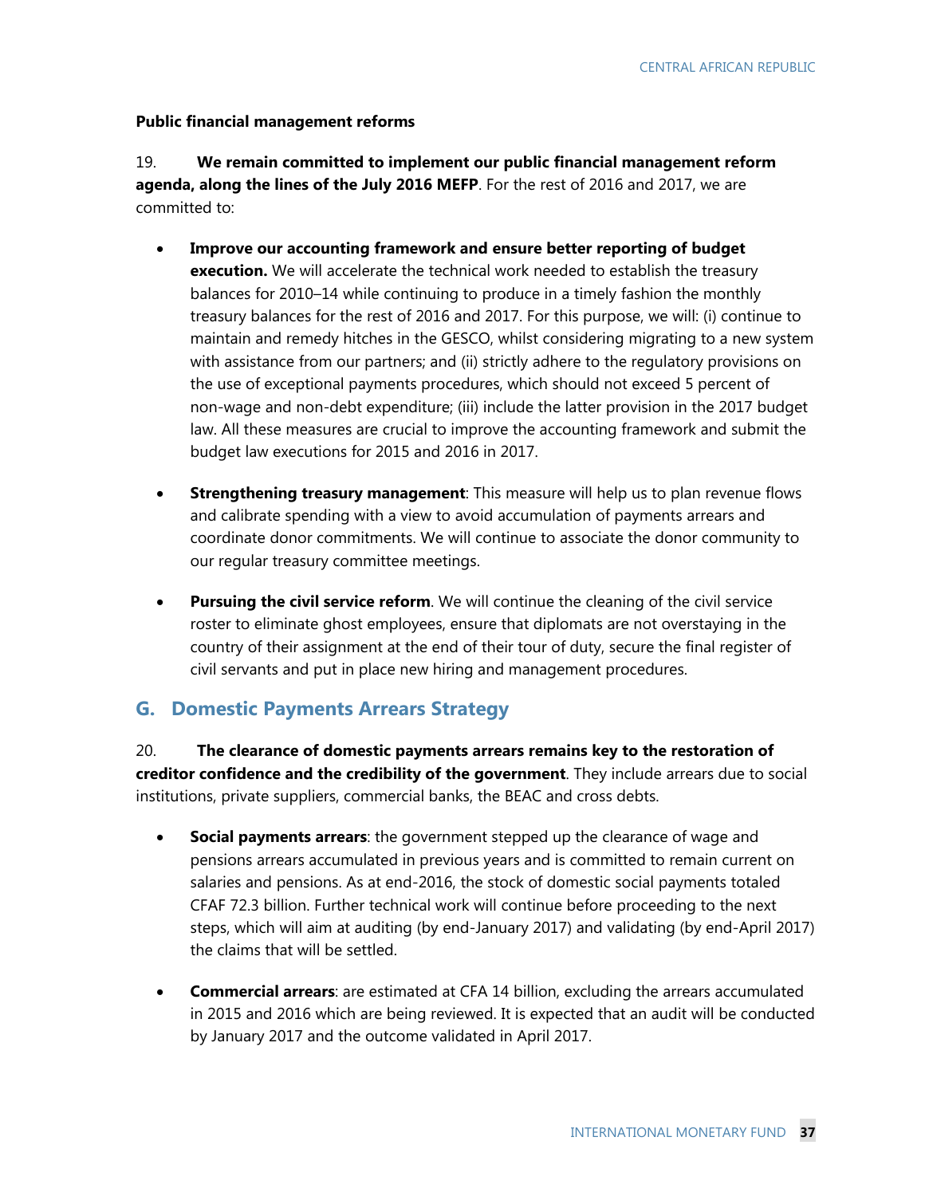**Public financial management reforms**

19. **We remain committed to implement our public financial management reform agenda, along the lines of the July 2016 MEFP**. For the rest of 2016 and 2017, we are committed to:

- **Improve our accounting framework and ensure better reporting of budget execution.** We will accelerate the technical work needed to establish the treasury balances for 2010–14 while continuing to produce in a timely fashion the monthly treasury balances for the rest of 2016 and 2017. For this purpose, we will: (i) continue to maintain and remedy hitches in the GESCO, whilst considering migrating to a new system with assistance from our partners; and (ii) strictly adhere to the regulatory provisions on the use of exceptional payments procedures, which should not exceed 5 percent of non-wage and non-debt expenditure; (iii) include the latter provision in the 2017 budget law. All these measures are crucial to improve the accounting framework and submit the budget law executions for 2015 and 2016 in 2017.

- **Strengthening treasury management**: This measure will help us to plan revenue flows and calibrate spending with a view to avoid accumulation of payments arrears and coordinate donor commitments. We will continue to associate the donor community to our regular treasury committee meetings.

- **Pursuing the civil service reform**. We will continue the cleaning of the civil service roster to eliminate ghost employees, ensure that diplomats are not overstaying in the country of their assignment at the end of their tour of duty, secure the final register of civil servants and put in place new hiring and management procedures.

## G. Domestic Payments Arrears Strategy

20. **The clearance of domestic payments arrears remains key to the restoration of creditor confidence and the credibility of the government**. They include arrears due to social institutions, private suppliers, commercial banks, the BEAC and cross debts.

- **Social payments arrears**: the government stepped up the clearance of wage and pensions arrears accumulated in previous years and is committed to remain current on salaries and pensions. As at end-2016, the stock of domestic social payments totaled CFAF 72.3 billion. Further technical work will continue before proceeding to the next steps, which will aim at auditing (by end-January 2017) and validating (by end-April 2017) the claims that will be settled.

- **Commercial arrears**: are estimated at CFA 14 billion, excluding the arrears accumulated in 2015 and 2016 which are being reviewed. It is expected that an audit will be conducted by January 2017 and the outcome validated in April 2017.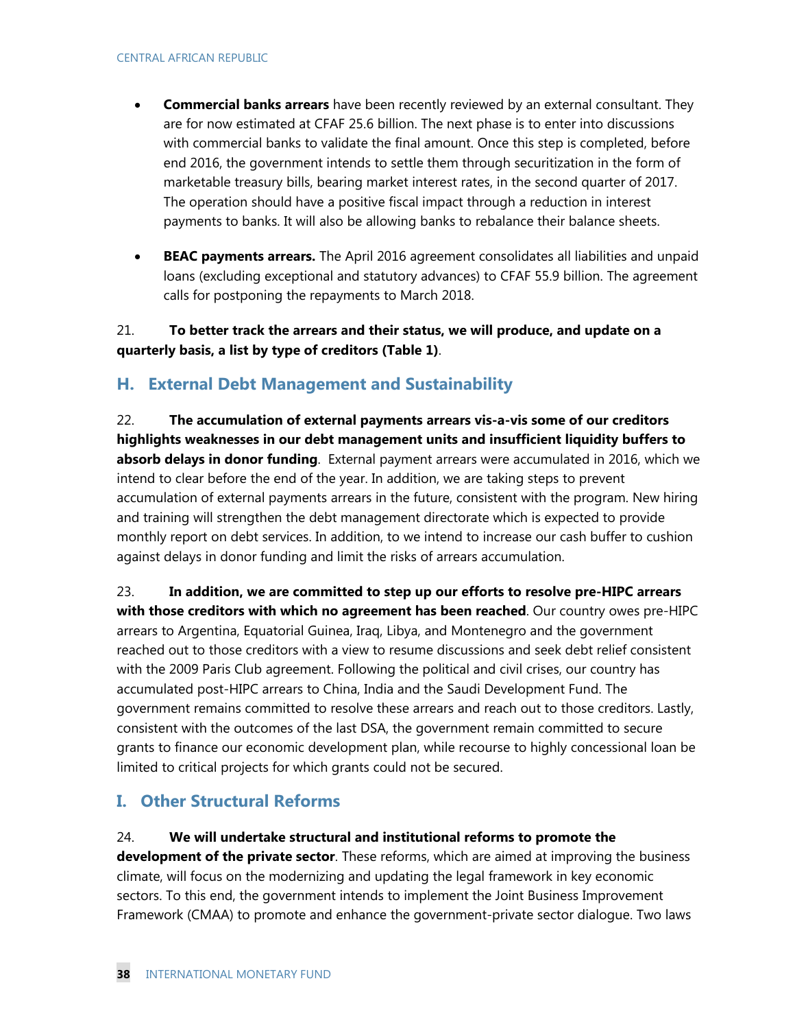- **Commercial banks arrears** have been recently reviewed by an external consultant. They are for now estimated at CFAF 25.6 billion. The next phase is to enter into discussions with commercial banks to validate the final amount. Once this step is completed, before end 2016, the government intends to settle them through securitization in the form of marketable treasury bills, bearing market interest rates, in the second quarter of 2017. The operation should have a positive fiscal impact through a reduction in interest payments to banks. It will also be allowing banks to rebalance their balance sheets.

- **BEAC payments arrears.** The April 2016 agreement consolidates all liabilities and unpaid loans (excluding exceptional and statutory advances) to CFAF 55.9 billion. The agreement calls for postponing the repayments to March 2018.

21. **To better track the arrears and their status, we will produce, and update on a quarterly basis, a list by type of creditors (Table 1)**.

## H. External Debt Management and Sustainability

22. **The accumulation of external payments arrears vis-a-vis some of our creditors highlights weaknesses in our debt management units and insufficient liquidity buffers to absorb delays in donor funding**. External payment arrears were accumulated in 2016, which we intend to clear before the end of the year. In addition, we are taking steps to prevent accumulation of external payments arrears in the future, consistent with the program. New hiring and training will strengthen the debt management directorate which is expected to provide monthly report on debt services. In addition, to we intend to increase our cash buffer to cushion against delays in donor funding and limit the risks of arrears accumulation.

23. **In addition, we are committed to step up our efforts to resolve pre-HIPC arrears with those creditors with which no agreement has been reached**. Our country owes pre-HIPC arrears to Argentina, Equatorial Guinea, Iraq, Libya, and Montenegro and the government reached out to those creditors with a view to resume discussions and seek debt relief consistent with the 2009 Paris Club agreement. Following the political and civil crises, our country has accumulated post-HIPC arrears to China, India and the Saudi Development Fund. The government remains committed to resolve these arrears and reach out to those creditors. Lastly, consistent with the outcomes of the last DSA, the government remain committed to secure grants to finance our economic development plan, while recourse to highly concessional loan be limited to critical projects for which grants could not be secured.

## I. Other Structural Reforms

24. **We will undertake structural and institutional reforms to promote the development of the private sector**. These reforms, which are aimed at improving the business climate, will focus on the modernizing and updating the legal framework in key economic sectors. To this end, the government intends to implement the Joint Business Improvement Framework (CMAA) to promote and enhance the government-private sector dialogue. Two laws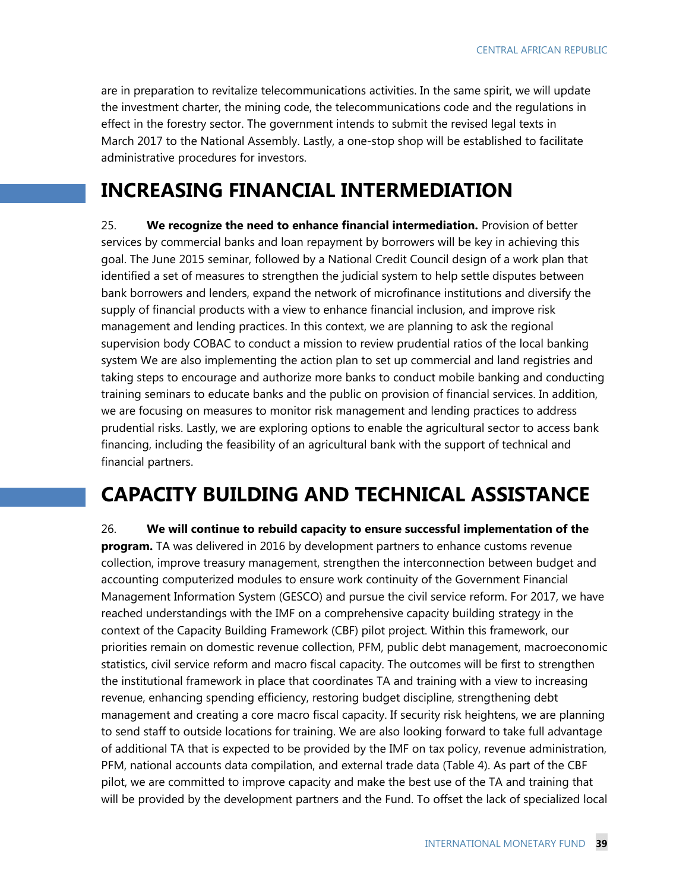are in preparation to revitalize telecommunications activities. In the same spirit, we will update the investment charter, the mining code, the telecommunications code and the regulations in effect in the forestry sector. The government intends to submit the revised legal texts in March 2017 to the National Assembly. Lastly, a one-stop shop will be established to facilitate administrative procedures for investors.

## INCREASING FINANCIAL INTERMEDIATION

25. **We recognize the need to enhance financial intermediation.** Provision of better services by commercial banks and loan repayment by borrowers will be key in achieving this goal. The June 2015 seminar, followed by a National Credit Council design of a work plan that identified a set of measures to strengthen the judicial system to help settle disputes between bank borrowers and lenders, expand the network of microfinance institutions and diversify the supply of financial products with a view to enhance financial inclusion, and improve risk management and lending practices. In this context, we are planning to ask the regional supervision body COBAC to conduct a mission to review prudential ratios of the local banking system We are also implementing the action plan to set up commercial and land registries and taking steps to encourage and authorize more banks to conduct mobile banking and conducting training seminars to educate banks and the public on provision of financial services. In addition, we are focusing on measures to monitor risk management and lending practices to address prudential risks. Lastly, we are exploring options to enable the agricultural sector to access bank financing, including the feasibility of an agricultural bank with the support of technical and financial partners.

## CAPACITY BUILDING AND TECHNICAL ASSISTANCE

26. **We will continue to rebuild capacity to ensure successful implementation of the program.** TA was delivered in 2016 by development partners to enhance customs revenue collection, improve treasury management, strengthen the interconnection between budget and accounting computerized modules to ensure work continuity of the Government Financial Management Information System (GESCO) and pursue the civil service reform. For 2017, we have reached understandings with the IMF on a comprehensive capacity building strategy in the context of the Capacity Building Framework (CBF) pilot project. Within this framework, our priorities remain on domestic revenue collection, PFM, public debt management, macroeconomic statistics, civil service reform and macro fiscal capacity. The outcomes will be first to strengthen the institutional framework in place that coordinates TA and training with a view to increasing revenue, enhancing spending efficiency, restoring budget discipline, strengthening debt management and creating a core macro fiscal capacity. If security risk heightens, we are planning to send staff to outside locations for training. We are also looking forward to take full advantage of additional TA that is expected to be provided by the IMF on tax policy, revenue administration, PFM, national accounts data compilation, and external trade data (Table 4). As part of the CBF pilot, we are committed to improve capacity and make the best use of the TA and training that will be provided by the development partners and the Fund. To offset the lack of specialized local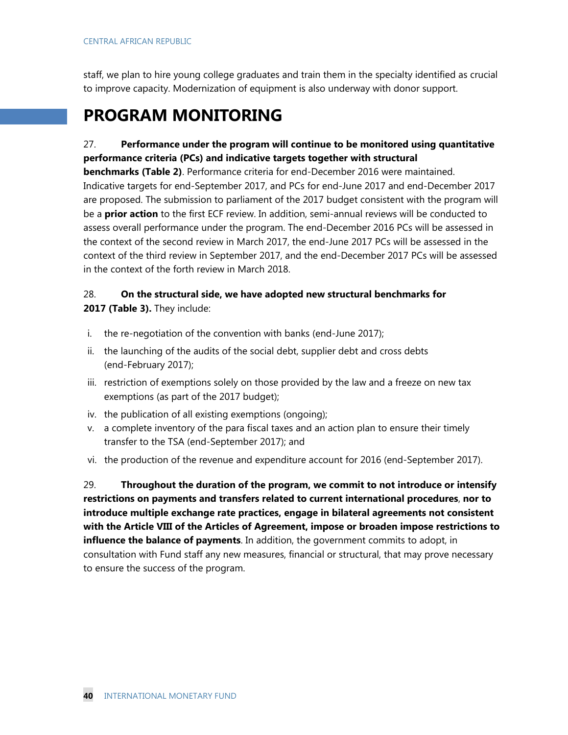staff, we plan to hire young college graduates and train them in the specialty identified as crucial to improve capacity. Modernization of equipment is also underway with donor support.

# PROGRAM MONITORING

27. **Performance under the program will continue to be monitored using quantitative performance criteria (PCs) and indicative targets together with structural benchmarks (Table 2)**. Performance criteria for end-December 2016 were maintained. Indicative targets for end-September 2017, and PCs for end-June 2017 and end-December 2017 are proposed. The submission to parliament of the 2017 budget consistent with the program will be a **prior action** to the first ECF review. In addition, semi-annual reviews will be conducted to assess overall performance under the program. The end-December 2016 PCs will be assessed in the context of the second review in March 2017, the end-June 2017 PCs will be assessed in the context of the third review in September 2017, and the end-December 2017 PCs will be assessed in the context of the forth review in March 2018.

28. **On the structural side, we have adopted new structural benchmarks for 2017 (Table 3).** They include:

i. the re-negotiation of the convention with banks (end-June 2017);
ii. the launching of the audits of the social debt, supplier debt and cross debts (end-February 2017);
iii. restriction of exemptions solely on those provided by the law and a freeze on new tax exemptions (as part of the 2017 budget);
iv. the publication of all existing exemptions (ongoing);
v. a complete inventory of the para fiscal taxes and an action plan to ensure their timely transfer to the TSA (end-September 2017); and
vi. the production of the revenue and expenditure account for 2016 (end-September 2017).

29. **Throughout the duration of the program, we commit to not introduce or intensify restrictions on payments and transfers related to current international procedures**, **nor to introduce multiple exchange rate practices, engage in bilateral agreements not consistent with the Article VIII of the Articles of Agreement, impose or broaden impose restrictions to influence the balance of payments**. In addition, the government commits to adopt, in consultation with Fund staff any new measures, financial or structural, that may prove necessary to ensure the success of the program.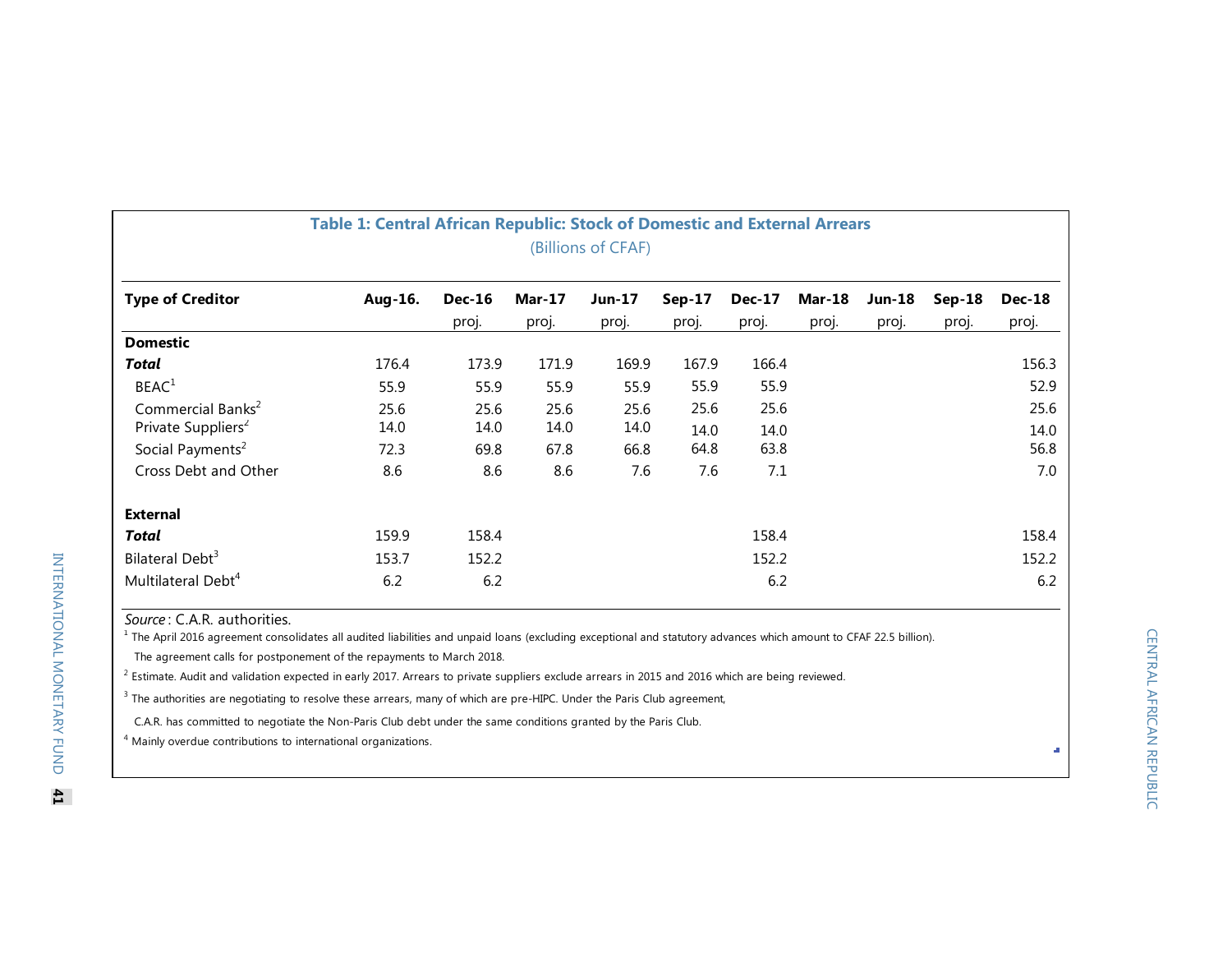**Table 1: Central African Republic: Stock of Domestic and External Arrears**

(Billions of CFAF)

| Type of Creditor | Aug-16. | Dec-16 proj. | Mar-17 proj. | Jun-17 proj. | Sep-17 proj. | Dec-17 proj. | Mar-18 proj. | Jun-18 proj. | Sep-18 proj. | Dec-18 proj. |
|---|---|---|---|---|---|---|---|---|---|---|
| **Domestic** | | | | | | | | | | |
| ***Total*** | 176.4 | 173.9 | 171.9 | 169.9 | 167.9 | 166.4 | | | | 156.3 |
| BEAC[1] | 55.9 | 55.9 | 55.9 | 55.9 | 55.9 | 55.9 | | | | 52.9 |
| Commercial Banks[2] | 25.6 | 25.6 | 25.6 | 25.6 | 25.6 | 25.6 | | | | 25.6 |
| Private Suppliers[2] | 14.0 | 14.0 | 14.0 | 14.0 | 14.0 | 14.0 | | | | 14.0 |
| Social Payments[2] | 72.3 | 69.8 | 67.8 | 66.8 | 64.8 | 63.8 | | | | 56.8 |
| Cross Debt and Other | 8.6 | 8.6 | 8.6 | 7.6 | 7.6 | 7.1 | | | | 7.0 |
| | | | | | | | | | | |
| **External** | | | | | | | | | | |
| ***Total*** | 159.9 | 158.4 | | | | 158.4 | | | | 158.4 |
| Bilateral Debt[3] | 153.7 | 152.2 | | | | 152.2 | | | | 152.2 |
| Multilateral Debt[4] | 6.2 | 6.2 | | | | 6.2 | | | | 6.2 |

*Source*: C.A.R. authorities.

[1] The April 2016 agreement consolidates all audited liabilities and unpaid loans (excluding exceptional and statutory advances which amount to CFAF 22.5 billion). The agreement calls for postponement of the repayments to March 2018.

[2] Estimate. Audit and validation expected in early 2017. Arrears to private suppliers exclude arrears in 2015 and 2016 which are being reviewed.

[3] The authorities are negotiating to resolve these arrears, many of which are pre-HIPC. Under the Paris Club agreement, C.A.R. has committed to negotiate the Non-Paris Club debt under the same conditions granted by the Paris Club.

[4] Mainly overdue contributions to international organizations.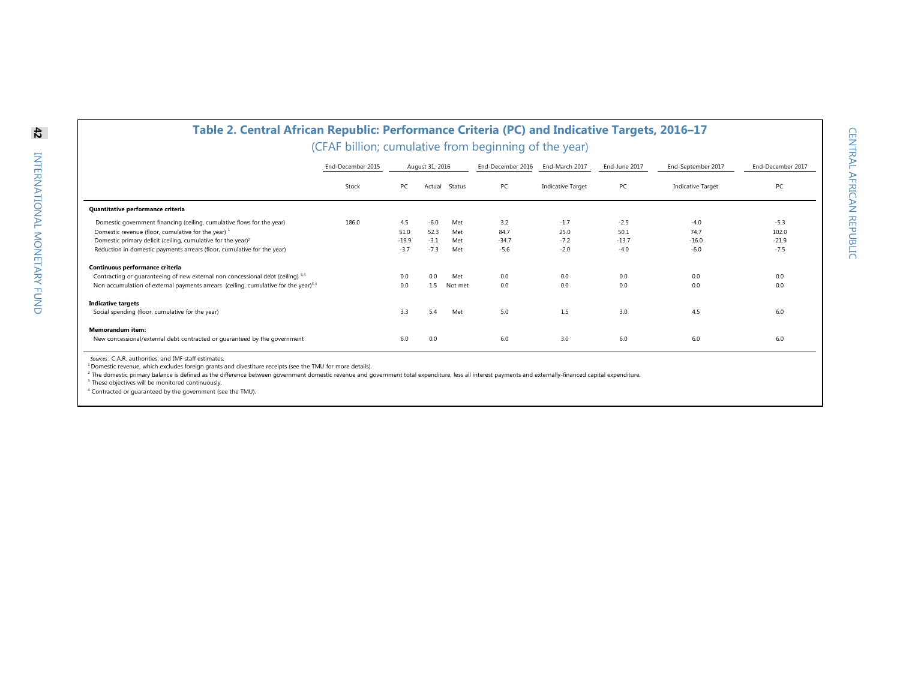## Table 2. Central African Republic: Performance Criteria (PC) and Indicative Targets, 2016–17

(CFAF billion; cumulative from beginning of the year)

| | End-December 2015 | August 31, 2016 | | | End-December 2016 | End-March 2017 | End-June 2017 | End-September 2017 | End-December 2017 |
|---|---|---|---|---|---|---|---|---|---|
| | Stock | PC | Actual | Status | PC | Indicative Target | PC | Indicative Target | PC |
| **Quantitative performance criteria** | | | | | | | | | |
| Domestic government financing (ceiling, cumulative flows for the year) | 186.0 | 4.5 | -6.0 | Met | 3.2 | -1.7 | -2.5 | -4.0 | -5.3 |
| Domestic revenue (floor, cumulative for the year) [1] | | 51.0 | 52.3 | Met | 84.7 | 25.0 | 50.1 | 74.7 | 102.0 |
| Domestic primary deficit (ceiling, cumulative for the year)[2] | | -19.9 | -3.1 | Met | -34.7 | -7.2 | -13.7 | -16.0 | -21.9 |
| Reduction in domestic payments arrears (floor, cumulative for the year) | | -3.7 | -7.3 | Met | -5.6 | -2.0 | -4.0 | -6.0 | -7.5 |
| **Continuous performance criteria** | | | | | | | | | |
| Contracting or guaranteeing of new external non concessional debt (ceiling) [3,4] | | 0.0 | 0.0 | Met | 0.0 | 0.0 | 0.0 | 0.0 | 0.0 |
| Non accumulation of external payments arrears (ceiling, cumulative for the year)[3,4] | | 0.0 | 1.5 | Not met | 0.0 | 0.0 | 0.0 | 0.0 | 0.0 |
| **Indicative targets** | | | | | | | | | |
| Social spending (floor, cumulative for the year) | | 3.3 | 5.4 | Met | 5.0 | 1.5 | 3.0 | 4.5 | 6.0 |
| **Memorandum item:** | | | | | | | | | |
| New concessional/external debt contracted or guaranteed by the government | | 6.0 | 0.0 | | 6.0 | 3.0 | 6.0 | 6.0 | 6.0 |

*Sources*: C.A.R. authorities; and IMF staff estimates.

[1] Domestic revenue, which excludes foreign grants and divestiture receipts (see the TMU for more details).

[2] The domestic primary balance is defined as the difference between government domestic revenue and government total expenditure, less all interest payments and externally-financed capital expenditure.

[3] These objectives will be monitored continuously.

[4] Contracted or guaranteed by the government (see the TMU).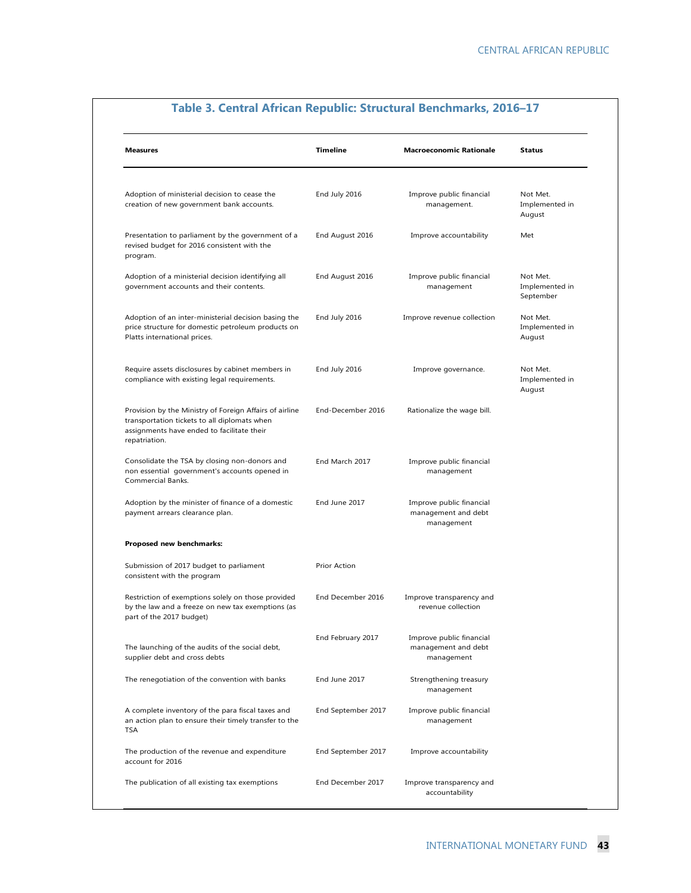## Table 3. Central African Republic: Structural Benchmarks, 2016–17

| Measures | Timeline | Macroeconomic Rationale | Status |
|---|---|---|---|
| Adoption of ministerial decision to cease the creation of new government bank accounts. | End July 2016 | Improve public financial management. | Not Met. Implemented in August |
| Presentation to parliament by the government of a revised budget for 2016 consistent with the program. | End August 2016 | Improve accountability | Met |
| Adoption of a ministerial decision identifying all government accounts and their contents. | End August 2016 | Improve public financial management | Not Met. Implemented in September |
| Adoption of an inter-ministerial decision basing the price structure for domestic petroleum products on Platts international prices. | End July 2016 | Improve revenue collection | Not Met. Implemented in August |
| Require assets disclosures by cabinet members in compliance with existing legal requirements. | End July 2016 | Improve governance. | Not Met. Implemented in August |
| Provision by the Ministry of Foreign Affairs of airline transportation tickets to all diplomats when assignments have ended to facilitate their repatriation. | End-December 2016 | Rationalize the wage bill. | |
| Consolidate the TSA by closing non-donors and non essential government's accounts opened in Commercial Banks. | End March 2017 | Improve public financial management | |
| Adoption by the minister of finance of a domestic payment arrears clearance plan. | End June 2017 | Improve public financial management and debt management | |
| **Proposed new benchmarks:** | | | |
| Submission of 2017 budget to parliament consistent with the program | Prior Action | | |
| Restriction of exemptions solely on those provided by the law and a freeze on new tax exemptions (as part of the 2017 budget) | End December 2016 | Improve transparency and revenue collection | |
| The launching of the audits of the social debt, supplier debt and cross debts | End February 2017 | Improve public financial management and debt management | |
| The renegotiation of the convention with banks | End June 2017 | Strengthening treasury management | |
| A complete inventory of the para fiscal taxes and an action plan to ensure their timely transfer to the TSA | End September 2017 | Improve public financial management | |
| The production of the revenue and expenditure account for 2016 | End September 2017 | Improve accountability | |
| The publication of all existing tax exemptions | End December 2017 | Improve transparency and accountability | |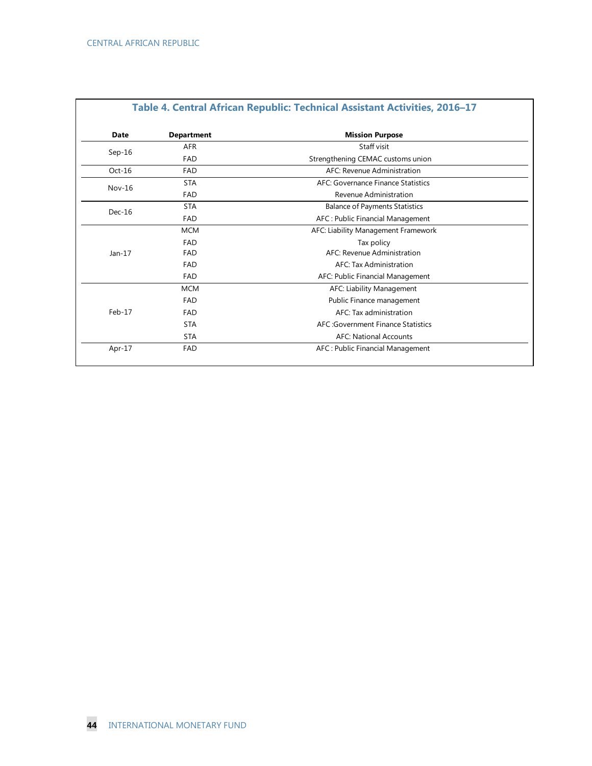## Table 4. Central African Republic: Technical Assistant Activities, 2016–17

| Date | Department | Mission Purpose |
|---|---|---|
| Sep-16 | AFR | Staff visit |
| | FAD | Strengthening CEMAC customs union |
| Oct-16 | FAD | AFC: Revenue Administration |
| Nov-16 | STA | AFC: Governance Finance Statistics |
| | FAD | Revenue Administration |
| Dec-16 | STA | Balance of Payments Statistics |
| | FAD | AFC : Public Financial Management |
| Jan-17 | MCM | AFC: Liability Management Framework |
| | FAD | Tax policy |
| | FAD | AFC: Revenue Administration |
| | FAD | AFC: Tax Administration |
| | FAD | AFC: Public Financial Management |
| Feb-17 | MCM | AFC: Liability Management |
| | FAD | Public Finance management |
| | FAD | AFC: Tax administration |
| | STA | AFC :Government Finance Statistics |
| | STA | AFC: National Accounts |
| Apr-17 | FAD | AFC : Public Financial Management |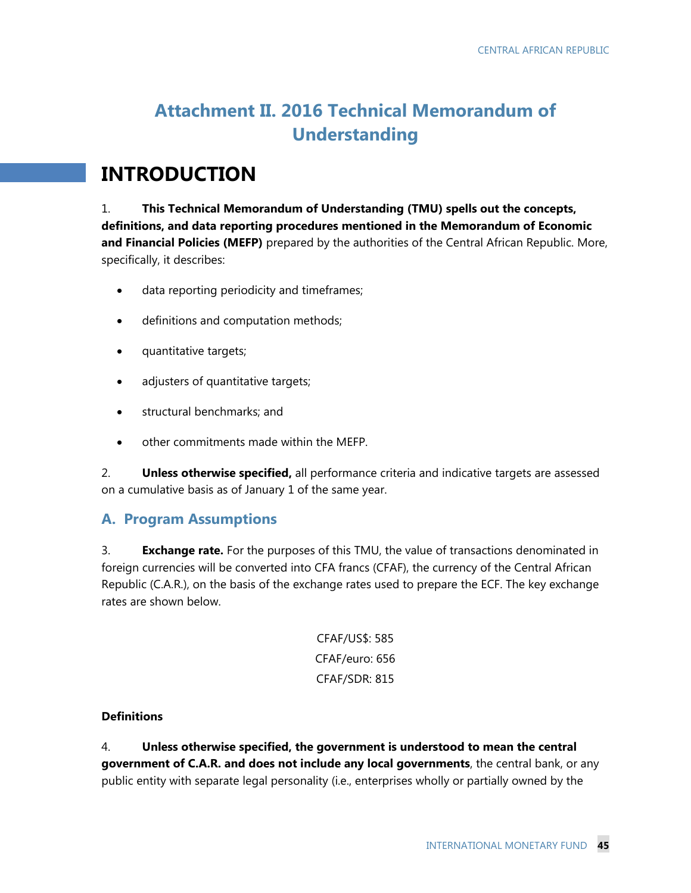# Attachment II. 2016 Technical Memorandum of Understanding

## INTRODUCTION

1. **This Technical Memorandum of Understanding (TMU) spells out the concepts, definitions, and data reporting procedures mentioned in the Memorandum of Economic and Financial Policies (MEFP)** prepared by the authorities of the Central African Republic. More, specifically, it describes:

- data reporting periodicity and timeframes;
- definitions and computation methods;
- quantitative targets;
- adjusters of quantitative targets;
- structural benchmarks; and
- other commitments made within the MEFP.

2. **Unless otherwise specified,** all performance criteria and indicative targets are assessed on a cumulative basis as of January 1 of the same year.

### A. Program Assumptions

3. **Exchange rate.** For the purposes of this TMU, the value of transactions denominated in foreign currencies will be converted into CFA francs (CFAF), the currency of the Central African Republic (C.A.R.), on the basis of the exchange rates used to prepare the ECF. The key exchange rates are shown below.

CFAF/US$: 585
CFAF/euro: 656
CFAF/SDR: 815

**Definitions**

4. **Unless otherwise specified, the government is understood to mean the central government of C.A.R. and does not include any local governments**, the central bank, or any public entity with separate legal personality (i.e., enterprises wholly or partially owned by the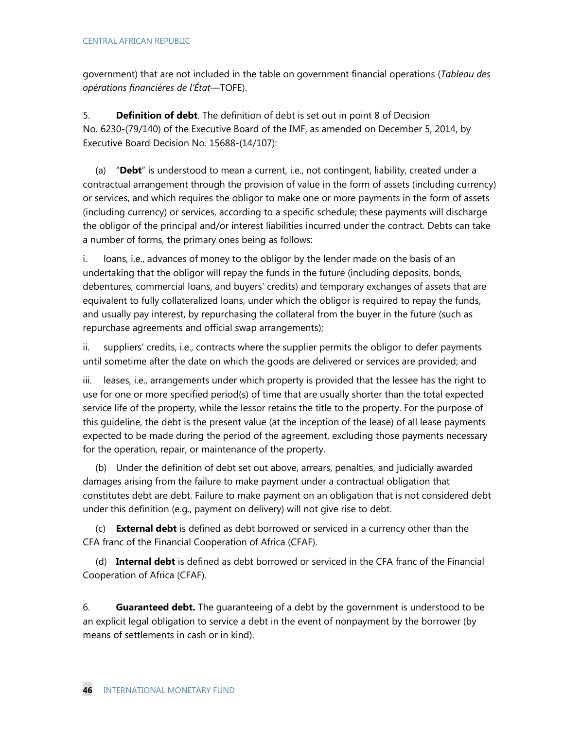government) that are not included in the table on government financial operations (*Tableau des opérations financières de l'État*—TOFE).

5. **Definition of debt**. The definition of debt is set out in point 8 of Decision No. 6230-(79/140) of the Executive Board of the IMF, as amended on December 5, 2014, by Executive Board Decision No. 15688-(14/107):

(a) "**Debt**" is understood to mean a current, i.e., not contingent, liability, created under a contractual arrangement through the provision of value in the form of assets (including currency) or services, and which requires the obligor to make one or more payments in the form of assets (including currency) or services, according to a specific schedule; these payments will discharge the obligor of the principal and/or interest liabilities incurred under the contract. Debts can take a number of forms, the primary ones being as follows:

i. loans, i.e., advances of money to the obligor by the lender made on the basis of an undertaking that the obligor will repay the funds in the future (including deposits, bonds, debentures, commercial loans, and buyers' credits) and temporary exchanges of assets that are equivalent to fully collateralized loans, under which the obligor is required to repay the funds, and usually pay interest, by repurchasing the collateral from the buyer in the future (such as repurchase agreements and official swap arrangements);

ii. suppliers' credits, i.e., contracts where the supplier permits the obligor to defer payments until sometime after the date on which the goods are delivered or services are provided; and

iii. leases, i.e., arrangements under which property is provided that the lessee has the right to use for one or more specified period(s) of time that are usually shorter than the total expected service life of the property, while the lessor retains the title to the property. For the purpose of this guideline, the debt is the present value (at the inception of the lease) of all lease payments expected to be made during the period of the agreement, excluding those payments necessary for the operation, repair, or maintenance of the property.

(b) Under the definition of debt set out above, arrears, penalties, and judicially awarded damages arising from the failure to make payment under a contractual obligation that constitutes debt are debt. Failure to make payment on an obligation that is not considered debt under this definition (e.g., payment on delivery) will not give rise to debt.

(c) **External debt** is defined as debt borrowed or serviced in a currency other than the CFA franc of the Financial Cooperation of Africa (CFAF).

(d) **Internal debt** is defined as debt borrowed or serviced in the CFA franc of the Financial Cooperation of Africa (CFAF).

6. **Guaranteed debt.** The guaranteeing of a debt by the government is understood to be an explicit legal obligation to service a debt in the event of nonpayment by the borrower (by means of settlements in cash or in kind).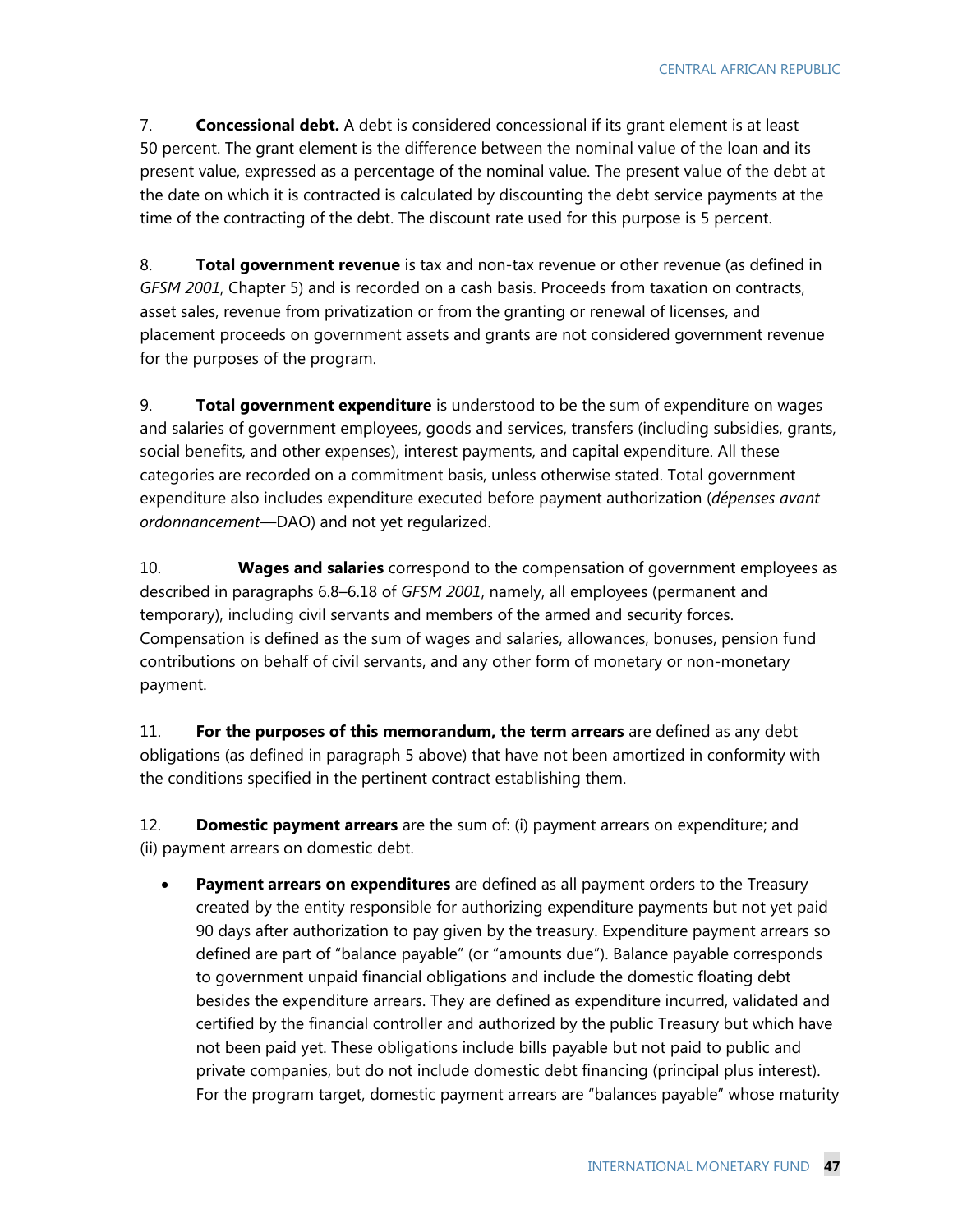7. **Concessional debt.** A debt is considered concessional if its grant element is at least 50 percent. The grant element is the difference between the nominal value of the loan and its present value, expressed as a percentage of the nominal value. The present value of the debt at the date on which it is contracted is calculated by discounting the debt service payments at the time of the contracting of the debt. The discount rate used for this purpose is 5 percent.

8. **Total government revenue** is tax and non-tax revenue or other revenue (as defined in *GFSM 2001*, Chapter 5) and is recorded on a cash basis. Proceeds from taxation on contracts, asset sales, revenue from privatization or from the granting or renewal of licenses, and placement proceeds on government assets and grants are not considered government revenue for the purposes of the program.

9. **Total government expenditure** is understood to be the sum of expenditure on wages and salaries of government employees, goods and services, transfers (including subsidies, grants, social benefits, and other expenses), interest payments, and capital expenditure. All these categories are recorded on a commitment basis, unless otherwise stated. Total government expenditure also includes expenditure executed before payment authorization (*dépenses avant ordonnancement*—DAO) and not yet regularized.

10. **Wages and salaries** correspond to the compensation of government employees as described in paragraphs 6.8–6.18 of *GFSM 2001*, namely, all employees (permanent and temporary), including civil servants and members of the armed and security forces. Compensation is defined as the sum of wages and salaries, allowances, bonuses, pension fund contributions on behalf of civil servants, and any other form of monetary or non-monetary payment.

11. **For the purposes of this memorandum, the term arrears** are defined as any debt obligations (as defined in paragraph 5 above) that have not been amortized in conformity with the conditions specified in the pertinent contract establishing them.

12. **Domestic payment arrears** are the sum of: (i) payment arrears on expenditure; and (ii) payment arrears on domestic debt.

- **Payment arrears on expenditures** are defined as all payment orders to the Treasury created by the entity responsible for authorizing expenditure payments but not yet paid 90 days after authorization to pay given by the treasury. Expenditure payment arrears so defined are part of "balance payable" (or "amounts due"). Balance payable corresponds to government unpaid financial obligations and include the domestic floating debt besides the expenditure arrears. They are defined as expenditure incurred, validated and certified by the financial controller and authorized by the public Treasury but which have not been paid yet. These obligations include bills payable but not paid to public and private companies, but do not include domestic debt financing (principal plus interest). For the program target, domestic payment arrears are "balances payable" whose maturity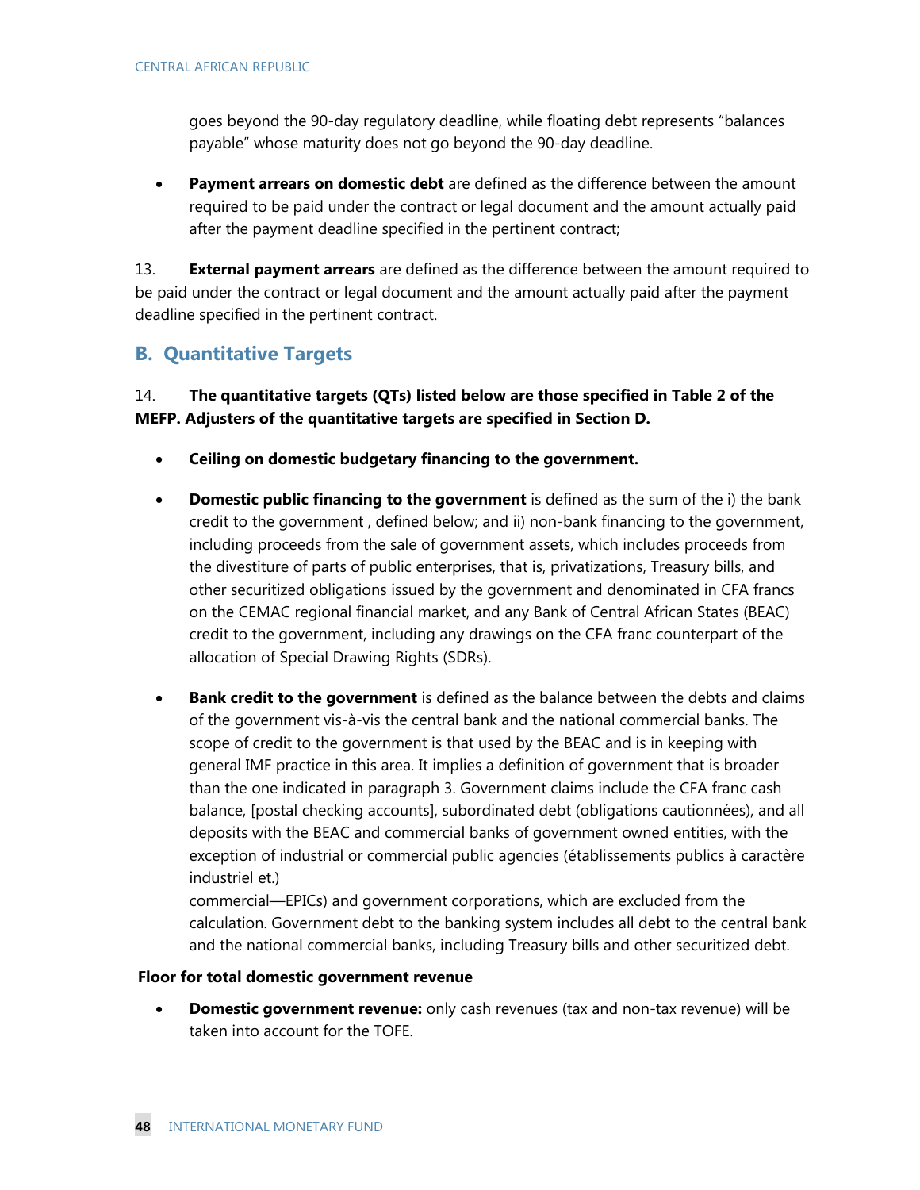goes beyond the 90-day regulatory deadline, while floating debt represents "balances payable" whose maturity does not go beyond the 90-day deadline.

- **Payment arrears on domestic debt** are defined as the difference between the amount required to be paid under the contract or legal document and the amount actually paid after the payment deadline specified in the pertinent contract;

13. **External payment arrears** are defined as the difference between the amount required to be paid under the contract or legal document and the amount actually paid after the payment deadline specified in the pertinent contract.

## B. Quantitative Targets

14. **The quantitative targets (QTs) listed below are those specified in Table 2 of the MEFP. Adjusters of the quantitative targets are specified in Section D.**

- **Ceiling on domestic budgetary financing to the government.**

- **Domestic public financing to the government** is defined as the sum of the i) the bank credit to the government , defined below; and ii) non-bank financing to the government, including proceeds from the sale of government assets, which includes proceeds from the divestiture of parts of public enterprises, that is, privatizations, Treasury bills, and other securitized obligations issued by the government and denominated in CFA francs on the CEMAC regional financial market, and any Bank of Central African States (BEAC) credit to the government, including any drawings on the CFA franc counterpart of the allocation of Special Drawing Rights (SDRs).

- **Bank credit to the government** is defined as the balance between the debts and claims of the government vis-à-vis the central bank and the national commercial banks. The scope of credit to the government is that used by the BEAC and is in keeping with general IMF practice in this area. It implies a definition of government that is broader than the one indicated in paragraph 3. Government claims include the CFA franc cash balance, [postal checking accounts], subordinated debt (obligations cautionnées), and all deposits with the BEAC and commercial banks of government owned entities, with the exception of industrial or commercial public agencies (établissements publics à caractère industriel et.)
commercial—EPICs) and government corporations, which are excluded from the calculation. Government debt to the banking system includes all debt to the central bank and the national commercial banks, including Treasury bills and other securitized debt.

**Floor for total domestic government revenue**

- **Domestic government revenue:** only cash revenues (tax and non-tax revenue) will be taken into account for the TOFE.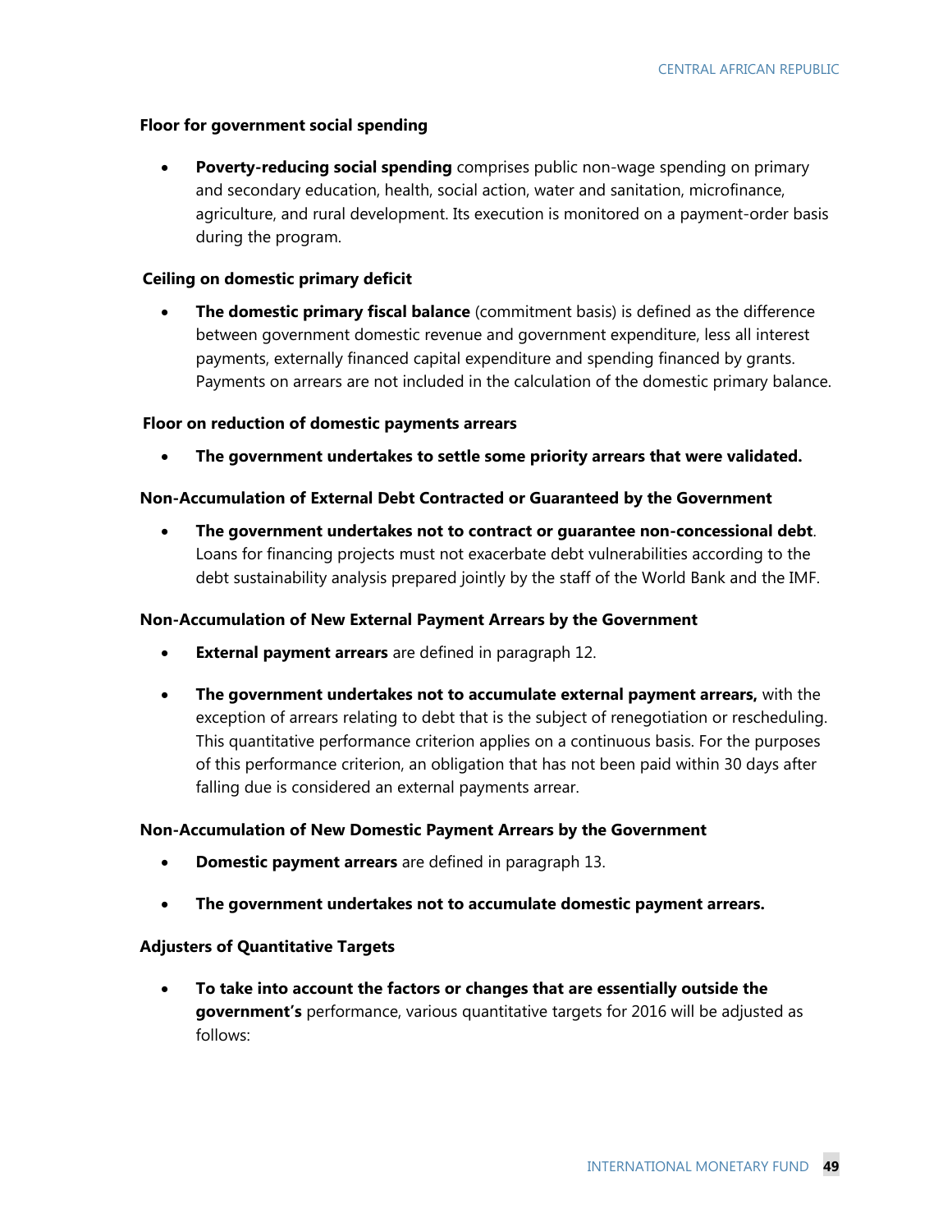**Floor for government social spending**

- **Poverty-reducing social spending** comprises public non-wage spending on primary and secondary education, health, social action, water and sanitation, microfinance, agriculture, and rural development. Its execution is monitored on a payment-order basis during the program.

**Ceiling on domestic primary deficit**

- **The domestic primary fiscal balance** (commitment basis) is defined as the difference between government domestic revenue and government expenditure, less all interest payments, externally financed capital expenditure and spending financed by grants. Payments on arrears are not included in the calculation of the domestic primary balance.

**Floor on reduction of domestic payments arrears**

- **The government undertakes to settle some priority arrears that were validated.**

**Non-Accumulation of External Debt Contracted or Guaranteed by the Government**

- **The government undertakes not to contract or guarantee non-concessional debt**. Loans for financing projects must not exacerbate debt vulnerabilities according to the debt sustainability analysis prepared jointly by the staff of the World Bank and the IMF.

**Non-Accumulation of New External Payment Arrears by the Government**

- **External payment arrears** are defined in paragraph 12.
- **The government undertakes not to accumulate external payment arrears,** with the exception of arrears relating to debt that is the subject of renegotiation or rescheduling. This quantitative performance criterion applies on a continuous basis. For the purposes of this performance criterion, an obligation that has not been paid within 30 days after falling due is considered an external payments arrear.

**Non-Accumulation of New Domestic Payment Arrears by the Government**

- **Domestic payment arrears** are defined in paragraph 13.
- **The government undertakes not to accumulate domestic payment arrears.**

**Adjusters of Quantitative Targets**

- **To take into account the factors or changes that are essentially outside the government's** performance, various quantitative targets for 2016 will be adjusted as follows: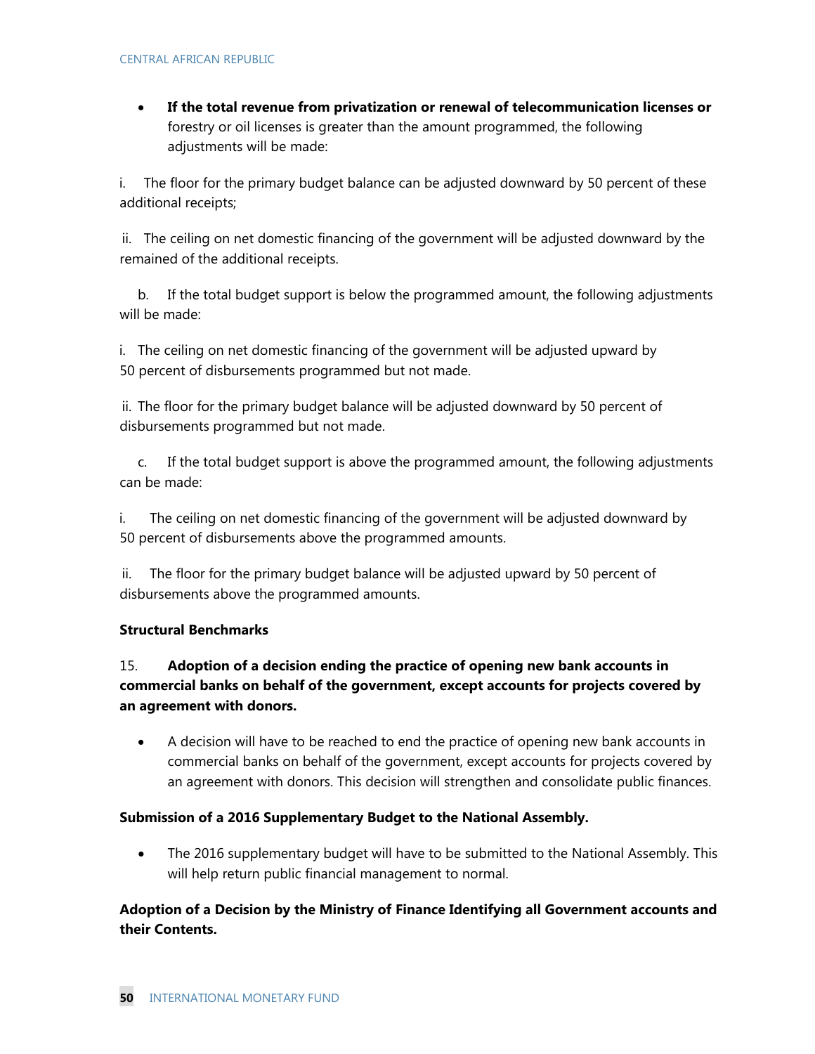- **If the total revenue from privatization or renewal of telecommunication licenses or** forestry or oil licenses is greater than the amount programmed, the following adjustments will be made:

i. The floor for the primary budget balance can be adjusted downward by 50 percent of these additional receipts;

ii. The ceiling on net domestic financing of the government will be adjusted downward by the remained of the additional receipts.

b. If the total budget support is below the programmed amount, the following adjustments will be made:

i. The ceiling on net domestic financing of the government will be adjusted upward by 50 percent of disbursements programmed but not made.

ii. The floor for the primary budget balance will be adjusted downward by 50 percent of disbursements programmed but not made.

c. If the total budget support is above the programmed amount, the following adjustments can be made:

i. The ceiling on net domestic financing of the government will be adjusted downward by 50 percent of disbursements above the programmed amounts.

ii. The floor for the primary budget balance will be adjusted upward by 50 percent of disbursements above the programmed amounts.

**Structural Benchmarks**

15. **Adoption of a decision ending the practice of opening new bank accounts in commercial banks on behalf of the government, except accounts for projects covered by an agreement with donors.**

- A decision will have to be reached to end the practice of opening new bank accounts in commercial banks on behalf of the government, except accounts for projects covered by an agreement with donors. This decision will strengthen and consolidate public finances.

**Submission of a 2016 Supplementary Budget to the National Assembly.**

- The 2016 supplementary budget will have to be submitted to the National Assembly. This will help return public financial management to normal.

**Adoption of a Decision by the Ministry of Finance Identifying all Government accounts and their Contents.**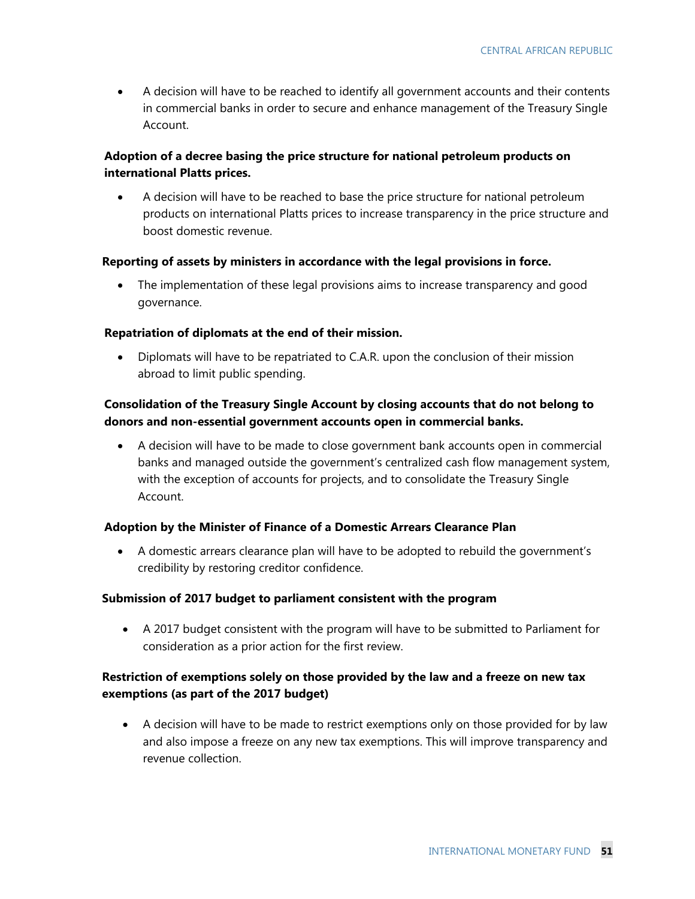- A decision will have to be reached to identify all government accounts and their contents in commercial banks in order to secure and enhance management of the Treasury Single Account.

**Adoption of a decree basing the price structure for national petroleum products on international Platts prices.**

- A decision will have to be reached to base the price structure for national petroleum products on international Platts prices to increase transparency in the price structure and boost domestic revenue.

**Reporting of assets by ministers in accordance with the legal provisions in force.**

- The implementation of these legal provisions aims to increase transparency and good governance.

**Repatriation of diplomats at the end of their mission.**

- Diplomats will have to be repatriated to C.A.R. upon the conclusion of their mission abroad to limit public spending.

**Consolidation of the Treasury Single Account by closing accounts that do not belong to donors and non-essential government accounts open in commercial banks.**

- A decision will have to be made to close government bank accounts open in commercial banks and managed outside the government's centralized cash flow management system, with the exception of accounts for projects, and to consolidate the Treasury Single Account.

**Adoption by the Minister of Finance of a Domestic Arrears Clearance Plan**

- A domestic arrears clearance plan will have to be adopted to rebuild the government's credibility by restoring creditor confidence.

**Submission of 2017 budget to parliament consistent with the program**

- A 2017 budget consistent with the program will have to be submitted to Parliament for consideration as a prior action for the first review.

**Restriction of exemptions solely on those provided by the law and a freeze on new tax exemptions (as part of the 2017 budget)**

- A decision will have to be made to restrict exemptions only on those provided for by law and also impose a freeze on any new tax exemptions. This will improve transparency and revenue collection.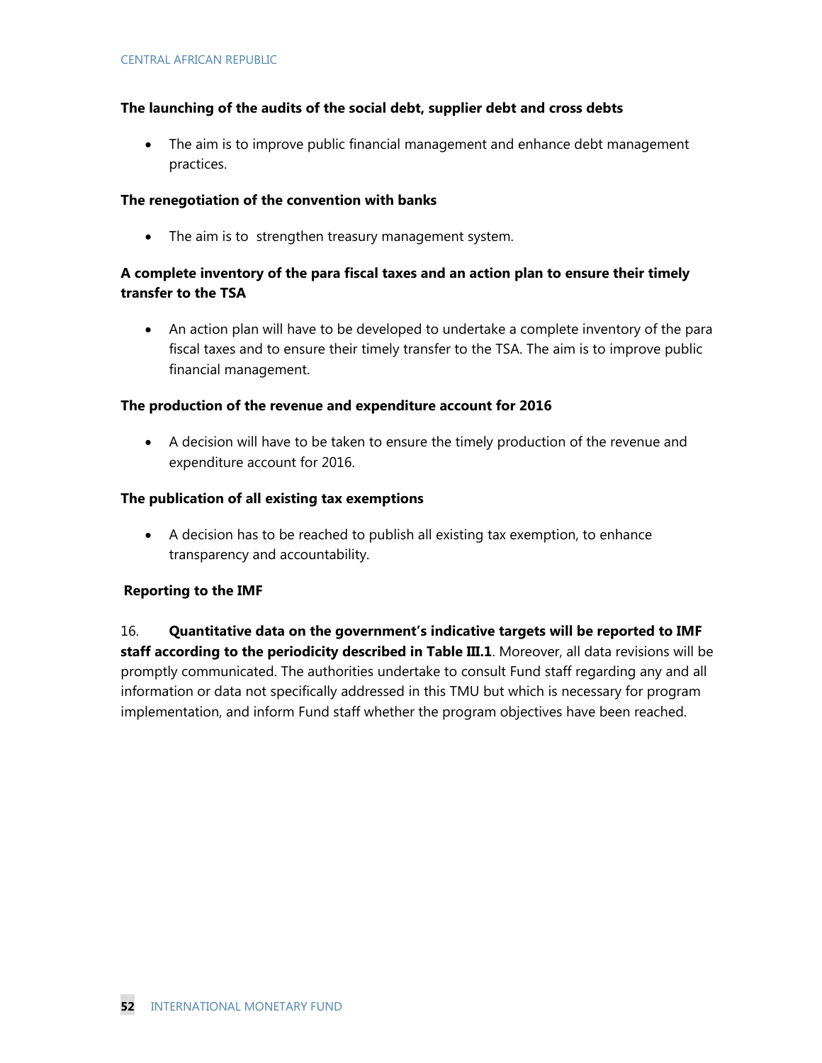**The launching of the audits of the social debt, supplier debt and cross debts**

- The aim is to improve public financial management and enhance debt management practices.

**The renegotiation of the convention with banks**

- The aim is to strengthen treasury management system.

**A complete inventory of the para fiscal taxes and an action plan to ensure their timely transfer to the TSA**

- An action plan will have to be developed to undertake a complete inventory of the para fiscal taxes and to ensure their timely transfer to the TSA. The aim is to improve public financial management.

**The production of the revenue and expenditure account for 2016**

- A decision will have to be taken to ensure the timely production of the revenue and expenditure account for 2016.

**The publication of all existing tax exemptions**

- A decision has to be reached to publish all existing tax exemption, to enhance transparency and accountability.

**Reporting to the IMF**

16. **Quantitative data on the government's indicative targets will be reported to IMF staff according to the periodicity described in Table III.1**. Moreover, all data revisions will be promptly communicated. The authorities undertake to consult Fund staff regarding any and all information or data not specifically addressed in this TMU but which is necessary for program implementation, and inform Fund staff whether the program objectives have been reached.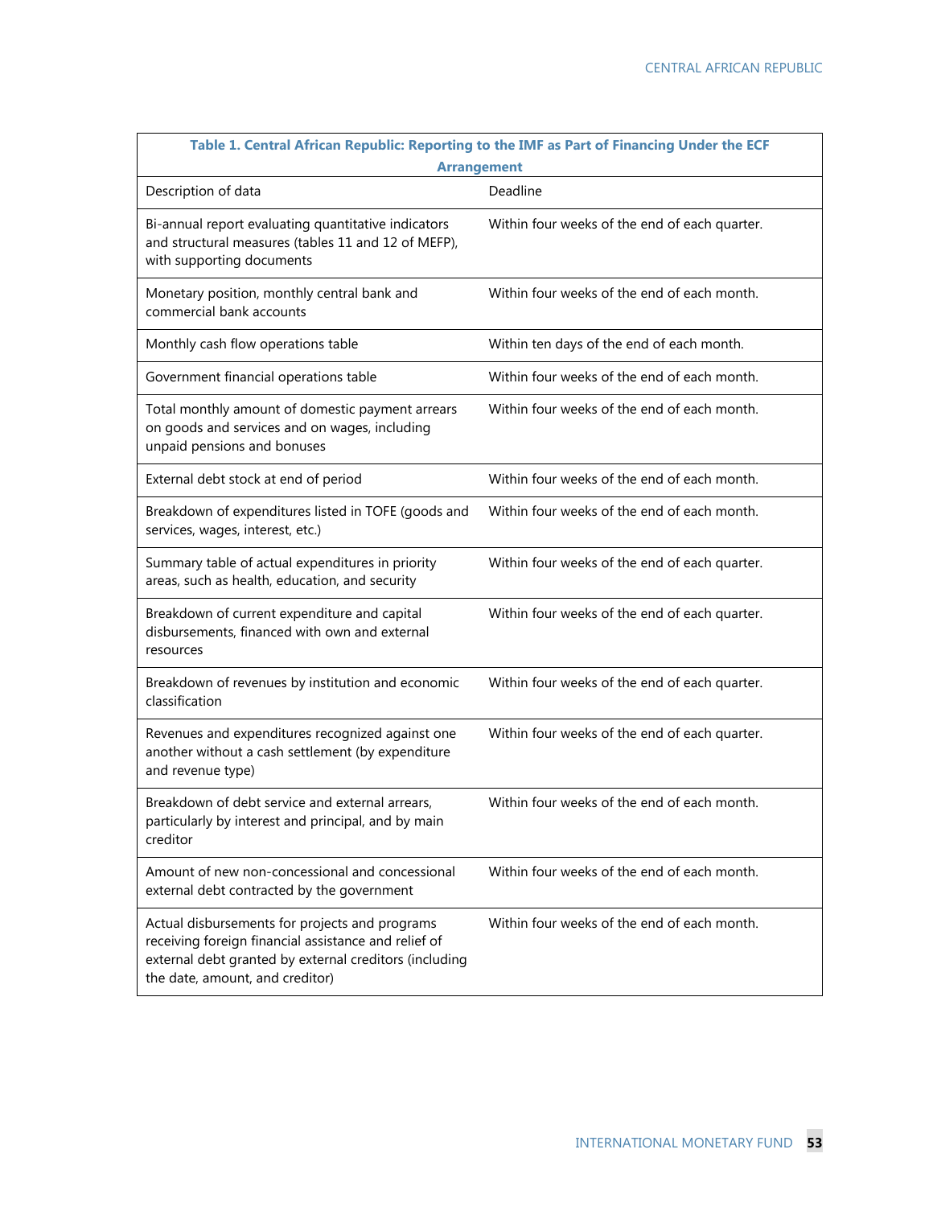**Table 1. Central African Republic: Reporting to the IMF as Part of Financing Under the ECF Arrangement**

| Description of data | Deadline |
|---|---|
| Bi-annual report evaluating quantitative indicators and structural measures (tables 11 and 12 of MEFP), with supporting documents | Within four weeks of the end of each quarter. |
| Monetary position, monthly central bank and commercial bank accounts | Within four weeks of the end of each month. |
| Monthly cash flow operations table | Within ten days of the end of each month. |
| Government financial operations table | Within four weeks of the end of each month. |
| Total monthly amount of domestic payment arrears on goods and services and on wages, including unpaid pensions and bonuses | Within four weeks of the end of each month. |
| External debt stock at end of period | Within four weeks of the end of each month. |
| Breakdown of expenditures listed in TOFE (goods and services, wages, interest, etc.) | Within four weeks of the end of each month. |
| Summary table of actual expenditures in priority areas, such as health, education, and security | Within four weeks of the end of each quarter. |
| Breakdown of current expenditure and capital disbursements, financed with own and external resources | Within four weeks of the end of each quarter. |
| Breakdown of revenues by institution and economic classification | Within four weeks of the end of each quarter. |
| Revenues and expenditures recognized against one another without a cash settlement (by expenditure and revenue type) | Within four weeks of the end of each quarter. |
| Breakdown of debt service and external arrears, particularly by interest and principal, and by main creditor | Within four weeks of the end of each month. |
| Amount of new non-concessional and concessional external debt contracted by the government | Within four weeks of the end of each month. |
| Actual disbursements for projects and programs receiving foreign financial assistance and relief of external debt granted by external creditors (including the date, amount, and creditor) | Within four weeks of the end of each month. |